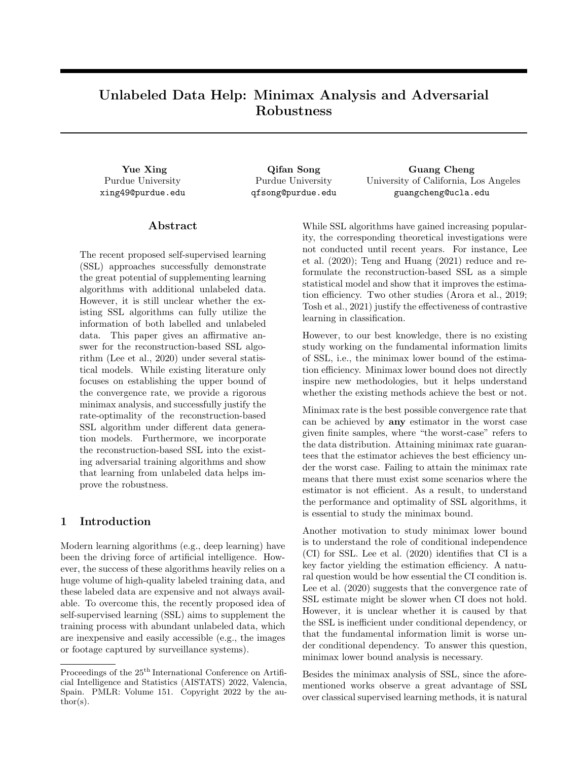# Unlabeled Data Help: Minimax Analysis and Adversarial Robustness

**Yue Xing**
Purdue University
xing49@purdue.edu

**Qifan Song**
Purdue University
qfsong@purdue.edu

**Guang Cheng**
University of California, Los Angeles
guangcheng@ucla.edu

## Abstract

The recent proposed self-supervised learning (SSL) approaches successfully demonstrate the great potential of supplementing learning algorithms with additional unlabeled data. However, it is still unclear whether the existing SSL algorithms can fully utilize the information of both labelled and unlabeled data. This paper gives an affirmative answer for the reconstruction-based SSL algorithm (Lee et al., 2020) under several statistical models. While existing literature only focuses on establishing the upper bound of the convergence rate, we provide a rigorous minimax analysis, and successfully justify the rate-optimality of the reconstruction-based SSL algorithm under different data generation models. Furthermore, we incorporate the reconstruction-based SSL into the existing adversarial training algorithms and show that learning from unlabeled data helps improve the robustness.

## 1 Introduction

Modern learning algorithms (e.g., deep learning) have been the driving force of artificial intelligence. However, the success of these algorithms heavily relies on a huge volume of high-quality labeled training data, and these labeled data are expensive and not always available. To overcome this, the recently proposed idea of self-supervised learning (SSL) aims to supplement the training process with abundant unlabeled data, which are inexpensive and easily accessible (e.g., the images or footage captured by surveillance systems).

While SSL algorithms have gained increasing popularity, the corresponding theoretical investigations were not conducted until recent years. For instance, Lee et al. (2020); Teng and Huang (2021) reduce and reformulate the reconstruction-based SSL as a simple statistical model and show that it improves the estimation efficiency. Two other studies (Arora et al., 2019; Tosh et al., 2021) justify the effectiveness of contrastive learning in classification.

However, to our best knowledge, there is no existing study working on the fundamental information limits of SSL, i.e., the minimax lower bound of the estimation efficiency. Minimax lower bound does not directly inspire new methodologies, but it helps understand whether the existing methods achieve the best or not.

Minimax rate is the best possible convergence rate that can be achieved by **any** estimator in the worst case given finite samples, where "the worst-case" refers to the data distribution. Attaining minimax rate guarantees that the estimator achieves the best efficiency under the worst case. Failing to attain the minimax rate means that there must exist some scenarios where the estimator is not efficient. As a result, to understand the performance and optimality of SSL algorithms, it is essential to study the minimax bound.

Another motivation to study minimax lower bound is to understand the role of conditional independence (CI) for SSL. Lee et al. (2020) identifies that CI is a key factor yielding the estimation efficiency. A natural question would be how essential the CI condition is. Lee et al. (2020) suggests that the convergence rate of SSL estimate might be slower when CI does not hold. However, it is unclear whether it is caused by that the SSL is inefficient under conditional dependency, or that the fundamental information limit is worse under conditional dependency. To answer this question, minimax lower bound analysis is necessary.

Besides the minimax analysis of SSL, since the aforementioned works observe a great advantage of SSL over classical supervised learning methods, it is natural

Proceedings of the 25[th] International Conference on Artificial Intelligence and Statistics (AISTATS) 2022, Valencia, Spain. PMLR: Volume 151. Copyright 2022 by the author(s).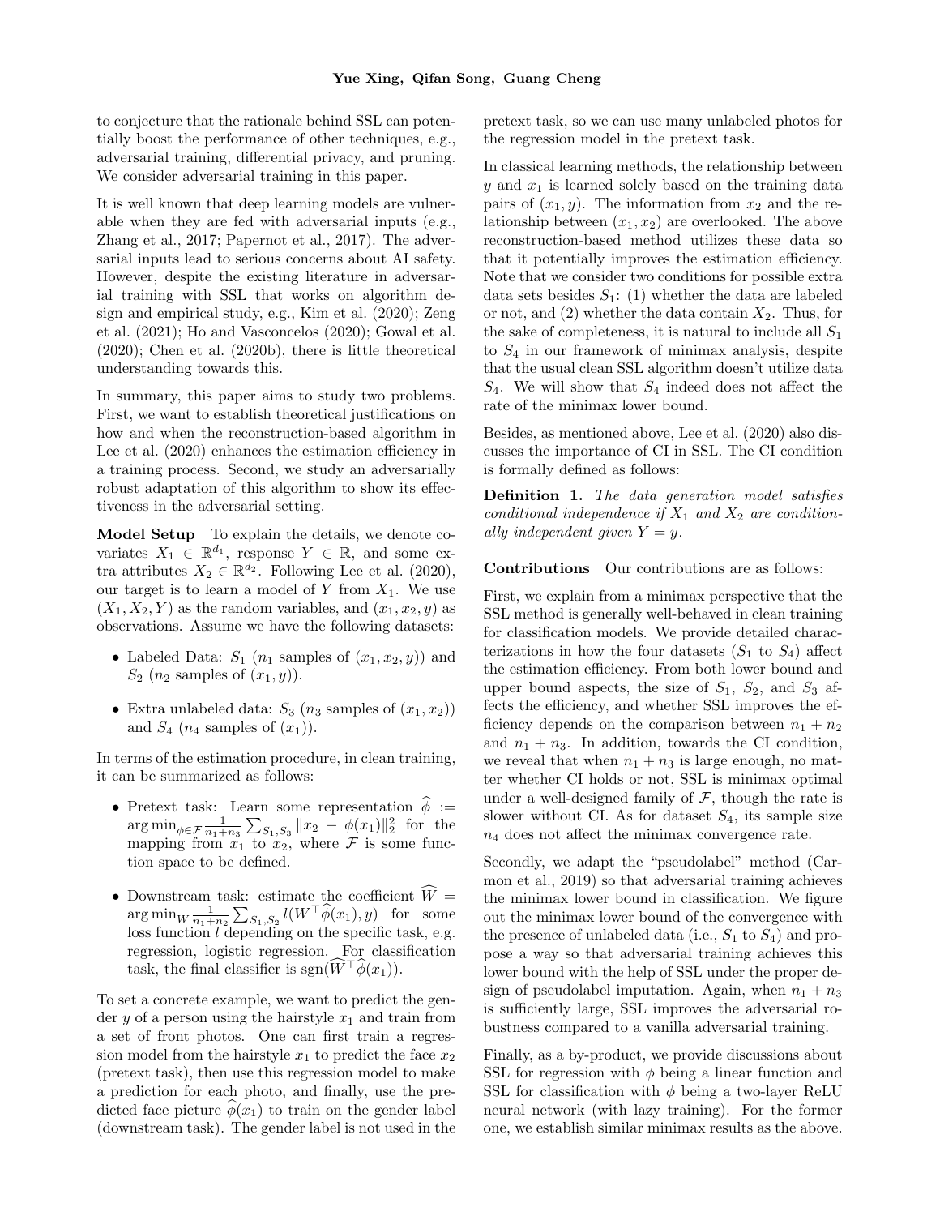to conjecture that the rationale behind SSL can potentially boost the performance of other techniques, e.g., adversarial training, differential privacy, and pruning. We consider adversarial training in this paper.

It is well known that deep learning models are vulnerable when they are fed with adversarial inputs (e.g., Zhang et al., 2017; Papernot et al., 2017). The adversarial inputs lead to serious concerns about AI safety. However, despite the existing literature in adversarial training with SSL that works on algorithm design and empirical study, e.g., Kim et al. (2020); Zeng et al. (2021); Ho and Vasconcelos (2020); Gowal et al. (2020); Chen et al. (2020b), there is little theoretical understanding towards this.

In summary, this paper aims to study two problems. First, we want to establish theoretical justifications on how and when the reconstruction-based algorithm in Lee et al. (2020) enhances the estimation efficiency in a training process. Second, we study an adversarially robust adaptation of this algorithm to show its effectiveness in the adversarial setting.

**Model Setup** To explain the details, we denote covariates $X_1 \in \mathbb{R}^{d_1}$, response $Y \in \mathbb{R}$, and some extra attributes $X_2 \in \mathbb{R}^{d_2}$. Following Lee et al. (2020), our target is to learn a model of $Y$ from $X_1$. We use $(X_1, X_2, Y)$ as the random variables, and $(x_1, x_2, y)$ as observations. Assume we have the following datasets:

- Labeled Data: $S_1$ ($n_1$ samples of $(x_1, x_2, y)$) and $S_2$ ($n_2$ samples of $(x_1, y)$).
- Extra unlabeled data: $S_3$ ($n_3$ samples of $(x_1, x_2)$) and $S_4$ ($n_4$ samples of $(x_1)$).

In terms of the estimation procedure, in clean training, it can be summarized as follows:

- Pretext task: Learn some representation $\widehat{\phi} := \arg\min_{\phi\in\mathcal{F}} \frac{1}{n_1+n_3}\sum_{S_1,S_3} \|x_2 - \phi(x_1)\|_2^2$ for the mapping from $x_1$ to $x_2$, where $\mathcal{F}$ is some function space to be defined.
- Downstream task: estimate the coefficient $\widehat{W} = \arg\min_W \frac{1}{n_1+n_2}\sum_{S_1,S_2} l(W^\top\widehat{\phi}(x_1), y)$ for some loss function $l$ depending on the specific task, e.g. regression, logistic regression. For classification task, the final classifier is $\text{sgn}(\widehat{W}^\top\widehat{\phi}(x_1))$.

To set a concrete example, we want to predict the gender $y$ of a person using the hairstyle $x_1$ and train from a set of front photos. One can first train a regression model from the hairstyle $x_1$ to predict the face $x_2$ (pretext task), then use this regression model to make a prediction for each photo, and finally, use the predicted face picture $\widehat{\phi}(x_1)$ to train on the gender label (downstream task). The gender label is not used in the pretext task, so we can use many unlabeled photos for the regression model in the pretext task.

In classical learning methods, the relationship between $y$ and $x_1$ is learned solely based on the training data pairs of $(x_1, y)$. The information from $x_2$ and the relationship between $(x_1, x_2)$ are overlooked. The above reconstruction-based method utilizes these data so that it potentially improves the estimation efficiency. Note that we consider two conditions for possible extra data sets besides $S_1$: (1) whether the data are labeled or not, and (2) whether the data contain $X_2$. Thus, for the sake of completeness, it is natural to include all $S_1$ to $S_4$ in our framework of minimax analysis, despite that the usual clean SSL algorithm doesn't utilize data $S_4$. We will show that $S_4$ indeed does not affect the rate of the minimax lower bound.

Besides, as mentioned above, Lee et al. (2020) also discusses the importance of CI in SSL. The CI condition is formally defined as follows:

**Definition 1.** *The data generation model satisfies conditional independence if $X_1$ and $X_2$ are conditionally independent given $Y = y$.*

**Contributions** Our contributions are as follows:

First, we explain from a minimax perspective that the SSL method is generally well-behaved in clean training for classification models. We provide detailed characterizations in how the four datasets ($S_1$ to $S_4$) affect the estimation efficiency. From both lower bound and upper bound aspects, the size of $S_1$, $S_2$, and $S_3$ affects the efficiency, and whether SSL improves the efficiency depends on the comparison between $n_1+n_2$ and $n_1+n_3$. In addition, towards the CI condition, we reveal that when $n_1+n_3$ is large enough, no matter whether CI holds or not, SSL is minimax optimal under a well-designed family of $\mathcal{F}$, though the rate is slower without CI. As for dataset $S_4$, its sample size $n_4$ does not affect the minimax convergence rate.

Secondly, we adapt the "pseudolabel" method (Carmon et al., 2019) so that adversarial training achieves the minimax lower bound in classification. We figure out the minimax lower bound of the convergence with the presence of unlabeled data (i.e., $S_1$ to $S_4$) and propose a way so that adversarial training achieves this lower bound with the help of SSL under the proper design of pseudolabel imputation. Again, when $n_1+n_3$ is sufficiently large, SSL improves the adversarial robustness compared to a vanilla adversarial training.

Finally, as a by-product, we provide discussions about SSL for regression with $\phi$ being a linear function and SSL for classification with $\phi$ being a two-layer ReLU neural network (with lazy training). For the former one, we establish similar minimax results as the above.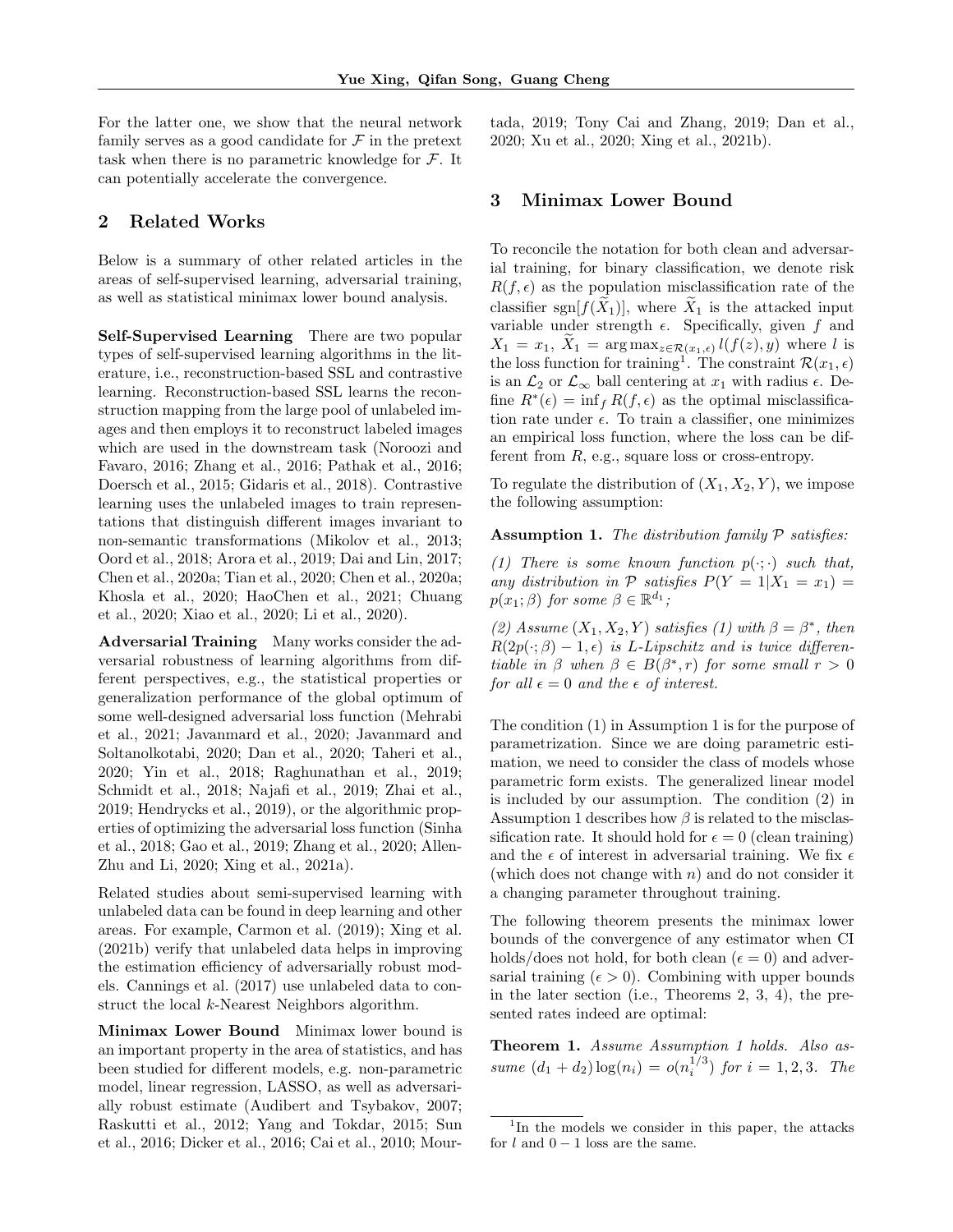For the latter one, we show that the neural network family serves as a good candidate for $\mathcal{F}$ in the pretext task when there is no parametric knowledge for $\mathcal{F}$. It can potentially accelerate the convergence.

## 2 Related Works

Below is a summary of other related articles in the areas of self-supervised learning, adversarial training, as well as statistical minimax lower bound analysis.

**Self-Supervised Learning** There are two popular types of self-supervised learning algorithms in the literature, i.e., reconstruction-based SSL and contrastive learning. Reconstruction-based SSL learns the reconstruction mapping from the large pool of unlabeled images and then employs it to reconstruct labeled images which are used in the downstream task (Noroozi and Favaro, 2016; Zhang et al., 2016; Pathak et al., 2016; Doersch et al., 2015; Gidaris et al., 2018). Contrastive learning uses the unlabeled images to train representations that distinguish different images invariant to non-semantic transformations (Mikolov et al., 2013; Oord et al., 2018; Arora et al., 2019; Dai and Lin, 2017; Chen et al., 2020a; Tian et al., 2020; Chen et al., 2020a; Khosla et al., 2020; HaoChen et al., 2021; Chuang et al., 2020; Xiao et al., 2020; Li et al., 2020).

**Adversarial Training** Many works consider the adversarial robustness of learning algorithms from different perspectives, e.g., the statistical properties or generalization performance of the global optimum of some well-designed adversarial loss function (Mehrabi et al., 2021; Javanmard et al., 2020; Javanmard and Soltanolkotabi, 2020; Dan et al., 2020; Taheri et al., 2020; Yin et al., 2018; Raghunathan et al., 2019; Schmidt et al., 2018; Najafi et al., 2019; Zhai et al., 2019; Hendrycks et al., 2019), or the algorithmic properties of optimizing the adversarial loss function (Sinha et al., 2018; Gao et al., 2019; Zhang et al., 2020; Allen-Zhu and Li, 2020; Xing et al., 2021a).

Related studies about semi-supervised learning with unlabeled data can be found in deep learning and other areas. For example, Carmon et al. (2019); Xing et al. (2021b) verify that unlabeled data helps in improving the estimation efficiency of adversarially robust models. Cannings et al. (2017) use unlabeled data to construct the local $k$-Nearest Neighbors algorithm.

**Minimax Lower Bound** Minimax lower bound is an important property in the area of statistics, and has been studied for different models, e.g. non-parametric model, linear regression, LASSO, as well as adversarially robust estimate (Audibert and Tsybakov, 2007; Raskutti et al., 2012; Yang and Tokdar, 2015; Sun et al., 2016; Dicker et al., 2016; Cai et al., 2010; Mourtada, 2019; Tony Cai and Zhang, 2019; Dan et al., 2020; Xu et al., 2020; Xing et al., 2021b).

## 3 Minimax Lower Bound

To reconcile the notation for both clean and adversarial training, for binary classification, we denote risk $R(f, \epsilon)$ as the population misclassification rate of the classifier $\text{sgn}[f(\widetilde{X}_1)]$, where $\widetilde{X}_1$ is the attacked input variable under strength $\epsilon$. Specifically, given $f$ and $X_1 = x_1$, $\widetilde{X}_1 = \arg\max_{z\in\mathcal{R}(x_1,\epsilon)} l(f(z), y)$ where $l$ is the loss function for training[1]. The constraint $\mathcal{R}(x_1, \epsilon)$ is an $\mathcal{L}_2$ or $\mathcal{L}_\infty$ ball centering at $x_1$ with radius $\epsilon$. Define $R^*(\epsilon) = \inf_f R(f, \epsilon)$ as the optimal misclassification rate under $\epsilon$. To train a classifier, one minimizes an empirical loss function, where the loss can be different from $R$, e.g., square loss or cross-entropy.

To regulate the distribution of $(X_1, X_2, Y)$, we impose the following assumption:

**Assumption 1.** *The distribution family $\mathcal{P}$ satisfies:*

*(1) There is some known function $p(\cdot;\cdot)$ such that, any distribution in $\mathcal{P}$ satisfies $P(Y = 1|X_1 = x_1) = p(x_1; \beta)$ for some $\beta \in \mathbb{R}^{d_1}$;*

*(2) Assume $(X_1, X_2, Y)$ satisfies (1) with $\beta = \beta^*$, then $R(2p(\cdot;\beta) - 1, \epsilon)$ is $L$-Lipschitz and is twice differentiable in $\beta$ when $\beta \in B(\beta^*, r)$ for some small $r > 0$ for all $\epsilon = 0$ and the $\epsilon$ of interest.*

The condition (1) in Assumption 1 is for the purpose of parametrization. Since we are doing parametric estimation, we need to consider the class of models whose parametric form exists. The generalized linear model is included by our assumption. The condition (2) in Assumption 1 describes how $\beta$ is related to the misclassification rate. It should hold for $\epsilon = 0$ (clean training) and the $\epsilon$ of interest in adversarial training. We fix $\epsilon$ (which does not change with $n$) and do not consider it a changing parameter throughout training.

The following theorem presents the minimax lower bounds of the convergence of any estimator when CI holds/does not hold, for both clean ($\epsilon = 0$) and adversarial training ($\epsilon > 0$). Combining with upper bounds in the later section (i.e., Theorems 2, 3, 4), the presented rates indeed are optimal:

**Theorem 1.** *Assume Assumption 1 holds. Also assume $(d_1 + d_2)\log(n_i) = o(n_i^{1/3})$ for $i = 1, 2, 3$. The*

[1]In the models we consider in this paper, the attacks for $l$ and $0-1$ loss are the same.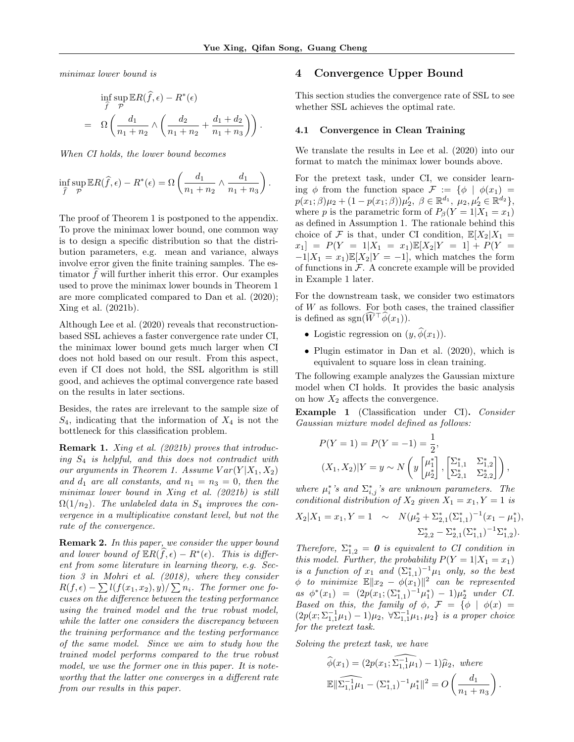*minimax lower bound is*

$$\inf_{\widehat{f}} \sup_{\mathcal{P}} \mathbb{E}R(\widehat{f}, \epsilon) - R^*(\epsilon) = \Omega\left( \frac{d_1}{n_1+n_2} \wedge \left( \frac{d_2}{n_1+n_2} + \frac{d_1+d_2}{n_1+n_3} \right) \right).$$

*When CI holds, the lower bound becomes*

$$\inf_{\widehat{f}} \sup_{\mathcal{P}} \mathbb{E}R(\widehat{f}, \epsilon) - R^*(\epsilon) = \Omega\left( \frac{d_1}{n_1+n_2} \wedge \frac{d_1}{n_1+n_3} \right).$$

The proof of Theorem 1 is postponed to the appendix. To prove the minimax lower bound, one common way is to design a specific distribution so that the distribution parameters, e.g. mean and variance, always involve error given the finite training samples. The estimator $\widehat{f}$ will further inherit this error. Our examples used to prove the minimax lower bounds in Theorem 1 are more complicated compared to Dan et al. (2020); Xing et al. (2021b).

Although Lee et al. (2020) reveals that reconstruction-based SSL achieves a faster convergence rate under CI, the minimax lower bound gets much larger when CI does not hold based on our result. From this aspect, even if CI does not hold, the SSL algorithm is still good, and achieves the optimal convergence rate based on the results in later sections.

Besides, the rates are irrelevant to the sample size of $S_4$, indicating that the information of $X_4$ is not the bottleneck for this classification problem.

**Remark 1.** *Xing et al. (2021b) proves that introducing $S_4$ is helpful, and this does not contradict with our arguments in Theorem 1. Assume $Var(Y|X_1, X_2)$ and $d_1$ are all constants, and $n_1 = n_3 = 0$, then the minimax lower bound in Xing et al. (2021b) is still $\Omega(1/n_2)$. The unlabeled data in $S_4$ improves the convergence in a multiplicative constant level, but not the rate of the convergence.*

**Remark 2.** *In this paper, we consider the upper bound and lower bound of $\mathbb{E}R(\widehat{f}, \epsilon) - R^*(\epsilon)$. This is different from some literature in learning theory, e.g. Section 3 in Mohri et al. (2018), where they consider $R(f, \epsilon) - \sum l(f(x_1, x_2), y)/\sum n_i$. The former one focuses on the difference between the testing performance using the trained model and the true robust model, while the latter one considers the discrepancy between the training performance and the testing performance of the same model. Since we aim to study how the trained model performs compared to the true robust model, we use the former one in this paper. It is noteworthy that the latter one converges in a different rate from our results in this paper.*

# 4 Convergence Upper Bound

This section studies the convergence rate of SSL to see whether SSL achieves the optimal rate.

## 4.1 Convergence in Clean Training

We translate the results in Lee et al. (2020) into our format to match the minimax lower bounds above.

For the pretext task, under CI, we consider learning $\phi$ from the function space $\mathcal{F} := \{\phi \mid \phi(x_1) = p(x_1; \beta)\mu_2 + (1 - p(x_1; \beta))\mu_2', \ \beta \in \mathbb{R}^{d_1}, \ \mu_2, \mu_2' \in \mathbb{R}^{d_2}\}$, where $p$ is the parametric form of $P_\beta(Y = 1|X_1 = x_1)$ as defined in Assumption 1. The rationale behind this choice of $\mathcal{F}$ is that, under CI condition, $\mathbb{E}[X_2|X_1 = x_1] = P(Y = 1|X_1 = x_1)\mathbb{E}[X_2|Y = 1] + P(Y = -1|X_1 = x_1)\mathbb{E}[X_2|Y = -1]$, which matches the form of functions in $\mathcal{F}$. A concrete example will be provided in Example 1 later.

For the downstream task, we consider two estimators of $W$ as follows. For both cases, the trained classifier is defined as $\text{sgn}(\widehat{W}^\top \widehat{\phi}(x_1))$.

- Logistic regression on $(y, \widehat{\phi}(x_1))$.
- Plugin estimator in Dan et al. (2020), which is equivalent to square loss in clean training.

The following example analyzes the Gaussian mixture model when CI holds. It provides the basic analysis on how $X_2$ affects the convergence.

**Example 1** (Classification under CI)**.** *Consider Gaussian mixture model defined as follows:*

$$P(Y = 1) = P(Y = -1) = \frac{1}{2},$$

$$(X_1, X_2)|Y = y \sim N\left( y \begin{bmatrix} \mu_1^* \\ \mu_2^* \end{bmatrix}, \begin{bmatrix} \Sigma_{1,1}^* & \Sigma_{1,2}^* \\ \Sigma_{2,1}^* & \Sigma_{2,2}^* \end{bmatrix} \right),$$

*where $\mu_i^*$'s and $\Sigma_{i,j}^*$'s are unknown parameters. The conditional distribution of $X_2$ given $X_1 = x_1, Y = 1$ is*

$$X_2|X_1 = x_1, Y = 1 \sim N(\mu_2^* + \Sigma_{2,1}^*(\Sigma_{1,1}^*)^{-1}(x_1 - \mu_1^*), \Sigma_{2,2}^* - \Sigma_{2,1}^*(\Sigma_{1,1}^*)^{-1}\Sigma_{1,2}^*).$$

*Therefore, $\Sigma_{1,2}^* = \mathbf{0}$ is equivalent to CI condition in this model. Further, the probability $P(Y = 1|X_1 = x_1)$ is a function of $x_1$ and $(\Sigma_{1,1}^*)^{-1}\mu_1$ only, so the best $\phi$ to minimize $\mathbb{E}\|x_2 - \phi(x_1)\|^2$ can be represented as $\phi^*(x_1) = (2p(x_1; (\Sigma_{1,1}^*)^{-1}\mu_1^*) - 1)\mu_2^*$ under CI. Based on this, the family of $\phi$, $\mathcal{F} = \{\phi \mid \phi(x) = (2p(x; \Sigma_{1,1}^{-1}\mu_1) - 1)\mu_2, \ \forall \Sigma_{1,1}^{-1}\mu_1, \mu_2\}$ is a proper choice for the pretext task.*

*Solving the pretext task, we have*

$$\widehat{\phi}(x_1) = (2p(x_1; \widehat{\Sigma_{1,1}^{-1}\mu_1}) - 1)\widehat{\mu}_2, \text{ where}$$

$$\mathbb{E}\|\widehat{\Sigma_{1,1}^{-1}\mu_1} - (\Sigma_{1,1}^*)^{-1}\mu_1^*\|^2 = O\left( \frac{d_1}{n_1 + n_3} \right).$$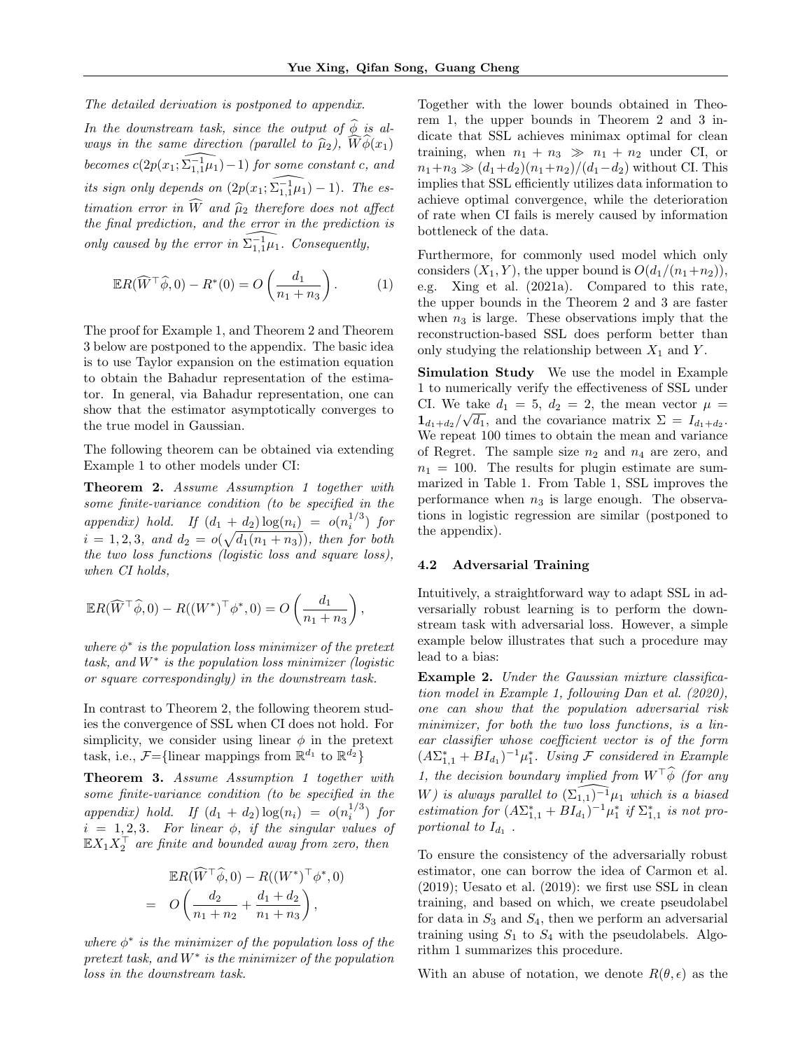*The detailed derivation is postponed to appendix.*

*In the downstream task, since the output of $\widehat{\phi}$ is always in the same direction (parallel to $\widehat{\mu}_2$), $\widehat{W}\widehat{\phi}(x_1)$ becomes $c(2p(x_1; \widehat{\Sigma_{1,1}^{-1}\mu_1}) - 1)$ for some constant $c$, and its sign only depends on $(2p(x_1; \widehat{\Sigma_{1,1}^{-1}\mu_1}) - 1)$. The estimation error in $\widehat{W}$ and $\widehat{\mu}_2$ therefore does not affect the final prediction, and the error in the prediction is only caused by the error in $\widehat{\Sigma_{1,1}^{-1}\mu_1}$. Consequently,*

$$\mathbb{E}R(\widehat{W}^\top \widehat{\phi}, 0) - R^*(0) = O\left(\frac{d_1}{n_1 + n_3}\right). \tag{1}$$

The proof for Example 1, and Theorem 2 and Theorem 3 below are postponed to the appendix. The basic idea is to use Taylor expansion on the estimation equation to obtain the Bahadur representation of the estimator. In general, via Bahadur representation, one can show that the estimator asymptotically converges to the true model in Gaussian.

The following theorem can be obtained via extending Example 1 to other models under CI:

**Theorem 2.** *Assume Assumption 1 together with some finite-variance condition (to be specified in the appendix) hold. If $(d_1 + d_2)\log(n_i) = o(n_i^{1/3})$ for $i = 1, 2, 3$, and $d_2 = o(\sqrt{d_1(n_1 + n_3)})$, then for both the two loss functions (logistic loss and square loss), when CI holds,*

$$\mathbb{E}R(\widehat{W}^\top \widehat{\phi}, 0) - R((W^*)^\top \phi^*, 0) = O\left(\frac{d_1}{n_1 + n_3}\right),$$

*where $\phi^*$ is the population loss minimizer of the pretext task, and $W^*$ is the population loss minimizer (logistic or square correspondingly) in the downstream task.*

In contrast to Theorem 2, the following theorem studies the convergence of SSL when CI does not hold. For simplicity, we consider using linear $\phi$ in the pretext task, i.e., $\mathcal{F}$={linear mappings from $\mathbb{R}^{d_1}$ to $\mathbb{R}^{d_2}$}

**Theorem 3.** *Assume Assumption 1 together with some finite-variance condition (to be specified in the appendix) hold. If $(d_1 + d_2)\log(n_i) = o(n_i^{1/3})$ for $i = 1, 2, 3$. For linear $\phi$, if the singular values of $\mathbb{E}X_1X_2^\top$ are finite and bounded away from zero, then*

$$\begin{aligned}
&\mathbb{E}R(\widehat{W}^\top \widehat{\phi}, 0) - R((W^*)^\top \phi^*, 0) \\
=\;& O\left(\frac{d_2}{n_1 + n_2} + \frac{d_1 + d_2}{n_1 + n_3}\right),
\end{aligned}$$

*where $\phi^*$ is the minimizer of the population loss of the pretext task, and $W^*$ is the minimizer of the population loss in the downstream task.*

Together with the lower bounds obtained in Theorem 1, the upper bounds in Theorem 2 and 3 indicate that SSL achieves minimax optimal for clean training, when $n_1 + n_3 \gg n_1 + n_2$ under CI, or $n_1 + n_3 \gg (d_1 + d_2)(n_1 + n_2)/(d_1 - d_2)$ without CI. This implies that SSL efficiently utilizes data information to achieve optimal convergence, while the deterioration of rate when CI fails is merely caused by information bottleneck of the data.

Furthermore, for commonly used model which only considers $(X_1, Y)$, the upper bound is $O(d_1/(n_1 + n_2))$, e.g. Xing et al. (2021a). Compared to this rate, the upper bounds in the Theorem 2 and 3 are faster when $n_3$ is large. These observations imply that the reconstruction-based SSL does perform better than only studying the relationship between $X_1$ and $Y$.

**Simulation Study** We use the model in Example 1 to numerically verify the effectiveness of SSL under CI. We take $d_1 = 5$, $d_2 = 2$, the mean vector $\mu = \mathbf{1}_{d_1+d_2}/\sqrt{d_1}$, and the covariance matrix $\Sigma = I_{d_1+d_2}$. We repeat 100 times to obtain the mean and variance of Regret. The sample size $n_2$ and $n_4$ are zero, and $n_1 = 100$. The results for plugin estimate are summarized in Table 1. From Table 1, SSL improves the performance when $n_3$ is large enough. The observations in logistic regression are similar (postponed to the appendix).

### 4.2 Adversarial Training

Intuitively, a straightforward way to adapt SSL in adversarially robust learning is to perform the downstream task with adversarial loss. However, a simple example below illustrates that such a procedure may lead to a bias:

**Example 2.** *Under the Gaussian mixture classification model in Example 1, following Dan et al. (2020), one can show that the population adversarial risk minimizer, for both the two loss functions, is a linear classifier whose coefficient vector is of the form $(A\Sigma_{1,1}^* + BI_{d_1})^{-1}\mu_1^*$. Using $\mathcal{F}$ considered in Example 1, the decision boundary implied from $W^\top\widehat{\phi}$ (for any $W$) is always parallel to $\widehat{(\Sigma_{1,1})^{-1}}\mu_1$ which is a biased estimation for $(A\Sigma_{1,1}^* + BI_{d_1})^{-1}\mu_1^*$ if $\Sigma_{1,1}^*$ is not proportional to $I_{d_1}$ .*

To ensure the consistency of the adversarially robust estimator, one can borrow the idea of Carmon et al. (2019); Uesato et al. (2019): we first use SSL in clean training, and based on which, we create pseudolabel for data in $S_3$ and $S_4$, then we perform an adversarial training using $S_1$ to $S_4$ with the pseudolabels. Algorithm 1 summarizes this procedure.

With an abuse of notation, we denote $R(\theta, \epsilon)$ as the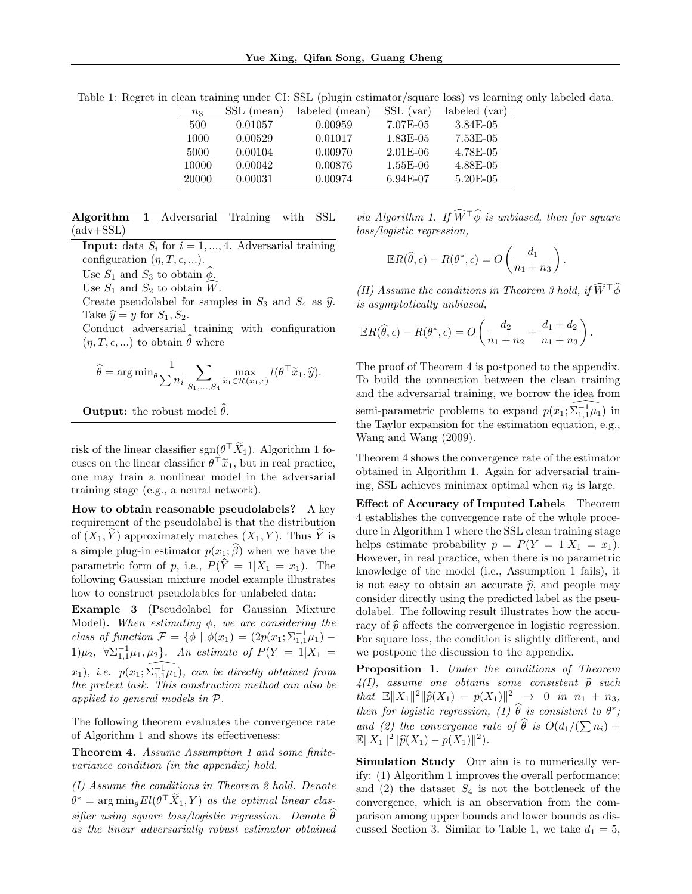Table 1: Regret in clean training under CI: SSL (plugin estimator/square loss) vs learning only labeled data.

| $n_3$ | SSL (mean) | labeled (mean) | SSL (var) | labeled (var) |
|---|---|---|---|---|
| 500 | 0.01057 | 0.00959 | 7.07E-05 | 3.84E-05 |
| 1000 | 0.00529 | 0.01017 | 1.83E-05 | 7.53E-05 |
| 5000 | 0.00104 | 0.00970 | 2.01E-06 | 4.78E-05 |
| 10000 | 0.00042 | 0.00876 | 1.55E-06 | 4.88E-05 |
| 20000 | 0.00031 | 0.00974 | 6.94E-07 | 5.20E-05 |

**Algorithm 1** Adversarial Training with SSL (adv+SSL)

**Input:** data $S_i$ for $i = 1, ..., 4$. Adversarial training configuration $(\eta, T, \epsilon, ...)$.
Use $S_1$ and $S_3$ to obtain $\widehat{\phi}$.
Use $S_1$ and $S_2$ to obtain $\widehat{W}$.
Create pseudolabel for samples in $S_3$ and $S_4$ as $\widehat{y}$.
Take $\widehat{y} = y$ for $S_1, S_2$.
Conduct adversarial training with configuration $(\eta, T, \epsilon, ...)$ to obtain $\widehat{\theta}$ where

$$\widehat{\theta} = \arg\min_{\theta} \frac{1}{\sum n_i} \sum_{S_1,...,S_4} \max_{\widetilde{x}_1 \in \mathcal{R}(x_1,\epsilon)} l(\theta^\top \widetilde{x}_1, \widehat{y}).$$

**Output:** the robust model $\widehat{\theta}$.

risk of the linear classifier $\text{sgn}(\theta^\top \widetilde{X}_1)$. Algorithm 1 focuses on the linear classifier $\theta^\top \widetilde{x}_1$, but in real practice, one may train a nonlinear model in the adversarial training stage (e.g., a neural network).

**How to obtain reasonable pseudolabels?** A key requirement of the pseudolabel is that the distribution of $(X_1, \widehat{Y})$ approximately matches $(X_1, Y)$. Thus $\widehat{Y}$ is a simple plug-in estimator $p(x_1; \widehat{\beta})$ when we have the parametric form of $p$, i.e., $P(\widehat{Y} = 1|X_1 = x_1)$. The following Gaussian mixture model example illustrates how to construct pseudolables for unlabeled data:

**Example 3** (Pseudolabel for Gaussian Mixture Model)**.** *When estimating $\phi$, we are considering the class of function $\mathcal{F} = \{\phi \mid \phi(x_1) = (2p(x_1; \Sigma_{1,1}^{-1}\mu_1) - 1)\mu_2,\ \forall \Sigma_{1,1}^{-1}\mu_1, \mu_2\}$. An estimate of $P(Y = 1|X_1 = x_1)$, i.e. $p(x_1; \widehat{\Sigma_{1,1}^{-1}\mu_1})$, can be directly obtained from the pretext task. This construction method can also be applied to general models in $\mathcal{P}$.*

The following theorem evaluates the convergence rate of Algorithm 1 and shows its effectiveness:

**Theorem 4.** *Assume Assumption 1 and some finite-variance condition (in the appendix) hold.*

*(I) Assume the conditions in Theorem 2 hold. Denote $\theta^* = \arg\min_\theta El(\theta^\top \widetilde{X}_1, Y)$ as the optimal linear classifier using square loss/logistic regression. Denote $\widehat{\theta}$ as the linear adversarially robust estimator obtained via Algorithm 1. If $\widehat{W}^\top \widehat{\phi}$ is unbiased, then for square loss/logistic regression,*

$$\mathbb{E}R(\widehat{\theta}, \epsilon) - R(\theta^*, \epsilon) = O\left(\frac{d_1}{n_1 + n_3}\right).$$

*(II) Assume the conditions in Theorem 3 hold, if $\widehat{W}^\top \widehat{\phi}$ is asymptotically unbiased,*

$$\mathbb{E}R(\widehat{\theta}, \epsilon) - R(\theta^*, \epsilon) = O\left(\frac{d_2}{n_1 + n_2} + \frac{d_1 + d_2}{n_1 + n_3}\right).$$

The proof of Theorem 4 is postponed to the appendix. To build the connection between the clean training and the adversarial training, we borrow the idea from semi-parametric problems to expand $p(x_1; \widehat{\Sigma_{1,1}^{-1}\mu_1})$ in the Taylor expansion for the estimation equation, e.g., Wang and Wang (2009).

Theorem 4 shows the convergence rate of the estimator obtained in Algorithm 1. Again for adversarial training, SSL achieves minimax optimal when $n_3$ is large.

**Effect of Accuracy of Imputed Labels** Theorem 4 establishes the convergence rate of the whole procedure in Algorithm 1 where the SSL clean training stage helps estimate probability $p = P(Y = 1|X_1 = x_1)$. However, in real practice, when there is no parametric knowledge of the model (i.e., Assumption 1 fails), it is not easy to obtain an accurate $\widehat{p}$, and people may consider directly using the predicted label as the pseudolabel. The following result illustrates how the accuracy of $\widehat{p}$ affects the convergence in logistic regression. For square loss, the condition is slightly different, and we postpone the discussion to the appendix.

**Proposition 1.** *Under the conditions of Theorem 4(I), assume one obtains some consistent $\widehat{p}$ such that $\mathbb{E}\|X_1\|^2\|\widehat{p}(X_1) - p(X_1)\|^2 \to 0$ in $n_1 + n_3$, then for logistic regression, (1) $\widehat{\theta}$ is consistent to $\theta^*$; and (2) the convergence rate of $\widehat{\theta}$ is $O(d_1/(\sum n_i) + \mathbb{E}\|X_1\|^2\|\widehat{p}(X_1) - p(X_1)\|^2)$.*

**Simulation Study** Our aim is to numerically verify: (1) Algorithm 1 improves the overall performance; and (2) the dataset $S_4$ is not the bottleneck of the convergence, which is an observation from the comparison among upper bounds and lower bounds as discussed Section 3. Similar to Table 1, we take $d_1 = 5$,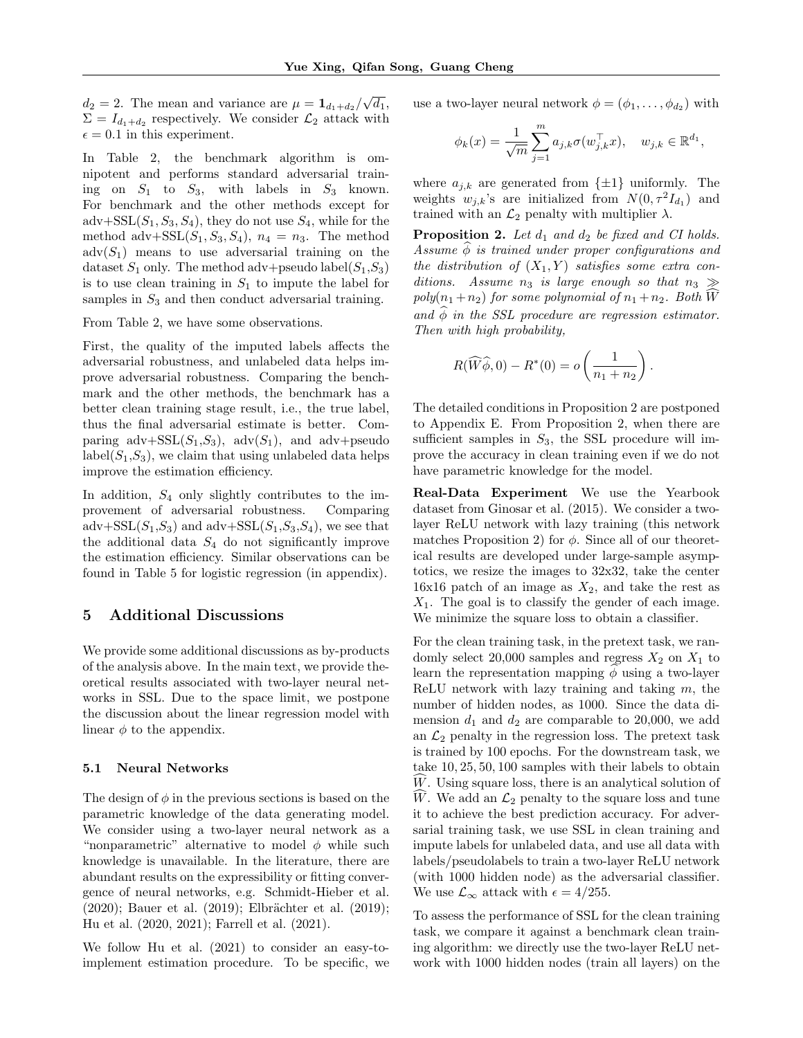$d_2 = 2$. The mean and variance are $\mu = \mathbf{1}_{d_1+d_2}/\sqrt{d_1}$, $\Sigma = I_{d_1+d_2}$ respectively. We consider $\mathcal{L}_2$ attack with $\epsilon = 0.1$ in this experiment.

In Table 2, the benchmark algorithm is omnipotent and performs standard adversarial training on $S_1$ to $S_3$, with labels in $S_3$ known. For benchmark and the other methods except for adv+SSL($S_1, S_3, S_4$), they do not use $S_4$, while for the method adv+SSL($S_1, S_3, S_4$), $n_4 = n_3$. The method adv($S_1$) means to use adversarial training on the dataset $S_1$ only. The method adv+pseudo label($S_1$,$S_3$) is to use clean training in $S_1$ to impute the label for samples in $S_3$ and then conduct adversarial training.

From Table 2, we have some observations.

First, the quality of the imputed labels affects the adversarial robustness, and unlabeled data helps improve adversarial robustness. Comparing the benchmark and the other methods, the benchmark has a better clean training stage result, i.e., the true label, thus the final adversarial estimate is better. Comparing adv+SSL($S_1$,$S_3$), adv($S_1$), and adv+pseudo label($S_1$,$S_3$), we claim that using unlabeled data helps improve the estimation efficiency.

In addition, $S_4$ only slightly contributes to the improvement of adversarial robustness. Comparing adv+SSL($S_1$,$S_3$) and adv+SSL($S_1$,$S_3$,$S_4$), we see that the additional data $S_4$ do not significantly improve the estimation efficiency. Similar observations can be found in Table 5 for logistic regression (in appendix).

## 5 Additional Discussions

We provide some additional discussions as by-products of the analysis above. In the main text, we provide theoretical results associated with two-layer neural networks in SSL. Due to the space limit, we postpone the discussion about the linear regression model with linear $\phi$ to the appendix.

### 5.1 Neural Networks

The design of $\phi$ in the previous sections is based on the parametric knowledge of the data generating model. We consider using a two-layer neural network as a "nonparametric" alternative to model $\phi$ while such knowledge is unavailable. In the literature, there are abundant results on the expressibility or fitting convergence of neural networks, e.g. Schmidt-Hieber et al. (2020); Bauer et al. (2019); Elbrächter et al. (2019); Hu et al. (2020, 2021); Farrell et al. (2021).

We follow Hu et al. (2021) to consider an easy-to-implement estimation procedure. To be specific, we use a two-layer neural network $\phi = (\phi_1, \ldots, \phi_{d_2})$ with

$$\phi_k(x) = \frac{1}{\sqrt{m}} \sum_{j=1}^{m} a_{j,k} \sigma(w_{j,k}^\top x), \quad w_{j,k} \in \mathbb{R}^{d_1},$$

where $a_{j,k}$ are generated from $\{\pm 1\}$ uniformly. The weights $w_{j,k}$'s are initialized from $N(0, \tau^2 I_{d_1})$ and trained with an $\mathcal{L}_2$ penalty with multiplier $\lambda$.

**Proposition 2.** *Let $d_1$ and $d_2$ be fixed and CI holds. Assume $\widehat{\phi}$ is trained under proper configurations and the distribution of $(X_1, Y)$ satisfies some extra conditions. Assume $n_3$ is large enough so that $n_3 \gg poly(n_1 + n_2)$ for some polynomial of $n_1 + n_2$. Both $\widehat{W}$ and $\widehat{\phi}$ in the SSL procedure are regression estimator. Then with high probability,*

$$R(\widehat{W}\widehat{\phi}, 0) - R^*(0) = o\left(\frac{1}{n_1 + n_2}\right).$$

The detailed conditions in Proposition 2 are postponed to Appendix E. From Proposition 2, when there are sufficient samples in $S_3$, the SSL procedure will improve the accuracy in clean training even if we do not have parametric knowledge for the model.

**Real-Data Experiment** We use the Yearbook dataset from Ginosar et al. (2015). We consider a two-layer ReLU network with lazy training (this network matches Proposition 2) for $\phi$. Since all of our theoretical results are developed under large-sample asymptotics, we resize the images to 32x32, take the center 16x16 patch of an image as $X_2$, and take the rest as $X_1$. The goal is to classify the gender of each image. We minimize the square loss to obtain a classifier.

For the clean training task, in the pretext task, we randomly select 20,000 samples and regress $X_2$ on $X_1$ to learn the representation mapping $\widehat{\phi}$ using a two-layer ReLU network with lazy training and taking $m$, the number of hidden nodes, as 1000. Since the data dimension $d_1$ and $d_2$ are comparable to 20,000, we add an $\mathcal{L}_2$ penalty in the regression loss. The pretext task is trained by 100 epochs. For the downstream task, we take $10, 25, 50, 100$ samples with their labels to obtain $\widehat{W}$. Using square loss, there is an analytical solution of $\widehat{W}$. We add an $\mathcal{L}_2$ penalty to the square loss and tune it to achieve the best prediction accuracy. For adversarial training task, we use SSL in clean training and impute labels for unlabeled data, and use all data with labels/pseudolabels to train a two-layer ReLU network (with 1000 hidden node) as the adversarial classifier. We use $\mathcal{L}_\infty$ attack with $\epsilon = 4/255$.

To assess the performance of SSL for the clean training task, we compare it against a benchmark clean training algorithm: we directly use the two-layer ReLU network with 1000 hidden nodes (train all layers) on the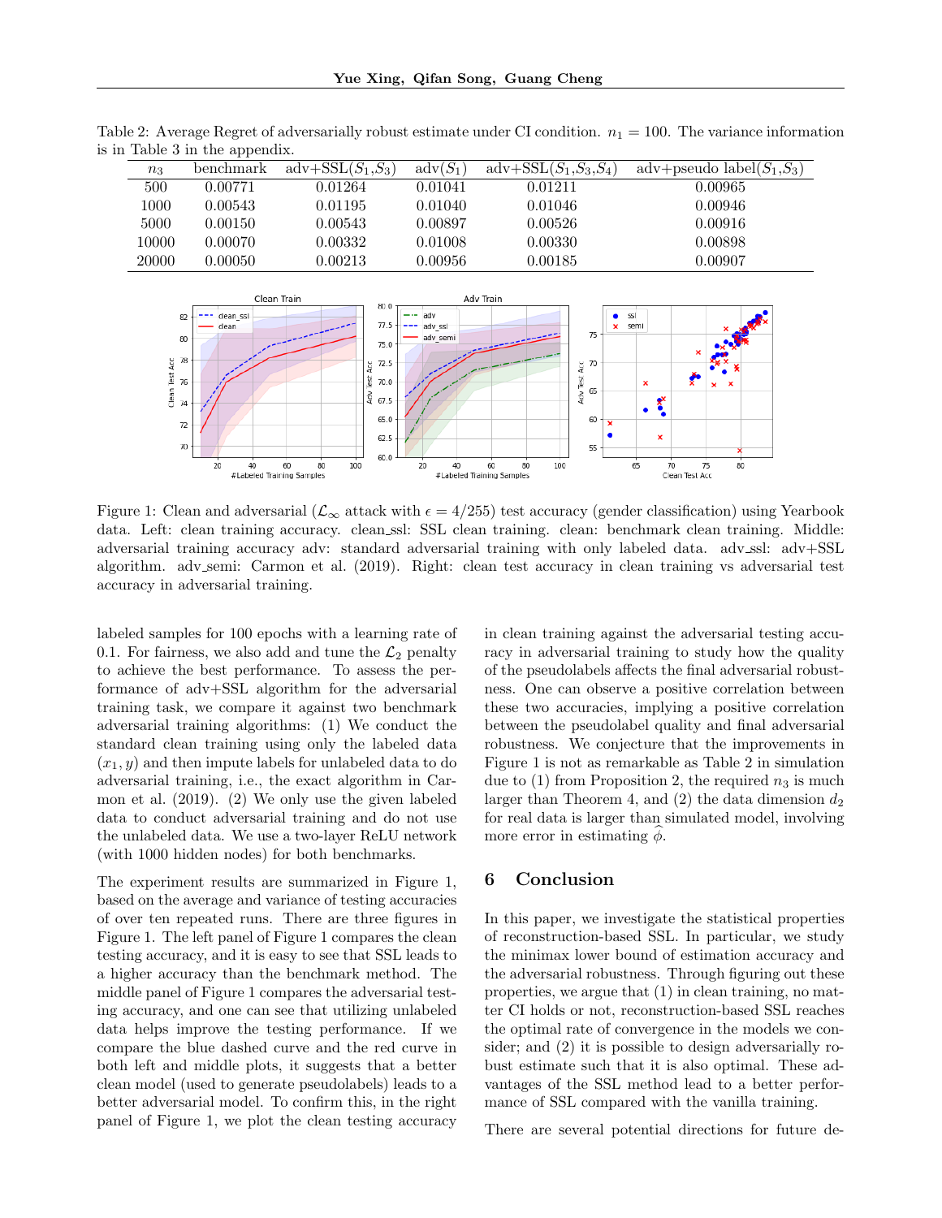Table 2: Average Regret of adversarially robust estimate under CI condition. $n_1 = 100$. The variance information is in Table 3 in the appendix.

| $n_3$ | benchmark | adv+SSL($S_1$,$S_3$) | adv($S_1$) | adv+SSL($S_1$,$S_3$,$S_4$) | adv+pseudo label($S_1$,$S_3$) |
|---|---|---|---|---|---|
| 500 | 0.00771 | 0.01264 | 0.01041 | 0.01211 | 0.00965 |
| 1000 | 0.00543 | 0.01195 | 0.01040 | 0.01046 | 0.00946 |
| 5000 | 0.00150 | 0.00543 | 0.00897 | 0.00526 | 0.00916 |
| 10000 | 0.00070 | 0.00332 | 0.01008 | 0.00330 | 0.00898 |
| 20000 | 0.00050 | 0.00213 | 0.00956 | 0.00185 | 0.00907 |

Figure 1: Clean and adversarial ($\mathcal{L}_\infty$ attack with $\epsilon = 4/255$) test accuracy (gender classification) using Yearbook data. Left: clean training accuracy. clean_ssl: SSL clean training. clean: benchmark clean training. Middle: adversarial training accuracy adv: standard adversarial training with only labeled data. adv_ssl: adv+SSL algorithm. adv_semi: Carmon et al. (2019). Right: clean test accuracy in clean training vs adversarial test accuracy in adversarial training.

labeled samples for 100 epochs with a learning rate of 0.1. For fairness, we also add and tune the $\mathcal{L}_2$ penalty to achieve the best performance. To assess the performance of adv+SSL algorithm for the adversarial training task, we compare it against two benchmark adversarial training algorithms: (1) We conduct the standard clean training using only the labeled data $(x_1, y)$ and then impute labels for unlabeled data to do adversarial training, i.e., the exact algorithm in Carmon et al. (2019). (2) We only use the given labeled data to conduct adversarial training and do not use the unlabeled data. We use a two-layer ReLU network (with 1000 hidden nodes) for both benchmarks.

The experiment results are summarized in Figure 1, based on the average and variance of testing accuracies of over ten repeated runs. There are three figures in Figure 1. The left panel of Figure 1 compares the clean testing accuracy, and it is easy to see that SSL leads to a higher accuracy than the benchmark method. The middle panel of Figure 1 compares the adversarial testing accuracy, and one can see that utilizing unlabeled data helps improve the testing performance. If we compare the blue dashed curve and the red curve in both left and middle plots, it suggests that a better clean model (used to generate pseudolabels) leads to a better adversarial model. To confirm this, in the right panel of Figure 1, we plot the clean testing accuracy in clean training against the adversarial testing accuracy in adversarial training to study how the quality of the pseudolabels affects the final adversarial robustness. One can observe a positive correlation between these two accuracies, implying a positive correlation between the pseudolabel quality and final adversarial robustness. We conjecture that the improvements in Figure 1 is not as remarkable as Table 2 in simulation due to (1) from Proposition 2, the required $n_3$ is much larger than Theorem 4, and (2) the data dimension $d_2$ for real data is larger than simulated model, involving more error in estimating $\widehat{\phi}$.

## 6 Conclusion

In this paper, we investigate the statistical properties of reconstruction-based SSL. In particular, we study the minimax lower bound of estimation accuracy and the adversarial robustness. Through figuring out these properties, we argue that (1) in clean training, no matter CI holds or not, reconstruction-based SSL reaches the optimal rate of convergence in the models we consider; and (2) it is possible to design adversarially robust estimate such that it is also optimal. These advantages of the SSL method lead to a better performance of SSL compared with the vanilla training.

There are several potential directions for future de-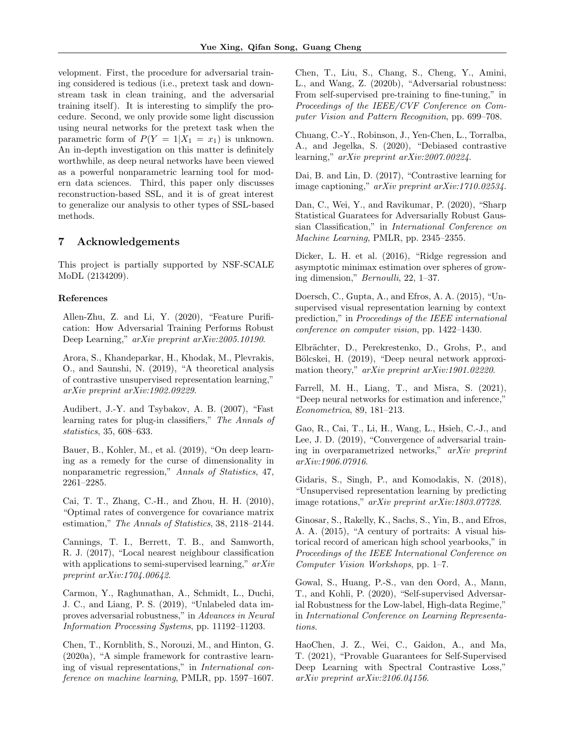velopment. First, the procedure for adversarial training considered is tedious (i.e., pretext task and downstream task in clean training, and the adversarial training itself). It is interesting to simplify the procedure. Second, we only provide some light discussion using neural networks for the pretext task when the parametric form of $P(Y = 1|X_1 = x_1)$ is unknown. An in-depth investigation on this matter is definitely worthwhile, as deep neural networks have been viewed as a powerful nonparametric learning tool for modern data sciences. Third, this paper only discusses reconstruction-based SSL, and it is of great interest to generalize our analysis to other types of SSL-based methods.

## 7 Acknowledgements

This project is partially supported by NSF-SCALE MoDL (2134209).

### References

Allen-Zhu, Z. and Li, Y. (2020), "Feature Purification: How Adversarial Training Performs Robust Deep Learning," *arXiv preprint arXiv:2005.10190*.

Arora, S., Khandeparkar, H., Khodak, M., Plevrakis, O., and Saunshi, N. (2019), "A theoretical analysis of contrastive unsupervised representation learning," *arXiv preprint arXiv:1902.09229*.

Audibert, J.-Y. and Tsybakov, A. B. (2007), "Fast learning rates for plug-in classifiers," *The Annals of statistics*, 35, 608–633.

Bauer, B., Kohler, M., et al. (2019), "On deep learning as a remedy for the curse of dimensionality in nonparametric regression," *Annals of Statistics*, 47, 2261–2285.

Cai, T. T., Zhang, C.-H., and Zhou, H. H. (2010), "Optimal rates of convergence for covariance matrix estimation," *The Annals of Statistics*, 38, 2118–2144.

Cannings, T. I., Berrett, T. B., and Samworth, R. J. (2017), "Local nearest neighbour classification with applications to semi-supervised learning," *arXiv preprint arXiv:1704.00642*.

Carmon, Y., Raghunathan, A., Schmidt, L., Duchi, J. C., and Liang, P. S. (2019), "Unlabeled data improves adversarial robustness," in *Advances in Neural Information Processing Systems*, pp. 11192–11203.

Chen, T., Kornblith, S., Norouzi, M., and Hinton, G. (2020a), "A simple framework for contrastive learning of visual representations," in *International conference on machine learning*, PMLR, pp. 1597–1607.

Chen, T., Liu, S., Chang, S., Cheng, Y., Amini, L., and Wang, Z. (2020b), "Adversarial robustness: From self-supervised pre-training to fine-tuning," in *Proceedings of the IEEE/CVF Conference on Computer Vision and Pattern Recognition*, pp. 699–708.

Chuang, C.-Y., Robinson, J., Yen-Chen, L., Torralba, A., and Jegelka, S. (2020), "Debiased contrastive learning," *arXiv preprint arXiv:2007.00224*.

Dai, B. and Lin, D. (2017), "Contrastive learning for image captioning," *arXiv preprint arXiv:1710.02534*.

Dan, C., Wei, Y., and Ravikumar, P. (2020), "Sharp Statistical Guaratees for Adversarially Robust Gaussian Classification," in *International Conference on Machine Learning*, PMLR, pp. 2345–2355.

Dicker, L. H. et al. (2016), "Ridge regression and asymptotic minimax estimation over spheres of growing dimension," *Bernoulli*, 22, 1–37.

Doersch, C., Gupta, A., and Efros, A. A. (2015), "Unsupervised visual representation learning by context prediction," in *Proceedings of the IEEE international conference on computer vision*, pp. 1422–1430.

Elbrächter, D., Perekrestenko, D., Grohs, P., and Bölcskei, H. (2019), "Deep neural network approximation theory," *arXiv preprint arXiv:1901.02220*.

Farrell, M. H., Liang, T., and Misra, S. (2021), "Deep neural networks for estimation and inference," *Econometrica*, 89, 181–213.

Gao, R., Cai, T., Li, H., Wang, L., Hsieh, C.-J., and Lee, J. D. (2019), "Convergence of adversarial training in overparametrized networks," *arXiv preprint arXiv:1906.07916*.

Gidaris, S., Singh, P., and Komodakis, N. (2018), "Unsupervised representation learning by predicting image rotations," *arXiv preprint arXiv:1803.07728*.

Ginosar, S., Rakelly, K., Sachs, S., Yin, B., and Efros, A. A. (2015), "A century of portraits: A visual historical record of american high school yearbooks," in *Proceedings of the IEEE International Conference on Computer Vision Workshops*, pp. 1–7.

Gowal, S., Huang, P.-S., van den Oord, A., Mann, T., and Kohli, P. (2020), "Self-supervised Adversarial Robustness for the Low-label, High-data Regime," in *International Conference on Learning Representations*.

HaoChen, J. Z., Wei, C., Gaidon, A., and Ma, T. (2021), "Provable Guarantees for Self-Supervised Deep Learning with Spectral Contrastive Loss," *arXiv preprint arXiv:2106.04156*.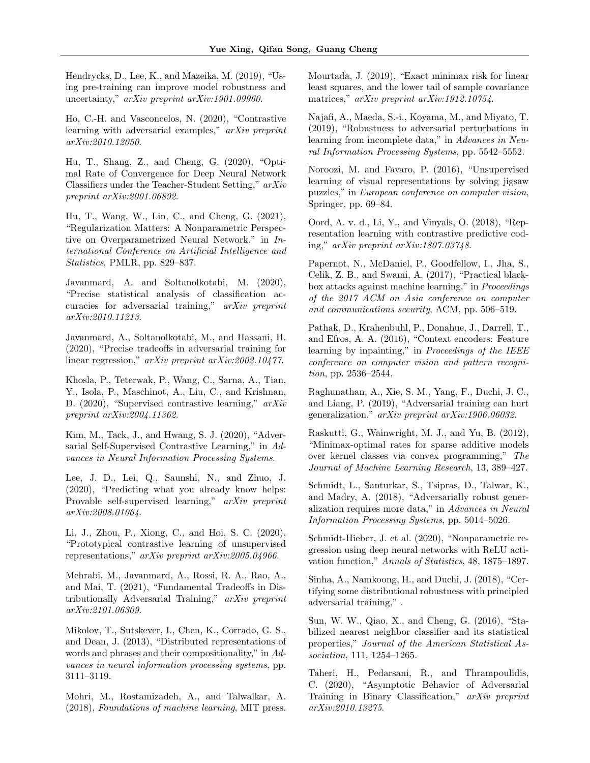Hendrycks, D., Lee, K., and Mazeika, M. (2019), "Using pre-training can improve model robustness and uncertainty," *arXiv preprint arXiv:1901.09960*.

Ho, C.-H. and Vasconcelos, N. (2020), "Contrastive learning with adversarial examples," *arXiv preprint arXiv:2010.12050*.

Hu, T., Shang, Z., and Cheng, G. (2020), "Optimal Rate of Convergence for Deep Neural Network Classifiers under the Teacher-Student Setting," *arXiv preprint arXiv:2001.06892*.

Hu, T., Wang, W., Lin, C., and Cheng, G. (2021), "Regularization Matters: A Nonparametric Perspective on Overparametrized Neural Network," in *International Conference on Artificial Intelligence and Statistics*, PMLR, pp. 829–837.

Javanmard, A. and Soltanolkotabi, M. (2020), "Precise statistical analysis of classification accuracies for adversarial training," *arXiv preprint arXiv:2010.11213*.

Javanmard, A., Soltanolkotabi, M., and Hassani, H. (2020), "Precise tradeoffs in adversarial training for linear regression," *arXiv preprint arXiv:2002.10477*.

Khosla, P., Teterwak, P., Wang, C., Sarna, A., Tian, Y., Isola, P., Maschinot, A., Liu, C., and Krishnan, D. (2020), "Supervised contrastive learning," *arXiv preprint arXiv:2004.11362*.

Kim, M., Tack, J., and Hwang, S. J. (2020), "Adversarial Self-Supervised Contrastive Learning," in *Advances in Neural Information Processing Systems*.

Lee, J. D., Lei, Q., Saunshi, N., and Zhuo, J. (2020), "Predicting what you already know helps: Provable self-supervised learning," *arXiv preprint arXiv:2008.01064*.

Li, J., Zhou, P., Xiong, C., and Hoi, S. C. (2020), "Prototypical contrastive learning of unsupervised representations," *arXiv preprint arXiv:2005.04966*.

Mehrabi, M., Javanmard, A., Rossi, R. A., Rao, A., and Mai, T. (2021), "Fundamental Tradeoffs in Distributionally Adversarial Training," *arXiv preprint arXiv:2101.06309*.

Mikolov, T., Sutskever, I., Chen, K., Corrado, G. S., and Dean, J. (2013), "Distributed representations of words and phrases and their compositionality," in *Advances in neural information processing systems*, pp. 3111–3119.

Mohri, M., Rostamizadeh, A., and Talwalkar, A. (2018), *Foundations of machine learning*, MIT press.

Mourtada, J. (2019), "Exact minimax risk for linear least squares, and the lower tail of sample covariance matrices," *arXiv preprint arXiv:1912.10754*.

Najafi, A., Maeda, S.-i., Koyama, M., and Miyato, T. (2019), "Robustness to adversarial perturbations in learning from incomplete data," in *Advances in Neural Information Processing Systems*, pp. 5542–5552.

Noroozi, M. and Favaro, P. (2016), "Unsupervised learning of visual representations by solving jigsaw puzzles," in *European conference on computer vision*, Springer, pp. 69–84.

Oord, A. v. d., Li, Y., and Vinyals, O. (2018), "Representation learning with contrastive predictive coding," *arXiv preprint arXiv:1807.03748*.

Papernot, N., McDaniel, P., Goodfellow, I., Jha, S., Celik, Z. B., and Swami, A. (2017), "Practical black-box attacks against machine learning," in *Proceedings of the 2017 ACM on Asia conference on computer and communications security*, ACM, pp. 506–519.

Pathak, D., Krahenbuhl, P., Donahue, J., Darrell, T., and Efros, A. A. (2016), "Context encoders: Feature learning by inpainting," in *Proceedings of the IEEE conference on computer vision and pattern recognition*, pp. 2536–2544.

Raghunathan, A., Xie, S. M., Yang, F., Duchi, J. C., and Liang, P. (2019), "Adversarial training can hurt generalization," *arXiv preprint arXiv:1906.06032*.

Raskutti, G., Wainwright, M. J., and Yu, B. (2012), "Minimax-optimal rates for sparse additive models over kernel classes via convex programming," *The Journal of Machine Learning Research*, 13, 389–427.

Schmidt, L., Santurkar, S., Tsipras, D., Talwar, K., and Madry, A. (2018), "Adversarially robust generalization requires more data," in *Advances in Neural Information Processing Systems*, pp. 5014–5026.

Schmidt-Hieber, J. et al. (2020), "Nonparametric regression using deep neural networks with ReLU activation function," *Annals of Statistics*, 48, 1875–1897.

Sinha, A., Namkoong, H., and Duchi, J. (2018), "Certifying some distributional robustness with principled adversarial training," .

Sun, W. W., Qiao, X., and Cheng, G. (2016), "Stabilized nearest neighbor classifier and its statistical properties," *Journal of the American Statistical Association*, 111, 1254–1265.

Taheri, H., Pedarsani, R., and Thrampoulidis, C. (2020), "Asymptotic Behavior of Adversarial Training in Binary Classification," *arXiv preprint arXiv:2010.13275*.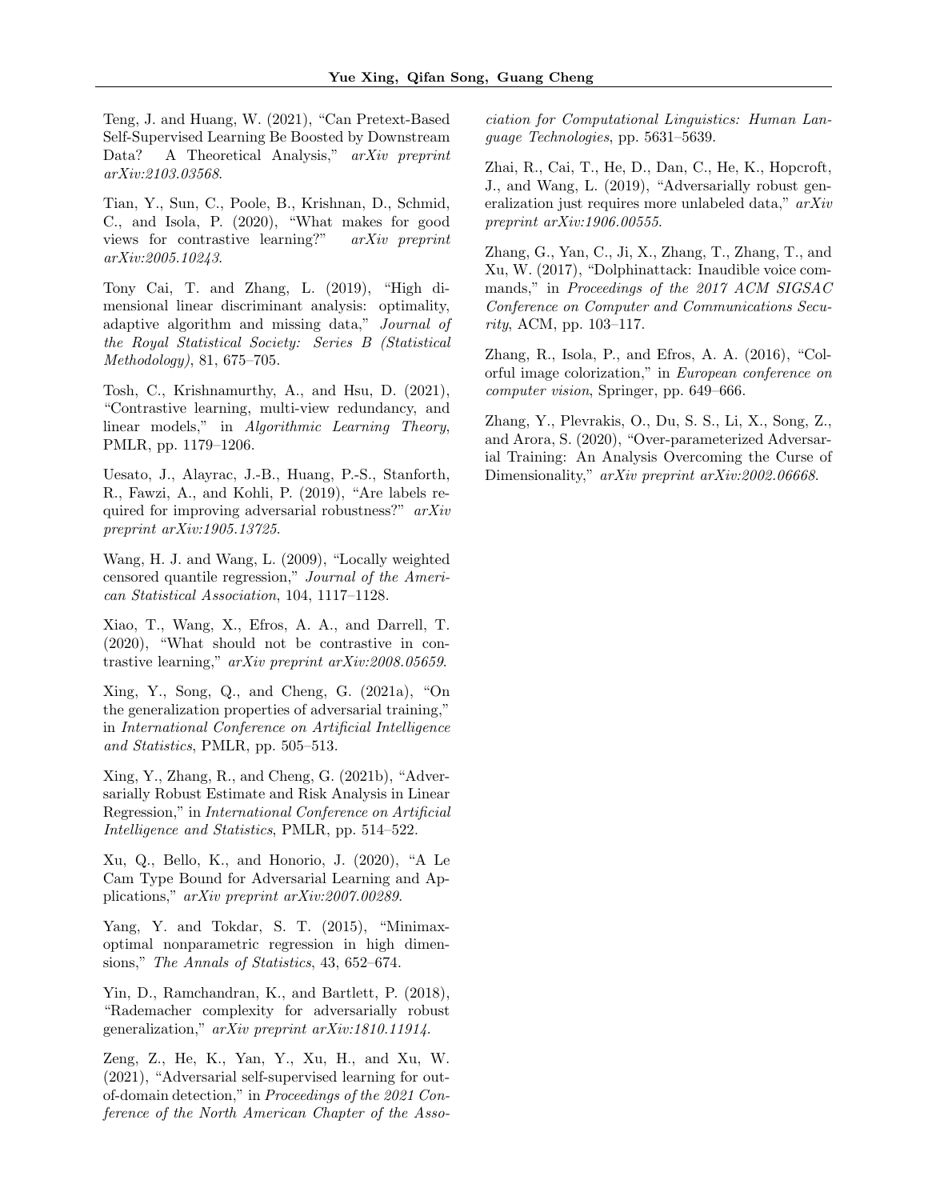Teng, J. and Huang, W. (2021), "Can Pretext-Based Self-Supervised Learning Be Boosted by Downstream Data? A Theoretical Analysis," *arXiv preprint arXiv:2103.03568*.

Tian, Y., Sun, C., Poole, B., Krishnan, D., Schmid, C., and Isola, P. (2020), "What makes for good views for contrastive learning?" *arXiv preprint arXiv:2005.10243*.

Tony Cai, T. and Zhang, L. (2019), "High dimensional linear discriminant analysis: optimality, adaptive algorithm and missing data," *Journal of the Royal Statistical Society: Series B (Statistical Methodology)*, 81, 675–705.

Tosh, C., Krishnamurthy, A., and Hsu, D. (2021), "Contrastive learning, multi-view redundancy, and linear models," in *Algorithmic Learning Theory*, PMLR, pp. 1179–1206.

Uesato, J., Alayrac, J.-B., Huang, P.-S., Stanforth, R., Fawzi, A., and Kohli, P. (2019), "Are labels required for improving adversarial robustness?" *arXiv preprint arXiv:1905.13725*.

Wang, H. J. and Wang, L. (2009), "Locally weighted censored quantile regression," *Journal of the American Statistical Association*, 104, 1117–1128.

Xiao, T., Wang, X., Efros, A. A., and Darrell, T. (2020), "What should not be contrastive in contrastive learning," *arXiv preprint arXiv:2008.05659*.

Xing, Y., Song, Q., and Cheng, G. (2021a), "On the generalization properties of adversarial training," in *International Conference on Artificial Intelligence and Statistics*, PMLR, pp. 505–513.

Xing, Y., Zhang, R., and Cheng, G. (2021b), "Adversarially Robust Estimate and Risk Analysis in Linear Regression," in *International Conference on Artificial Intelligence and Statistics*, PMLR, pp. 514–522.

Xu, Q., Bello, K., and Honorio, J. (2020), "A Le Cam Type Bound for Adversarial Learning and Applications," *arXiv preprint arXiv:2007.00289*.

Yang, Y. and Tokdar, S. T. (2015), "Minimax-optimal nonparametric regression in high dimensions," *The Annals of Statistics*, 43, 652–674.

Yin, D., Ramchandran, K., and Bartlett, P. (2018), "Rademacher complexity for adversarially robust generalization," *arXiv preprint arXiv:1810.11914*.

Zeng, Z., He, K., Yan, Y., Xu, H., and Xu, W. (2021), "Adversarial self-supervised learning for out-of-domain detection," in *Proceedings of the 2021 Conference of the North American Chapter of the Association for Computational Linguistics: Human Language Technologies*, pp. 5631–5639.

Zhai, R., Cai, T., He, D., Dan, C., He, K., Hopcroft, J., and Wang, L. (2019), "Adversarially robust generalization just requires more unlabeled data," *arXiv preprint arXiv:1906.00555*.

Zhang, G., Yan, C., Ji, X., Zhang, T., Zhang, T., and Xu, W. (2017), "Dolphinattack: Inaudible voice commands," in *Proceedings of the 2017 ACM SIGSAC Conference on Computer and Communications Security*, ACM, pp. 103–117.

Zhang, R., Isola, P., and Efros, A. A. (2016), "Colorful image colorization," in *European conference on computer vision*, Springer, pp. 649–666.

Zhang, Y., Plevrakis, O., Du, S. S., Li, X., Song, Z., and Arora, S. (2020), "Over-parameterized Adversarial Training: An Analysis Overcoming the Curse of Dimensionality," *arXiv preprint arXiv:2002.06668*.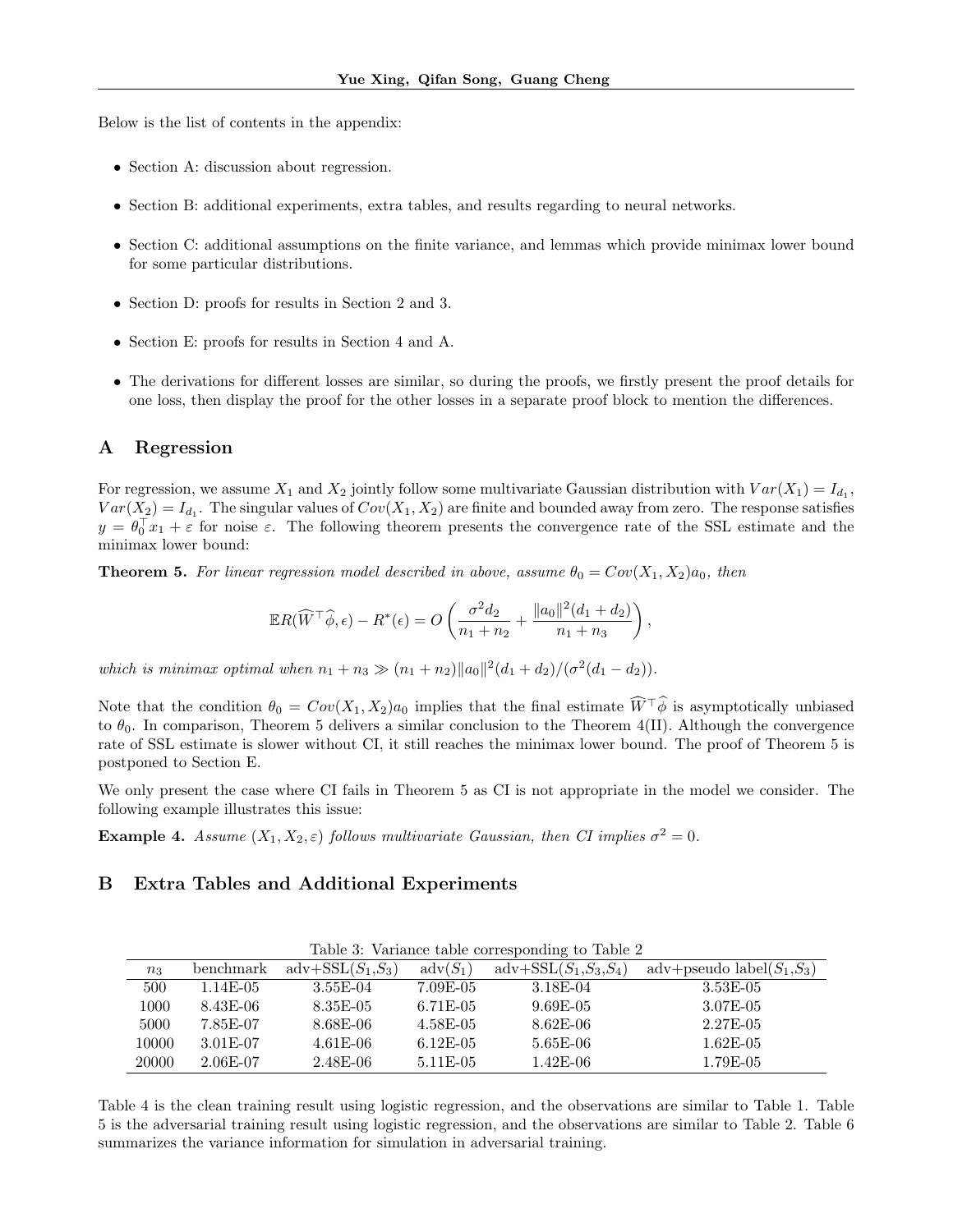Below is the list of contents in the appendix:

- Section A: discussion about regression.
- Section B: additional experiments, extra tables, and results regarding to neural networks.
- Section C: additional assumptions on the finite variance, and lemmas which provide minimax lower bound for some particular distributions.
- Section D: proofs for results in Section 2 and 3.
- Section E: proofs for results in Section 4 and A.
- The derivations for different losses are similar, so during the proofs, we firstly present the proof details for one loss, then display the proof for the other losses in a separate proof block to mention the differences.

## A Regression

For regression, we assume $X_1$ and $X_2$ jointly follow some multivariate Gaussian distribution with $Var(X_1) = I_{d_1}$, $Var(X_2) = I_{d_1}$. The singular values of $Cov(X_1, X_2)$ are finite and bounded away from zero. The response satisfies $y = \theta_0^\top x_1 + \varepsilon$ for noise $\varepsilon$. The following theorem presents the convergence rate of the SSL estimate and the minimax lower bound:

**Theorem 5.** *For linear regression model described in above, assume $\theta_0 = Cov(X_1, X_2)a_0$, then*

$$\mathbb{E}R(\widehat{W}^\top \widehat{\phi}, \epsilon) - R^*(\epsilon) = O\left(\frac{\sigma^2 d_2}{n_1 + n_2} + \frac{\|a_0\|^2(d_1 + d_2)}{n_1 + n_3}\right),$$

*which is minimax optimal when $n_1 + n_3 \gg (n_1 + n_2)\|a_0\|^2(d_1 + d_2)/(\sigma^2(d_1 - d_2))$.*

Note that the condition $\theta_0 = Cov(X_1, X_2)a_0$ implies that the final estimate $\widehat{W}^\top \widehat{\phi}$ is asymptotically unbiased to $\theta_0$. In comparison, Theorem 5 delivers a similar conclusion to the Theorem 4(II). Although the convergence rate of SSL estimate is slower without CI, it still reaches the minimax lower bound. The proof of Theorem 5 is postponed to Section E.

We only present the case where CI fails in Theorem 5 as CI is not appropriate in the model we consider. The following example illustrates this issue:

**Example 4.** *Assume $(X_1, X_2, \varepsilon)$ follows multivariate Gaussian, then CI implies $\sigma^2 = 0$.*

## B Extra Tables and Additional Experiments

Table 3: Variance table corresponding to Table 2

| $n_3$ | benchmark | adv+SSL($S_1$,$S_3$) | adv($S_1$) | adv+SSL($S_1$,$S_3$,$S_4$) | adv+pseudo label($S_1$,$S_3$) |
|---|---|---|---|---|---|
| 500 | 1.14E-05 | 3.55E-04 | 7.09E-05 | 3.18E-04 | 3.53E-05 |
| 1000 | 8.43E-06 | 8.35E-05 | 6.71E-05 | 9.69E-05 | 3.07E-05 |
| 5000 | 7.85E-07 | 8.68E-06 | 4.58E-05 | 8.62E-06 | 2.27E-05 |
| 10000 | 3.01E-07 | 4.61E-06 | 6.12E-05 | 5.65E-06 | 1.62E-05 |
| 20000 | 2.06E-07 | 2.48E-06 | 5.11E-05 | 1.42E-06 | 1.79E-05 |

Table 4 is the clean training result using logistic regression, and the observations are similar to Table 1. Table 5 is the adversarial training result using logistic regression, and the observations are similar to Table 2. Table 6 summarizes the variance information for simulation in adversarial training.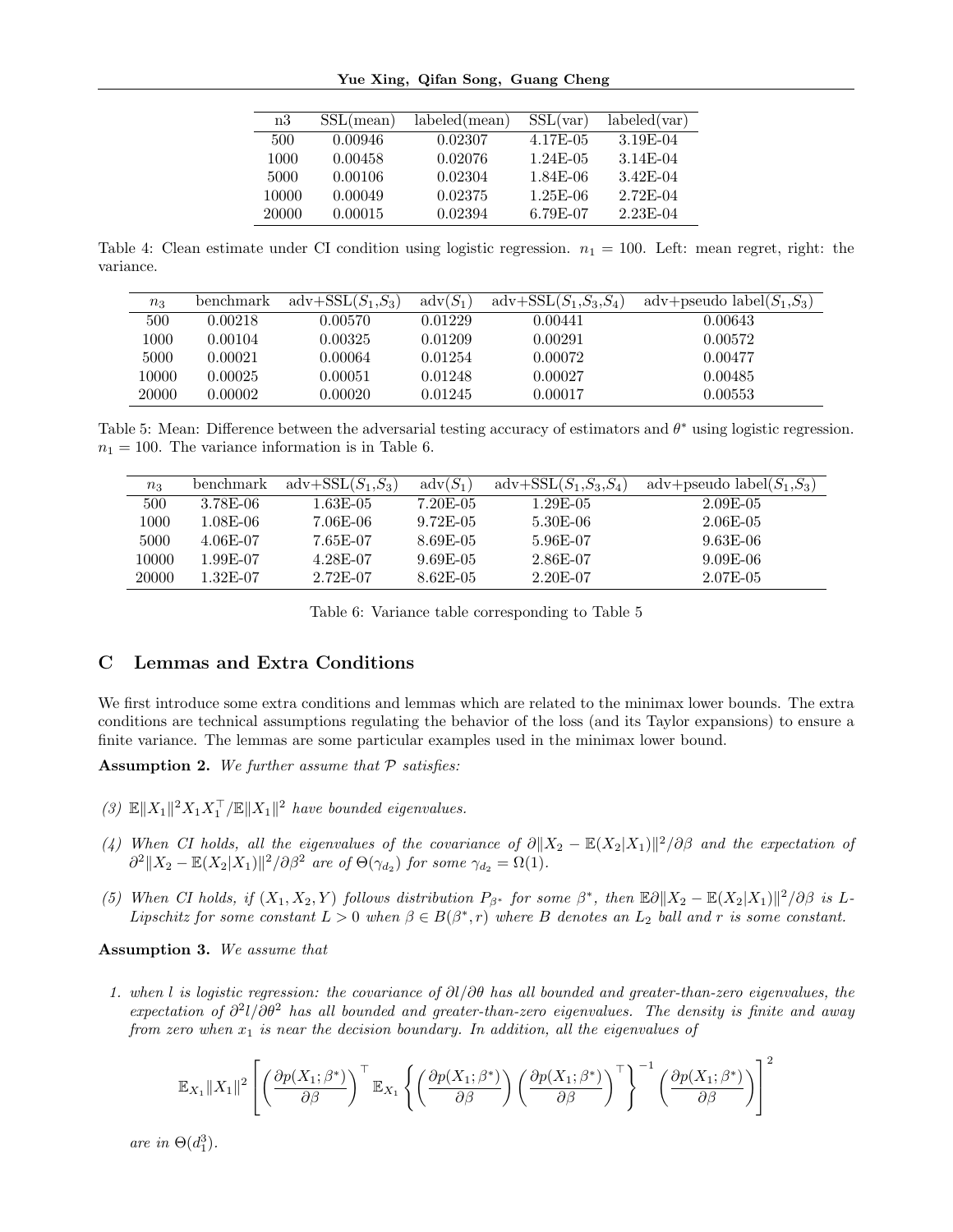| n3 | SSL(mean) | labeled(mean) | SSL(var) | labeled(var) |
|---|---|---|---|---|
| 500 | 0.00946 | 0.02307 | 4.17E-05 | 3.19E-04 |
| 1000 | 0.00458 | 0.02076 | 1.24E-05 | 3.14E-04 |
| 5000 | 0.00106 | 0.02304 | 1.84E-06 | 3.42E-04 |
| 10000 | 0.00049 | 0.02375 | 1.25E-06 | 2.72E-04 |
| 20000 | 0.00015 | 0.02394 | 6.79E-07 | 2.23E-04 |

Table 4: Clean estimate under CI condition using logistic regression. $n_1 = 100$. Left: mean regret, right: the variance.

| $n_3$ | benchmark | adv+SSL($S_1$,$S_3$) | adv($S_1$) | adv+SSL($S_1$,$S_3$,$S_4$) | adv+pseudo label($S_1$,$S_3$) |
|---|---|---|---|---|---|
| 500 | 0.00218 | 0.00570 | 0.01229 | 0.00441 | 0.00643 |
| 1000 | 0.00104 | 0.00325 | 0.01209 | 0.00291 | 0.00572 |
| 5000 | 0.00021 | 0.00064 | 0.01254 | 0.00072 | 0.00477 |
| 10000 | 0.00025 | 0.00051 | 0.01248 | 0.00027 | 0.00485 |
| 20000 | 0.00002 | 0.00020 | 0.01245 | 0.00017 | 0.00553 |

Table 5: Mean: Difference between the adversarial testing accuracy of estimators and $\theta^*$ using logistic regression. $n_1 = 100$. The variance information is in Table 6.

| $n_3$ | benchmark | adv+SSL($S_1$,$S_3$) | adv($S_1$) | adv+SSL($S_1$,$S_3$,$S_4$) | adv+pseudo label($S_1$,$S_3$) |
|---|---|---|---|---|---|
| 500 | 3.78E-06 | 1.63E-05 | 7.20E-05 | 1.29E-05 | 2.09E-05 |
| 1000 | 1.08E-06 | 7.06E-06 | 9.72E-05 | 5.30E-06 | 2.06E-05 |
| 5000 | 4.06E-07 | 7.65E-07 | 8.69E-05 | 5.96E-07 | 9.63E-06 |
| 10000 | 1.99E-07 | 4.28E-07 | 9.69E-05 | 2.86E-07 | 9.09E-06 |
| 20000 | 1.32E-07 | 2.72E-07 | 8.62E-05 | 2.20E-07 | 2.07E-05 |

Table 6: Variance table corresponding to Table 5

## C Lemmas and Extra Conditions

We first introduce some extra conditions and lemmas which are related to the minimax lower bounds. The extra conditions are technical assumptions regulating the behavior of the loss (and its Taylor expansions) to ensure a finite variance. The lemmas are some particular examples used in the minimax lower bound.

**Assumption 2.** *We further assume that $\mathcal{P}$ satisfies:*

*(3) $\mathbb{E}\|X_1\|^2 X_1 X_1^\top / \mathbb{E}\|X_1\|^2$ have bounded eigenvalues.*

*(4) When CI holds, all the eigenvalues of the covariance of $\partial\|X_2 - \mathbb{E}(X_2|X_1)\|^2/\partial\beta$ and the expectation of $\partial^2\|X_2 - \mathbb{E}(X_2|X_1)\|^2/\partial\beta^2$ are of $\Theta(\gamma_{d_2})$ for some $\gamma_{d_2} = \Omega(1)$.*

*(5) When CI holds, if $(X_1, X_2, Y)$ follows distribution $P_{\beta^*}$ for some $\beta^*$, then $\mathbb{E}\partial\|X_2 - \mathbb{E}(X_2|X_1)\|^2/\partial\beta$ is $L$-Lipschitz for some constant $L > 0$ when $\beta \in B(\beta^*, r)$ where $B$ denotes an $L_2$ ball and $r$ is some constant.*

**Assumption 3.** *We assume that*

1. *when $l$ is logistic regression: the covariance of $\partial l/\partial\theta$ has all bounded and greater-than-zero eigenvalues, the expectation of $\partial^2 l/\partial\theta^2$ has all bounded and greater-than-zero eigenvalues. The density is finite and away from zero when $x_1$ is near the decision boundary. In addition, all the eigenvalues of*

$$\mathbb{E}_{X_1}\|X_1\|^2 \left[ \left(\frac{\partial p(X_1;\beta^*)}{\partial\beta}\right)^\top \mathbb{E}_{X_1}\left\{ \left(\frac{\partial p(X_1;\beta^*)}{\partial\beta}\right)\left(\frac{\partial p(X_1;\beta^*)}{\partial\beta}\right)^\top \right\}^{-1} \left(\frac{\partial p(X_1;\beta^*)}{\partial\beta}\right) \right]^2$$

*are in $\Theta(d_1^3)$.*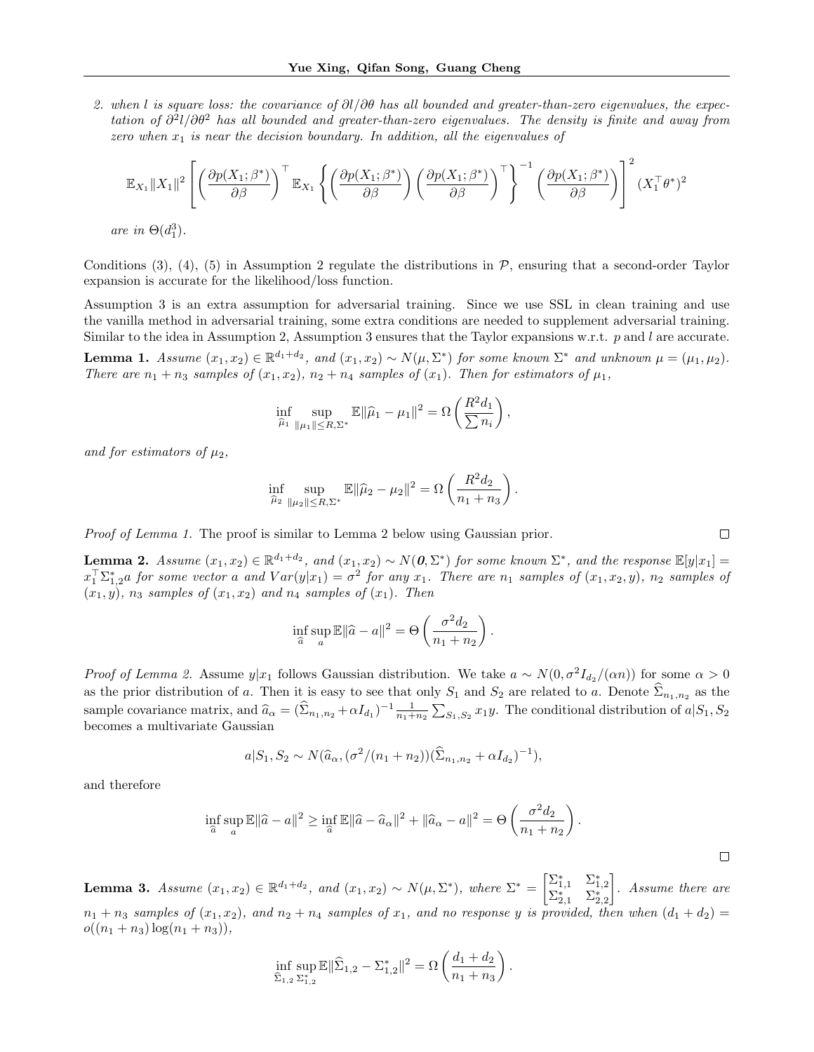2. *when $l$ is square loss: the covariance of $\partial l/\partial\theta$ has all bounded and greater-than-zero eigenvalues, the expectation of $\partial^2 l/\partial\theta^2$ has all bounded and greater-than-zero eigenvalues. The density is finite and away from zero when $x_1$ is near the decision boundary. In addition, all the eigenvalues of*

$$\mathbb{E}_{X_1}\|X_1\|^2\left[\left(\frac{\partial p(X_1;\beta^*)}{\partial\beta}\right)^\top \mathbb{E}_{X_1}\left\{\left(\frac{\partial p(X_1;\beta^*)}{\partial\beta}\right)\left(\frac{\partial p(X_1;\beta^*)}{\partial\beta}\right)^\top\right\}^{-1}\left(\frac{\partial p(X_1;\beta^*)}{\partial\beta}\right)\right]^2 (X_1^\top\theta^*)^2$$

*are in $\Theta(d_1^3)$.*

Conditions (3), (4), (5) in Assumption 2 regulate the distributions in $\mathcal{P}$, ensuring that a second-order Taylor expansion is accurate for the likelihood/loss function.

Assumption 3 is an extra assumption for adversarial training. Since we use SSL in clean training and use the vanilla method in adversarial training, some extra conditions are needed to supplement adversarial training. Similar to the idea in Assumption 2, Assumption 3 ensures that the Taylor expansions w.r.t. $p$ and $l$ are accurate.

**Lemma 1.** *Assume $(x_1, x_2) \in \mathbb{R}^{d_1+d_2}$, and $(x_1, x_2) \sim N(\mu, \Sigma^*)$ for some known $\Sigma^*$ and unknown $\mu = (\mu_1, \mu_2)$. There are $n_1 + n_3$ samples of $(x_1, x_2)$, $n_2 + n_4$ samples of $(x_1)$. Then for estimators of $\mu_1$,*

$$\inf_{\widehat{\mu}_1}\sup_{\|\mu_1\|\leq R,\Sigma^*}\mathbb{E}\|\widehat{\mu}_1-\mu_1\|^2 = \Omega\left(\frac{R^2 d_1}{\sum n_i}\right),$$

*and for estimators of $\mu_2$,*

$$\inf_{\widehat{\mu}_2}\sup_{\|\mu_2\|\leq R,\Sigma^*}\mathbb{E}\|\widehat{\mu}_2-\mu_2\|^2 = \Omega\left(\frac{R^2 d_2}{n_1+n_3}\right).$$

*Proof of Lemma 1.* The proof is similar to Lemma 2 below using Gaussian prior. □

**Lemma 2.** *Assume $(x_1, x_2) \in \mathbb{R}^{d_1+d_2}$, and $(x_1, x_2) \sim N(\mathbf{0}, \Sigma^*)$ for some known $\Sigma^*$, and the response $\mathbb{E}[y|x_1] = x_1^\top\Sigma_{1,2}^* a$ for some vector $a$ and $Var(y|x_1) = \sigma^2$ for any $x_1$. There are $n_1$ samples of $(x_1, x_2, y)$, $n_2$ samples of $(x_1, y)$, $n_3$ samples of $(x_1, x_2)$ and $n_4$ samples of $(x_1)$. Then*

$$\inf_{\widehat{a}}\sup_{a}\mathbb{E}\|\widehat{a}-a\|^2 = \Theta\left(\frac{\sigma^2 d_2}{n_1+n_2}\right).$$

*Proof of Lemma 2.* Assume $y|x_1$ follows Gaussian distribution. We take $a \sim N(0, \sigma^2 I_{d_2}/(\alpha n))$ for some $\alpha > 0$ as the prior distribution of $a$. Then it is easy to see that only $S_1$ and $S_2$ are related to $a$. Denote $\widehat{\Sigma}_{n_1,n_2}$ as the sample covariance matrix, and $\widehat{a}_\alpha = (\widehat{\Sigma}_{n_1,n_2} + \alpha I_{d_1})^{-1}\frac{1}{n_1+n_2}\sum_{S_1,S_2} x_1 y$. The conditional distribution of $a|S_1, S_2$ becomes a multivariate Gaussian

$$a|S_1, S_2 \sim N(\widehat{a}_\alpha, (\sigma^2/(n_1+n_2))(\widehat{\Sigma}_{n_1,n_2} + \alpha I_{d_2})^{-1}),$$

and therefore

$$\inf_{\widehat{a}}\sup_{a}\mathbb{E}\|\widehat{a}-a\|^2 \geq \inf_{\widehat{a}}\mathbb{E}\|\widehat{a}-\widehat{a}_\alpha\|^2 + \|\widehat{a}_\alpha - a\|^2 = \Theta\left(\frac{\sigma^2 d_2}{n_1+n_2}\right).$$

□

**Lemma 3.** *Assume $(x_1, x_2) \in \mathbb{R}^{d_1+d_2}$, and $(x_1, x_2) \sim N(\mu, \Sigma^*)$, where $\Sigma^* = \begin{bmatrix}\Sigma_{1,1}^* & \Sigma_{1,2}^*\\ \Sigma_{2,1}^* & \Sigma_{2,2}^*\end{bmatrix}$. Assume there are $n_1 + n_3$ samples of $(x_1, x_2)$, and $n_2 + n_4$ samples of $x_1$, and no response $y$ is provided, then when $(d_1 + d_2) = o((n_1 + n_3)\log(n_1 + n_3))$,*

$$\inf_{\widehat{\Sigma}_{1,2}}\sup_{\Sigma_{1,2}^*}\mathbb{E}\|\widehat{\Sigma}_{1,2}-\Sigma_{1,2}^*\|^2 = \Omega\left(\frac{d_1+d_2}{n_1+n_3}\right).$$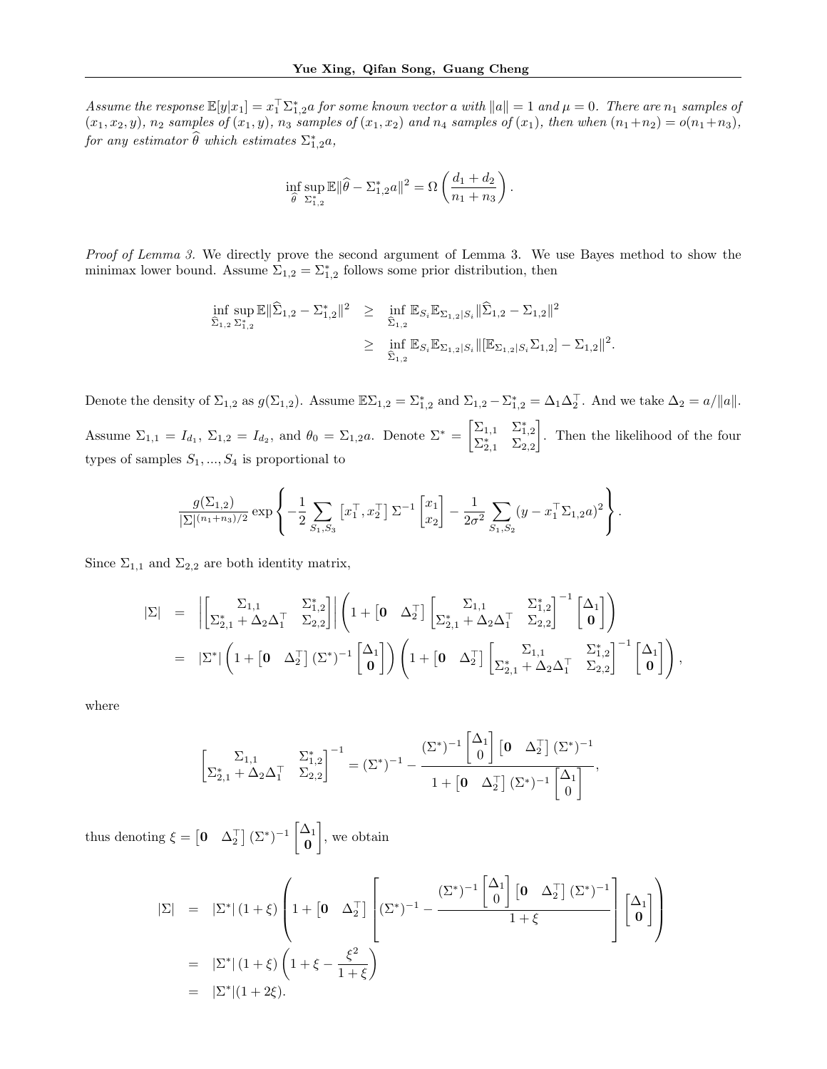*Assume the response $\mathbb{E}[y|x_1] = x_1^\top \Sigma_{1,2}^* a$ for some known vector $a$ with $\|a\| = 1$ and $\mu = 0$. There are $n_1$ samples of $(x_1, x_2, y)$, $n_2$ samples of $(x_1, y)$, $n_3$ samples of $(x_1, x_2)$ and $n_4$ samples of $(x_1)$, then when $(n_1+n_2) = o(n_1+n_3)$, for any estimator $\widehat{\theta}$ which estimates $\Sigma_{1,2}^* a$,*

$$\inf_{\widehat{\theta}} \sup_{\Sigma_{1,2}^*} \mathbb{E}\|\widehat{\theta} - \Sigma_{1,2}^* a\|^2 = \Omega\left(\frac{d_1 + d_2}{n_1 + n_3}\right).$$

*Proof of Lemma 3.* We directly prove the second argument of Lemma 3. We use Bayes method to show the minimax lower bound. Assume $\Sigma_{1,2} = \Sigma_{1,2}^*$ follows some prior distribution, then

$$\begin{aligned}
\inf_{\widehat{\Sigma}_{1,2}} \sup_{\Sigma_{1,2}^*} \mathbb{E}\|\widehat{\Sigma}_{1,2} - \Sigma_{1,2}^*\|^2 &\geq \inf_{\widehat{\Sigma}_{1,2}} \mathbb{E}_{S_i} \mathbb{E}_{\Sigma_{1,2}|S_i} \|\widehat{\Sigma}_{1,2} - \Sigma_{1,2}\|^2 \\
&\geq \inf_{\widehat{\Sigma}_{1,2}} \mathbb{E}_{S_i} \mathbb{E}_{\Sigma_{1,2}|S_i} \|[\mathbb{E}_{\Sigma_{1,2}|S_i} \Sigma_{1,2}] - \Sigma_{1,2}\|^2.
\end{aligned}$$

Denote the density of $\Sigma_{1,2}$ as $g(\Sigma_{1,2})$. Assume $\mathbb{E}\Sigma_{1,2} = \Sigma_{1,2}^*$ and $\Sigma_{1,2} - \Sigma_{1,2}^* = \Delta_1 \Delta_2^\top$. And we take $\Delta_2 = a/\|a\|$. Assume $\Sigma_{1,1} = I_{d_1}$, $\Sigma_{1,2} = I_{d_2}$, and $\theta_0 = \Sigma_{1,2} a$. Denote $\Sigma^* = \begin{bmatrix} \Sigma_{1,1} & \Sigma_{1,2}^* \\ \Sigma_{2,1}^* & \Sigma_{2,2} \end{bmatrix}$. Then the likelihood of the four types of samples $S_1, ..., S_4$ is proportional to

$$\frac{g(\Sigma_{1,2})}{|\Sigma|^{(n_1+n_3)/2}} \exp\left\{ -\frac{1}{2} \sum_{S_1, S_3} \begin{bmatrix} x_1^\top, x_2^\top \end{bmatrix} \Sigma^{-1} \begin{bmatrix} x_1 \\ x_2 \end{bmatrix} - \frac{1}{2\sigma^2} \sum_{S_1, S_2} (y - x_1^\top \Sigma_{1,2} a)^2 \right\}.$$

Since $\Sigma_{1,1}$ and $\Sigma_{2,2}$ are both identity matrix,

$$\begin{aligned}
|\Sigma| &= \left| \begin{bmatrix} \Sigma_{1,1} & \Sigma_{1,2}^* \\ \Sigma_{2,1}^* + \Delta_2 \Delta_1^\top & \Sigma_{2,2} \end{bmatrix} \right| \left( 1 + \begin{bmatrix} \mathbf{0} & \Delta_2^\top \end{bmatrix} \begin{bmatrix} \Sigma_{1,1} & \Sigma_{1,2}^* \\ \Sigma_{2,1}^* + \Delta_2 \Delta_1^\top & \Sigma_{2,2} \end{bmatrix}^{-1} \begin{bmatrix} \Delta_1 \\ \mathbf{0} \end{bmatrix} \right) \\
&= |\Sigma^*| \left( 1 + \begin{bmatrix} \mathbf{0} & \Delta_2^\top \end{bmatrix} (\Sigma^*)^{-1} \begin{bmatrix} \Delta_1 \\ \mathbf{0} \end{bmatrix} \right) \left( 1 + \begin{bmatrix} \mathbf{0} & \Delta_2^\top \end{bmatrix} \begin{bmatrix} \Sigma_{1,1} & \Sigma_{1,2}^* \\ \Sigma_{2,1}^* + \Delta_2 \Delta_1^\top & \Sigma_{2,2} \end{bmatrix}^{-1} \begin{bmatrix} \Delta_1 \\ \mathbf{0} \end{bmatrix} \right),
\end{aligned}$$

where

$$\begin{bmatrix} \Sigma_{1,1} & \Sigma_{1,2}^* \\ \Sigma_{2,1}^* + \Delta_2 \Delta_1^\top & \Sigma_{2,2} \end{bmatrix}^{-1} = (\Sigma^*)^{-1} - \frac{(\Sigma^*)^{-1} \begin{bmatrix} \Delta_1 \\ 0 \end{bmatrix} \begin{bmatrix} \mathbf{0} & \Delta_2^\top \end{bmatrix} (\Sigma^*)^{-1}}{1 + \begin{bmatrix} \mathbf{0} & \Delta_2^\top \end{bmatrix} (\Sigma^*)^{-1} \begin{bmatrix} \Delta_1 \\ 0 \end{bmatrix}},$$

thus denoting $\xi = \begin{bmatrix} \mathbf{0} & \Delta_2^\top \end{bmatrix} (\Sigma^*)^{-1} \begin{bmatrix} \Delta_1 \\ \mathbf{0} \end{bmatrix}$, we obtain

$$\begin{aligned}
|\Sigma| &= |\Sigma^*| (1 + \xi) \left( 1 + \begin{bmatrix} \mathbf{0} & \Delta_2^\top \end{bmatrix} \left[ (\Sigma^*)^{-1} - \frac{(\Sigma^*)^{-1} \begin{bmatrix} \Delta_1 \\ 0 \end{bmatrix} \begin{bmatrix} \mathbf{0} & \Delta_2^\top \end{bmatrix} (\Sigma^*)^{-1}}{1 + \xi} \right] \begin{bmatrix} \Delta_1 \\ \mathbf{0} \end{bmatrix} \right) \\
&= |\Sigma^*| (1 + \xi) \left( 1 + \xi - \frac{\xi^2}{1 + \xi} \right) \\
&= |\Sigma^*| (1 + 2\xi).
\end{aligned}$$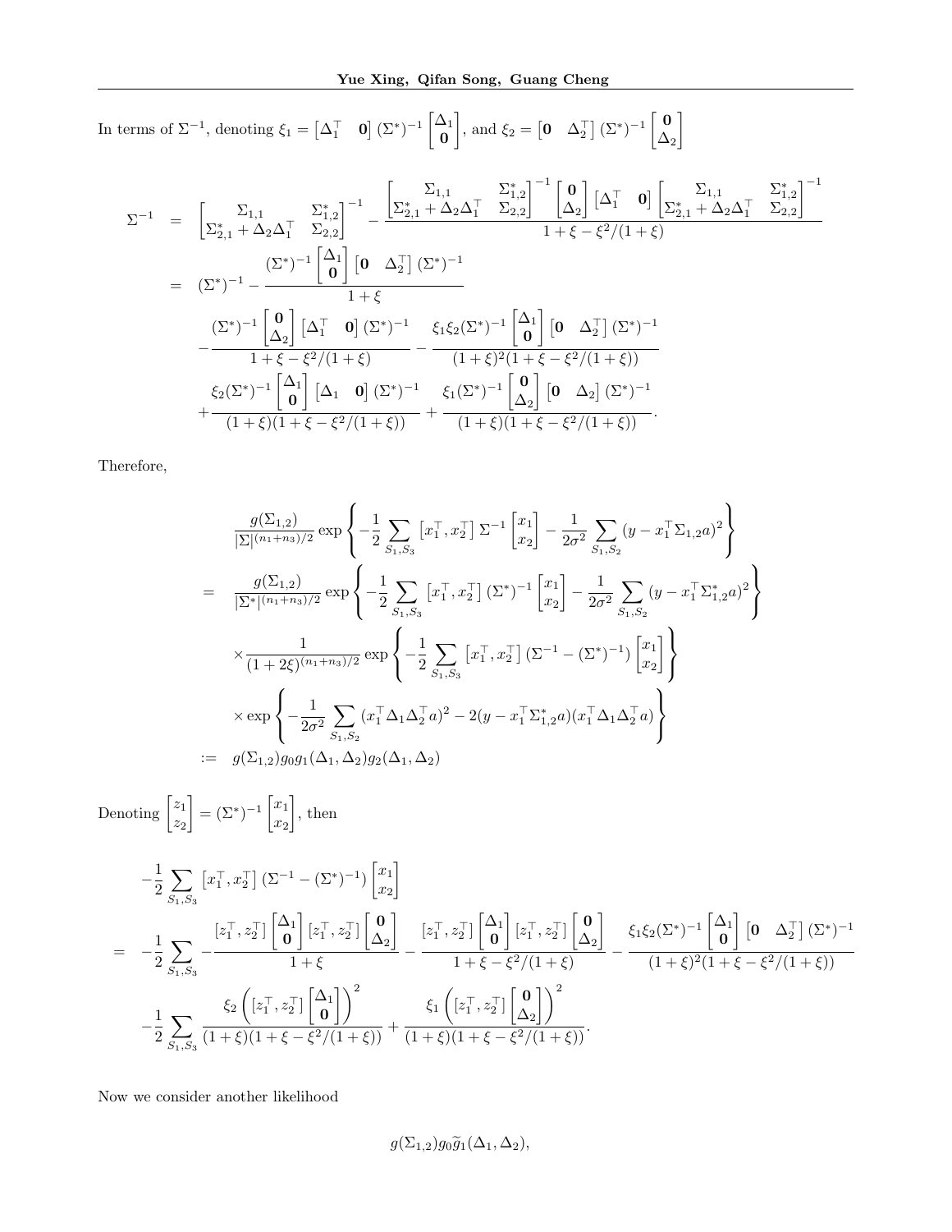In terms of $\Sigma^{-1}$, denoting $\xi_1 = \begin{bmatrix} \Delta_1^\top & \mathbf{0} \end{bmatrix} (\Sigma^*)^{-1} \begin{bmatrix} \Delta_1 \\ \mathbf{0} \end{bmatrix}$, and $\xi_2 = \begin{bmatrix} \mathbf{0} & \Delta_2^\top \end{bmatrix} (\Sigma^*)^{-1} \begin{bmatrix} \mathbf{0} \\ \Delta_2 \end{bmatrix}$

$$
\begin{aligned}
\Sigma^{-1} &= \begin{bmatrix} \Sigma_{1,1} & \Sigma_{1,2}^* \\ \Sigma_{2,1}^* + \Delta_2 \Delta_1^\top & \Sigma_{2,2} \end{bmatrix}^{-1} - \frac{\begin{bmatrix} \Sigma_{1,1} & \Sigma_{1,2}^* \\ \Sigma_{2,1}^* + \Delta_2 \Delta_1^\top & \Sigma_{2,2} \end{bmatrix}^{-1} \begin{bmatrix} \mathbf{0} \\ \Delta_2 \end{bmatrix} \begin{bmatrix} \Delta_1^\top & \mathbf{0} \end{bmatrix} \begin{bmatrix} \Sigma_{1,1} & \Sigma_{1,2}^* \\ \Sigma_{2,1}^* + \Delta_2 \Delta_1^\top & \Sigma_{2,2} \end{bmatrix}^{-1}}{1 + \xi - \xi^2/(1+\xi)} \\
&= (\Sigma^*)^{-1} - \frac{(\Sigma^*)^{-1} \begin{bmatrix} \Delta_1 \\ \mathbf{0} \end{bmatrix} \begin{bmatrix} \mathbf{0} & \Delta_2^\top \end{bmatrix} (\Sigma^*)^{-1}}{1+\xi} \\
&\quad - \frac{(\Sigma^*)^{-1} \begin{bmatrix} \mathbf{0} \\ \Delta_2 \end{bmatrix} \begin{bmatrix} \Delta_1^\top & \mathbf{0} \end{bmatrix} (\Sigma^*)^{-1}}{1 + \xi - \xi^2/(1+\xi)} - \frac{\xi_1 \xi_2 (\Sigma^*)^{-1} \begin{bmatrix} \Delta_1 \\ \mathbf{0} \end{bmatrix} \begin{bmatrix} \mathbf{0} & \Delta_2^\top \end{bmatrix} (\Sigma^*)^{-1}}{(1+\xi)^2 (1 + \xi - \xi^2/(1+\xi))} \\
&\quad + \frac{\xi_2 (\Sigma^*)^{-1} \begin{bmatrix} \Delta_1 \\ \mathbf{0} \end{bmatrix} \begin{bmatrix} \Delta_1 & \mathbf{0} \end{bmatrix} (\Sigma^*)^{-1}}{(1+\xi)(1 + \xi - \xi^2/(1+\xi))} + \frac{\xi_1 (\Sigma^*)^{-1} \begin{bmatrix} \mathbf{0} \\ \Delta_2 \end{bmatrix} \begin{bmatrix} \mathbf{0} & \Delta_2 \end{bmatrix} (\Sigma^*)^{-1}}{(1+\xi)(1 + \xi - \xi^2/(1+\xi))}.
\end{aligned}
$$

Therefore,

$$
\begin{aligned}
& \frac{g(\Sigma_{1,2})}{|\Sigma|^{(n_1+n_3)/2}} \exp\left\{ -\frac{1}{2} \sum_{S_1, S_3} \begin{bmatrix} x_1^\top, x_2^\top \end{bmatrix} \Sigma^{-1} \begin{bmatrix} x_1 \\ x_2 \end{bmatrix} - \frac{1}{2\sigma^2} \sum_{S_1, S_2} (y - x_1^\top \Sigma_{1,2} a)^2 \right\} \\
= \;& \frac{g(\Sigma_{1,2})}{|\Sigma^*|^{(n_1+n_3)/2}} \exp\left\{ -\frac{1}{2} \sum_{S_1, S_3} \begin{bmatrix} x_1^\top, x_2^\top \end{bmatrix} (\Sigma^*)^{-1} \begin{bmatrix} x_1 \\ x_2 \end{bmatrix} - \frac{1}{2\sigma^2} \sum_{S_1, S_2} (y - x_1^\top \Sigma_{1,2}^* a)^2 \right\} \\
& \times \frac{1}{(1+2\xi)^{(n_1+n_3)/2}} \exp\left\{ -\frac{1}{2} \sum_{S_1, S_3} \begin{bmatrix} x_1^\top, x_2^\top \end{bmatrix} (\Sigma^{-1} - (\Sigma^*)^{-1}) \begin{bmatrix} x_1 \\ x_2 \end{bmatrix} \right\} \\
& \times \exp\left\{ -\frac{1}{2\sigma^2} \sum_{S_1, S_2} (x_1^\top \Delta_1 \Delta_2^\top a)^2 - 2(y - x_1^\top \Sigma_{1,2}^* a)(x_1^\top \Delta_1 \Delta_2^\top a) \right\} \\
:= \;& g(\Sigma_{1,2}) g_0 g_1(\Delta_1, \Delta_2) g_2(\Delta_1, \Delta_2)
\end{aligned}
$$

Denoting $\begin{bmatrix} z_1 \\ z_2 \end{bmatrix} = (\Sigma^*)^{-1} \begin{bmatrix} x_1 \\ x_2 \end{bmatrix}$, then

$$
\begin{aligned}
& -\frac{1}{2} \sum_{S_1, S_3} \begin{bmatrix} x_1^\top, x_2^\top \end{bmatrix} (\Sigma^{-1} - (\Sigma^*)^{-1}) \begin{bmatrix} x_1 \\ x_2 \end{bmatrix} \\
= \;& -\frac{1}{2} \sum_{S_1, S_3} - \frac{\begin{bmatrix} z_1^\top, z_2^\top \end{bmatrix} \begin{bmatrix} \Delta_1 \\ \mathbf{0} \end{bmatrix} \begin{bmatrix} z_1^\top, z_2^\top \end{bmatrix} \begin{bmatrix} \mathbf{0} \\ \Delta_2 \end{bmatrix}}{1+\xi} - \frac{\begin{bmatrix} z_1^\top, z_2^\top \end{bmatrix} \begin{bmatrix} \Delta_1 \\ \mathbf{0} \end{bmatrix} \begin{bmatrix} z_1^\top, z_2^\top \end{bmatrix} \begin{bmatrix} \mathbf{0} \\ \Delta_2 \end{bmatrix}}{1 + \xi - \xi^2/(1+\xi)} - \frac{\xi_1 \xi_2 (\Sigma^*)^{-1} \begin{bmatrix} \Delta_1 \\ \mathbf{0} \end{bmatrix} \begin{bmatrix} \mathbf{0} & \Delta_2^\top \end{bmatrix} (\Sigma^*)^{-1}}{(1+\xi)^2 (1 + \xi - \xi^2/(1+\xi))} \\
& -\frac{1}{2} \sum_{S_1, S_3} \frac{\xi_2 \left( \begin{bmatrix} z_1^\top, z_2^\top \end{bmatrix} \begin{bmatrix} \Delta_1 \\ \mathbf{0} \end{bmatrix} \right)^2}{(1+\xi)(1 + \xi - \xi^2/(1+\xi))} + \frac{\xi_1 \left( \begin{bmatrix} z_1^\top, z_2^\top \end{bmatrix} \begin{bmatrix} \mathbf{0} \\ \Delta_2 \end{bmatrix} \right)^2}{(1+\xi)(1 + \xi - \xi^2/(1+\xi))}.
\end{aligned}
$$

Now we consider another likelihood

$$
g(\Sigma_{1,2}) g_0 \widetilde{g}_1(\Delta_1, \Delta_2),
$$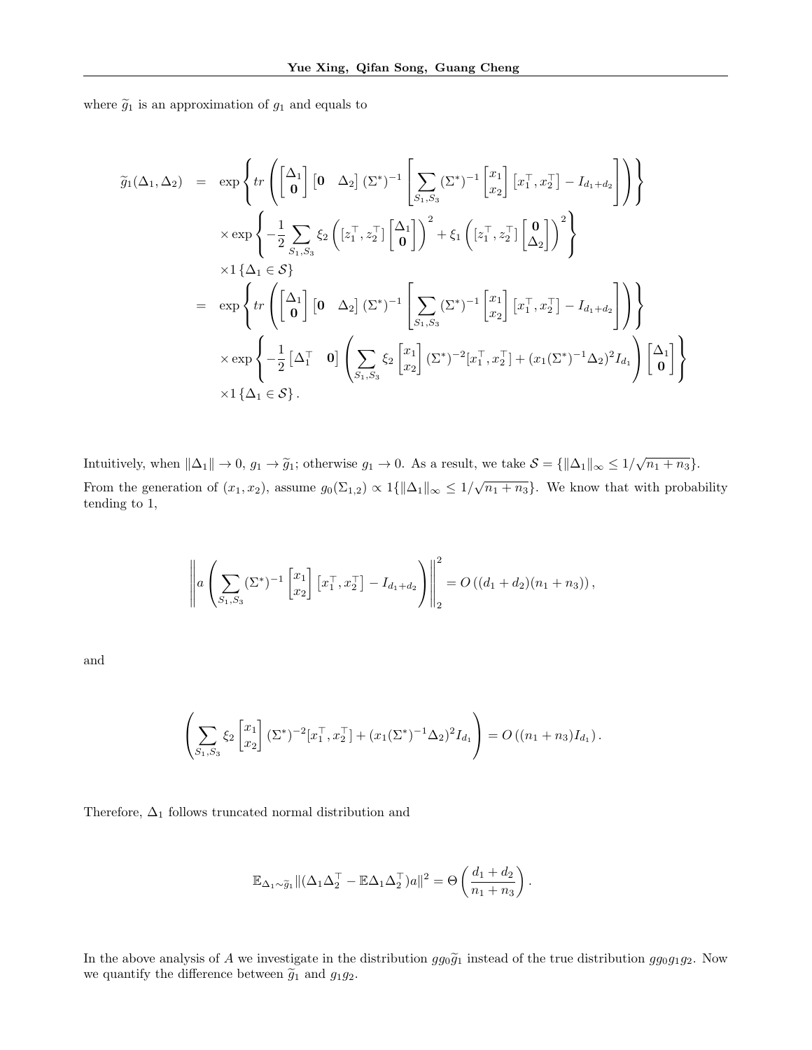where $\widetilde{g}_1$ is an approximation of $g_1$ and equals to

$$
\begin{aligned}
\widetilde{g}_1(\Delta_1, \Delta_2) &= \exp\left\{ tr\left( \begin{bmatrix} \Delta_1 \\ \mathbf{0} \end{bmatrix} \begin{bmatrix} \mathbf{0} & \Delta_2 \end{bmatrix} (\Sigma^*)^{-1} \left[ \sum_{S_1, S_3} (\Sigma^*)^{-1} \begin{bmatrix} x_1 \\ x_2 \end{bmatrix} \left[ x_1^\top, x_2^\top \right] - I_{d_1+d_2} \right] \right) \right\} \\
&\quad \times \exp\left\{ -\frac{1}{2} \sum_{S_1, S_3} \xi_2 \left( \left[ z_1^\top, z_2^\top \right] \begin{bmatrix} \Delta_1 \\ \mathbf{0} \end{bmatrix} \right)^2 + \xi_1 \left( \left[ z_1^\top, z_2^\top \right] \begin{bmatrix} \mathbf{0} \\ \Delta_2 \end{bmatrix} \right)^2 \right\} \\
&\quad \times 1\left\{ \Delta_1 \in \mathcal{S} \right\} \\
&= \exp\left\{ tr\left( \begin{bmatrix} \Delta_1 \\ \mathbf{0} \end{bmatrix} \begin{bmatrix} \mathbf{0} & \Delta_2 \end{bmatrix} (\Sigma^*)^{-1} \left[ \sum_{S_1, S_3} (\Sigma^*)^{-1} \begin{bmatrix} x_1 \\ x_2 \end{bmatrix} \left[ x_1^\top, x_2^\top \right] - I_{d_1+d_2} \right] \right) \right\} \\
&\quad \times \exp\left\{ -\frac{1}{2} \begin{bmatrix} \Delta_1^\top & \mathbf{0} \end{bmatrix} \left( \sum_{S_1, S_3} \xi_2 \begin{bmatrix} x_1 \\ x_2 \end{bmatrix} (\Sigma^*)^{-2} [x_1^\top, x_2^\top] + (x_1 (\Sigma^*)^{-1} \Delta_2)^2 I_{d_1} \right) \begin{bmatrix} \Delta_1 \\ \mathbf{0} \end{bmatrix} \right\} \\
&\quad \times 1\left\{ \Delta_1 \in \mathcal{S} \right\}.
\end{aligned}
$$

Intuitively, when $\|\Delta_1\| \to 0$, $g_1 \to \widetilde{g}_1$; otherwise $g_1 \to 0$. As a result, we take $\mathcal{S} = \{\|\Delta_1\|_\infty \leq 1/\sqrt{n_1+n_3}\}$. From the generation of $(x_1, x_2)$, assume $g_0(\Sigma_{1,2}) \propto 1\{\|\Delta_1\|_\infty \leq 1/\sqrt{n_1+n_3}\}$. We know that with probability tending to 1,

$$
\left\| a \left( \sum_{S_1, S_3} (\Sigma^*)^{-1} \begin{bmatrix} x_1 \\ x_2 \end{bmatrix} \left[ x_1^\top, x_2^\top \right] - I_{d_1+d_2} \right) \right\|_2^2 = O\left( (d_1+d_2)(n_1+n_3) \right),
$$

and

$$
\left( \sum_{S_1, S_3} \xi_2 \begin{bmatrix} x_1 \\ x_2 \end{bmatrix} (\Sigma^*)^{-2} [x_1^\top, x_2^\top] + (x_1 (\Sigma^*)^{-1} \Delta_2)^2 I_{d_1} \right) = O\left( (n_1+n_3) I_{d_1} \right).
$$

Therefore, $\Delta_1$ follows truncated normal distribution and

$$
\mathbb{E}_{\Delta_1 \sim \widetilde{g}_1} \|(\Delta_1 \Delta_2^\top - \mathbb{E}\Delta_1 \Delta_2^\top) a\|^2 = \Theta\left( \frac{d_1+d_2}{n_1+n_3} \right).
$$

In the above analysis of $A$ we investigate in the distribution $g g_0 \widetilde{g}_1$ instead of the true distribution $g g_0 g_1 g_2$. Now we quantify the difference between $\widetilde{g}_1$ and $g_1 g_2$.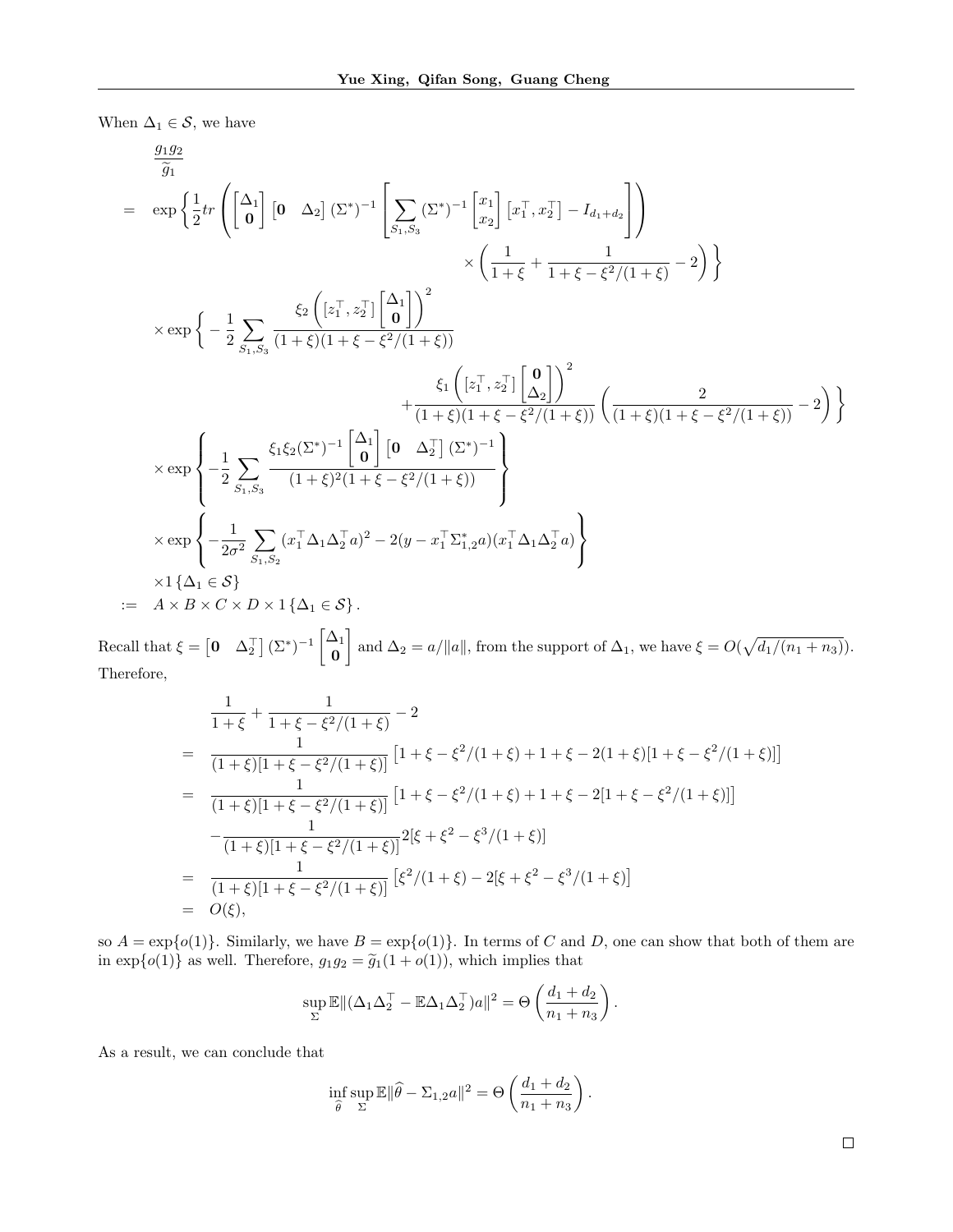When $\Delta_1 \in \mathcal{S}$, we have

$$
\begin{aligned}
& \frac{g_1 g_2}{\widetilde{g}_1} \\
= \;& \exp\left\{ \frac{1}{2} tr \left( \begin{bmatrix} \Delta_1 \\ \mathbf{0} \end{bmatrix} \begin{bmatrix} \mathbf{0} & \Delta_2 \end{bmatrix} (\Sigma^*)^{-1} \left[ \sum_{S_1, S_3} (\Sigma^*)^{-1} \begin{bmatrix} x_1 \\ x_2 \end{bmatrix} \left[ x_1^\top, x_2^\top \right] - I_{d_1+d_2} \right] \right) \right. \\
& \qquad\qquad\qquad\qquad\qquad\qquad \left. \times \left( \frac{1}{1+\xi} + \frac{1}{1+\xi - \xi^2/(1+\xi)} - 2 \right) \right\} \\
& \times \exp\left\{ -\frac{1}{2} \sum_{S_1, S_3} \frac{\xi_2 \left( \left[ z_1^\top, z_2^\top \right] \begin{bmatrix} \Delta_1 \\ \mathbf{0} \end{bmatrix} \right)^2}{(1+\xi)(1+\xi - \xi^2/(1+\xi))} \right. \\
& \qquad\qquad \left. + \frac{\xi_1 \left( \left[ z_1^\top, z_2^\top \right] \begin{bmatrix} \mathbf{0} \\ \Delta_2 \end{bmatrix} \right)^2}{(1+\xi)(1+\xi - \xi^2/(1+\xi))} \left( \frac{2}{(1+\xi)(1+\xi - \xi^2/(1+\xi))} - 2 \right) \right\} \\
& \times \exp\left\{ -\frac{1}{2} \sum_{S_1, S_3} \frac{\xi_1 \xi_2 (\Sigma^*)^{-1} \begin{bmatrix} \Delta_1 \\ \mathbf{0} \end{bmatrix} \begin{bmatrix} \mathbf{0} & \Delta_2^\top \end{bmatrix} (\Sigma^*)^{-1}}{(1+\xi)^2 (1+\xi - \xi^2/(1+\xi))} \right\} \\
& \times \exp\left\{ -\frac{1}{2\sigma^2} \sum_{S_1, S_2} (x_1^\top \Delta_1 \Delta_2^\top a)^2 - 2(y - x_1^\top \Sigma_{1,2}^* a)(x_1^\top \Delta_1 \Delta_2^\top a) \right\} \\
& \times 1\left\{ \Delta_1 \in \mathcal{S} \right\} \\
:= \;& A \times B \times C \times D \times 1\left\{ \Delta_1 \in \mathcal{S} \right\}.
\end{aligned}
$$

Recall that $\xi = \begin{bmatrix} \mathbf{0} & \Delta_2^\top \end{bmatrix} (\Sigma^*)^{-1} \begin{bmatrix} \Delta_1 \\ \mathbf{0} \end{bmatrix}$ and $\Delta_2 = a/\|a\|$, from the support of $\Delta_1$, we have $\xi = O(\sqrt{d_1/(n_1+n_3)})$. Therefore,

$$
\begin{aligned}
& \frac{1}{1+\xi} + \frac{1}{1+\xi - \xi^2/(1+\xi)} - 2 \\
= \;& \frac{1}{(1+\xi)[1+\xi - \xi^2/(1+\xi)]} \left[ 1+\xi - \xi^2/(1+\xi) + 1 + \xi - 2(1+\xi)[1+\xi - \xi^2/(1+\xi)] \right] \\
= \;& \frac{1}{(1+\xi)[1+\xi - \xi^2/(1+\xi)]} \left[ 1+\xi - \xi^2/(1+\xi) + 1 + \xi - 2[1+\xi - \xi^2/(1+\xi)] \right] \\
& - \frac{1}{(1+\xi)[1+\xi - \xi^2/(1+\xi)]} 2[\xi + \xi^2 - \xi^3/(1+\xi)] \\
= \;& \frac{1}{(1+\xi)[1+\xi - \xi^2/(1+\xi)]} \left[ \xi^2/(1+\xi) - 2[\xi + \xi^2 - \xi^3/(1+\xi)] \right] \\
= \;& O(\xi),
\end{aligned}
$$

so $A = \exp\{o(1)\}$. Similarly, we have $B = \exp\{o(1)\}$. In terms of $C$ and $D$, one can show that both of them are in $\exp\{o(1)\}$ as well. Therefore, $g_1 g_2 = \widetilde{g}_1(1+o(1))$, which implies that

$$
\sup_{\Sigma} \mathbb{E}\|(\Delta_1 \Delta_2^\top - \mathbb{E}\Delta_1 \Delta_2^\top)a\|^2 = \Theta\left( \frac{d_1+d_2}{n_1+n_3} \right).
$$

As a result, we can conclude that

$$
\inf_{\widehat{\theta}} \sup_{\Sigma} \mathbb{E}\|\widehat{\theta} - \Sigma_{1,2} a\|^2 = \Theta\left( \frac{d_1+d_2}{n_1+n_3} \right).
$$

□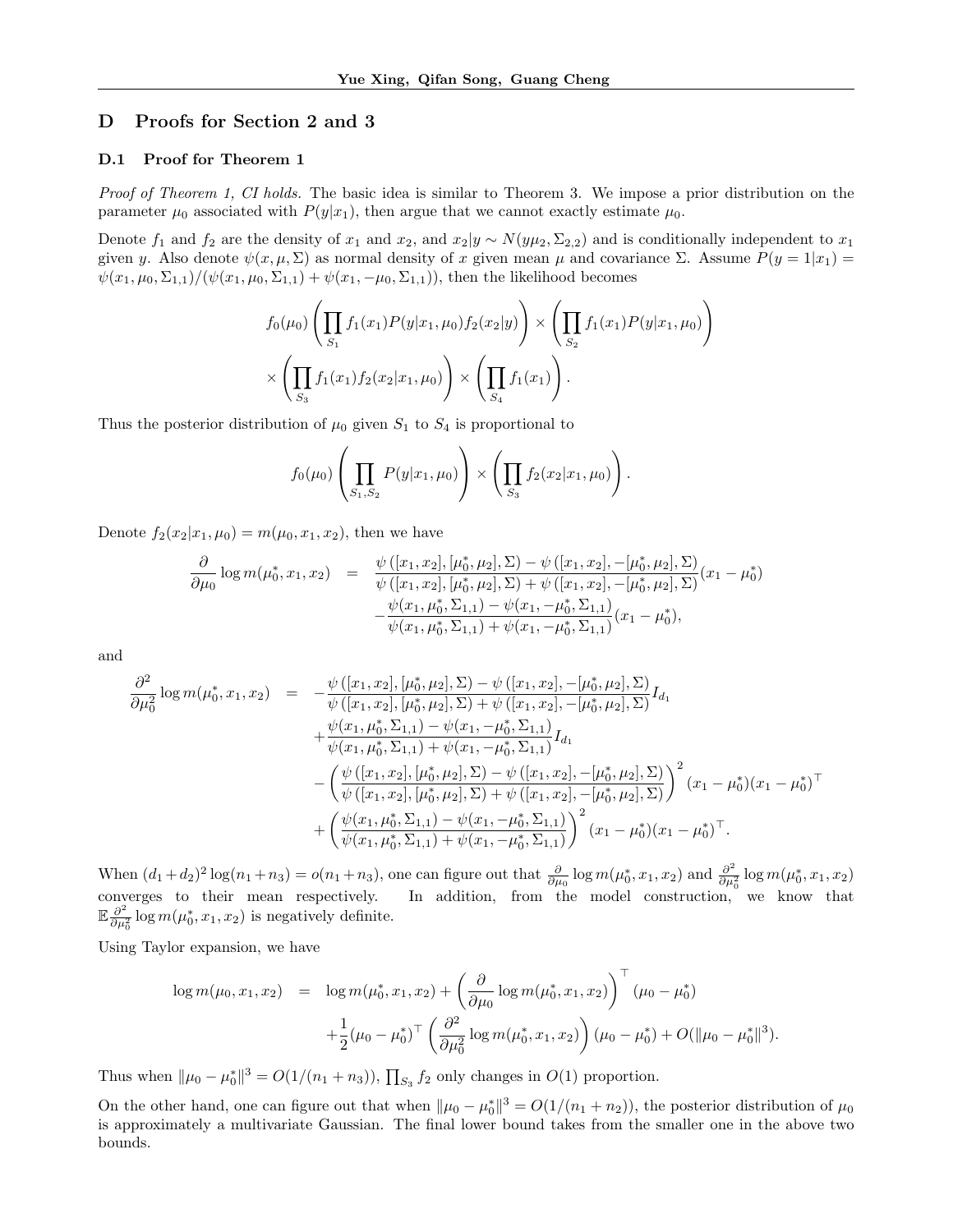# D Proofs for Section 2 and 3

## D.1 Proof for Theorem 1

*Proof of Theorem 1, CI holds.* The basic idea is similar to Theorem 3. We impose a prior distribution on the parameter $\mu_0$ associated with $P(y|x_1)$, then argue that we cannot exactly estimate $\mu_0$.

Denote $f_1$ and $f_2$ are the density of $x_1$ and $x_2$, and $x_2|y \sim N(y\mu_2, \Sigma_{2,2})$ and is conditionally independent to $x_1$ given $y$. Also denote $\psi(x, \mu, \Sigma)$ as normal density of $x$ given mean $\mu$ and covariance $\Sigma$. Assume $P(y = 1|x_1) = \psi(x_1, \mu_0, \Sigma_{1,1})/(\psi(x_1, \mu_0, \Sigma_{1,1}) + \psi(x_1, -\mu_0, \Sigma_{1,1}))$, then the likelihood becomes

$$f_0(\mu_0)\left(\prod_{S_1} f_1(x_1)P(y|x_1,\mu_0)f_2(x_2|y)\right) \times \left(\prod_{S_2} f_1(x_1)P(y|x_1,\mu_0)\right)$$
$$\times \left(\prod_{S_3} f_1(x_1)f_2(x_2|x_1,\mu_0)\right) \times \left(\prod_{S_4} f_1(x_1)\right).$$

Thus the posterior distribution of $\mu_0$ given $S_1$ to $S_4$ is proportional to

$$f_0(\mu_0)\left(\prod_{S_1,S_2} P(y|x_1,\mu_0)\right) \times \left(\prod_{S_3} f_2(x_2|x_1,\mu_0)\right).$$

Denote $f_2(x_2|x_1,\mu_0) = m(\mu_0, x_1, x_2)$, then we have

$$\begin{aligned}\frac{\partial}{\partial \mu_0}\log m(\mu_0^*, x_1, x_2) &= \frac{\psi([x_1,x_2],[\mu_0^*,\mu_2],\Sigma) - \psi([x_1,x_2],-[\mu_0^*,\mu_2],\Sigma)}{\psi([x_1,x_2],[\mu_0^*,\mu_2],\Sigma) + \psi([x_1,x_2],-[\mu_0^*,\mu_2],\Sigma)}(x_1-\mu_0^*) \\ &\quad -\frac{\psi(x_1,\mu_0^*,\Sigma_{1,1}) - \psi(x_1,-\mu_0^*,\Sigma_{1,1})}{\psi(x_1,\mu_0^*,\Sigma_{1,1}) + \psi(x_1,-\mu_0^*,\Sigma_{1,1})}(x_1-\mu_0^*),\end{aligned}$$

and

$$\begin{aligned}\frac{\partial^2}{\partial \mu_0^2}\log m(\mu_0^*, x_1, x_2) &= -\frac{\psi([x_1,x_2],[\mu_0^*,\mu_2],\Sigma) - \psi([x_1,x_2],-[\mu_0^*,\mu_2],\Sigma)}{\psi([x_1,x_2],[\mu_0^*,\mu_2],\Sigma) + \psi([x_1,x_2],-[\mu_0^*,\mu_2],\Sigma)}I_{d_1} \\ &\quad +\frac{\psi(x_1,\mu_0^*,\Sigma_{1,1}) - \psi(x_1,-\mu_0^*,\Sigma_{1,1})}{\psi(x_1,\mu_0^*,\Sigma_{1,1}) + \psi(x_1,-\mu_0^*,\Sigma_{1,1})}I_{d_1} \\ &\quad -\left(\frac{\psi([x_1,x_2],[\mu_0^*,\mu_2],\Sigma) - \psi([x_1,x_2],-[\mu_0^*,\mu_2],\Sigma)}{\psi([x_1,x_2],[\mu_0^*,\mu_2],\Sigma) + \psi([x_1,x_2],-[\mu_0^*,\mu_2],\Sigma)}\right)^2(x_1-\mu_0^*)(x_1-\mu_0^*)^\top \\ &\quad +\left(\frac{\psi(x_1,\mu_0^*,\Sigma_{1,1}) - \psi(x_1,-\mu_0^*,\Sigma_{1,1})}{\psi(x_1,\mu_0^*,\Sigma_{1,1}) + \psi(x_1,-\mu_0^*,\Sigma_{1,1})}\right)^2(x_1-\mu_0^*)(x_1-\mu_0^*)^\top.\end{aligned}$$

When $(d_1+d_2)^2\log(n_1+n_3) = o(n_1+n_3)$, one can figure out that $\frac{\partial}{\partial\mu_0}\log m(\mu_0^*, x_1, x_2)$ and $\frac{\partial^2}{\partial\mu_0^2}\log m(\mu_0^*, x_1, x_2)$ converges to their mean respectively. In addition, from the model construction, we know that $\mathbb{E}\frac{\partial^2}{\partial\mu_0^2}\log m(\mu_0^*, x_1, x_2)$ is negatively definite.

Using Taylor expansion, we have

$$\begin{aligned}\log m(\mu_0, x_1, x_2) &= \log m(\mu_0^*, x_1, x_2) + \left(\frac{\partial}{\partial\mu_0}\log m(\mu_0^*, x_1, x_2)\right)^\top(\mu_0-\mu_0^*) \\ &\quad +\frac{1}{2}(\mu_0-\mu_0^*)^\top\left(\frac{\partial^2}{\partial\mu_0^2}\log m(\mu_0^*, x_1, x_2)\right)(\mu_0-\mu_0^*) + O(\|\mu_0-\mu_0^*\|^3).\end{aligned}$$

Thus when $\|\mu_0-\mu_0^*\|^3 = O(1/(n_1+n_3))$, $\prod_{S_3} f_2$ only changes in $O(1)$ proportion.

On the other hand, one can figure out that when $\|\mu_0-\mu_0^*\|^3 = O(1/(n_1+n_2))$, the posterior distribution of $\mu_0$ is approximately a multivariate Gaussian. The final lower bound takes from the smaller one in the above two bounds.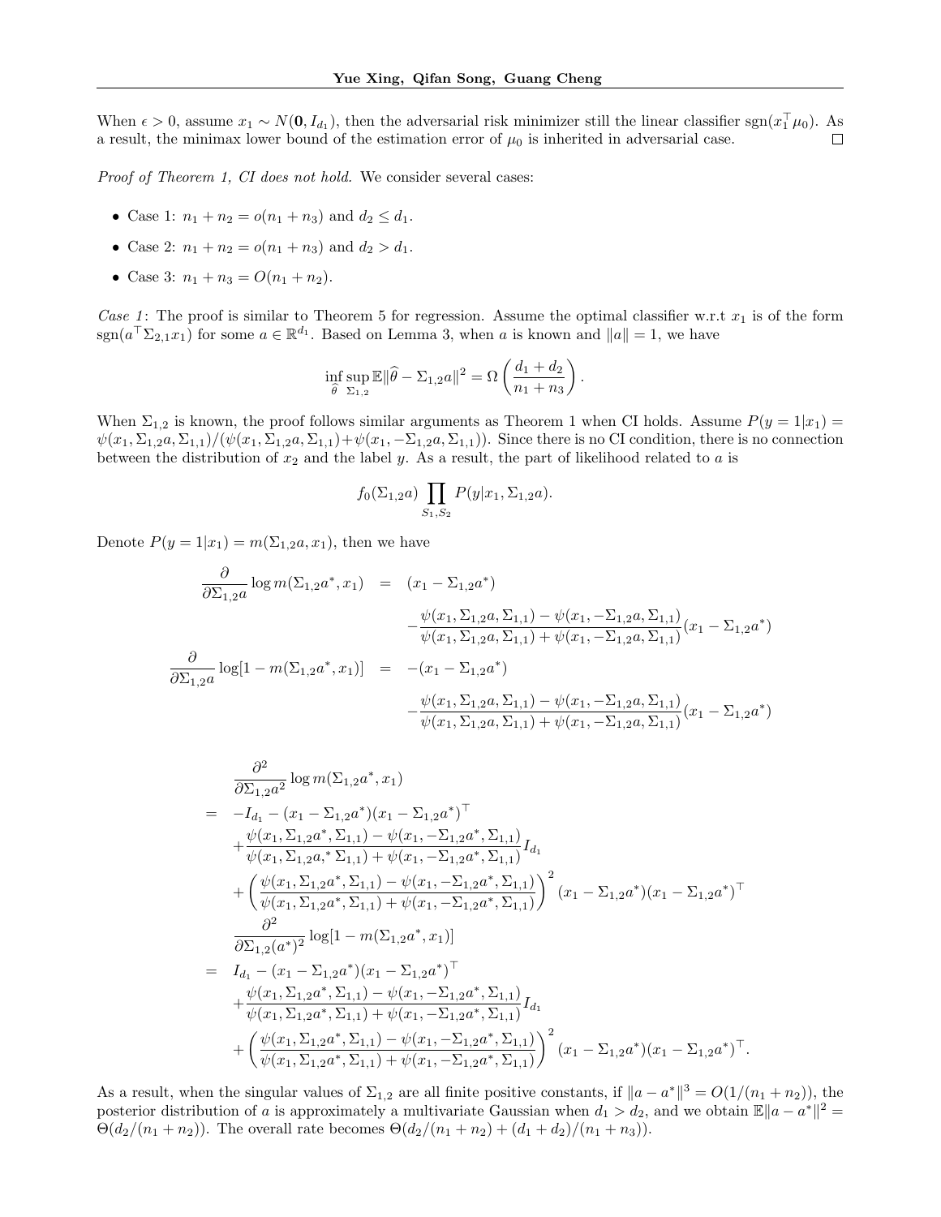When $\epsilon > 0$, assume $x_1 \sim N(\mathbf{0}, I_{d_1})$, then the adversarial risk minimizer still the linear classifier $\text{sgn}(x_1^\top \mu_0)$. As a result, the minimax lower bound of the estimation error of $\mu_0$ is inherited in adversarial case. $\square$

*Proof of Theorem 1, CI does not hold.* We consider several cases:

- Case 1: $n_1 + n_2 = o(n_1 + n_3)$ and $d_2 \leq d_1$.
- Case 2: $n_1 + n_2 = o(n_1 + n_3)$ and $d_2 > d_1$.
- Case 3: $n_1 + n_3 = O(n_1 + n_2)$.

*Case 1*: The proof is similar to Theorem 5 for regression. Assume the optimal classifier w.r.t $x_1$ is of the form $\text{sgn}(a^\top \Sigma_{2,1} x_1)$ for some $a \in \mathbb{R}^{d_1}$. Based on Lemma 3, when $a$ is known and $\|a\| = 1$, we have

$$\inf_{\widehat{\theta}} \sup_{\Sigma_{1,2}} \mathbb{E}\|\widehat{\theta} - \Sigma_{1,2} a\|^2 = \Omega\left(\frac{d_1 + d_2}{n_1 + n_3}\right).$$

When $\Sigma_{1,2}$ is known, the proof follows similar arguments as Theorem 1 when CI holds. Assume $P(y = 1|x_1) = \psi(x_1, \Sigma_{1,2}a, \Sigma_{1,1})/(\psi(x_1, \Sigma_{1,2}a, \Sigma_{1,1}) + \psi(x_1, -\Sigma_{1,2}a, \Sigma_{1,1}))$. Since there is no CI condition, there is no connection between the distribution of $x_2$ and the label $y$. As a result, the part of likelihood related to $a$ is

$$f_0(\Sigma_{1,2}a) \prod_{S_1, S_2} P(y|x_1, \Sigma_{1,2}a).$$

Denote $P(y = 1|x_1) = m(\Sigma_{1,2}a, x_1)$, then we have

$$\begin{aligned}
\frac{\partial}{\partial \Sigma_{1,2}a} \log m(\Sigma_{1,2}a^*, x_1) &= (x_1 - \Sigma_{1,2}a^*) \\
&\quad - \frac{\psi(x_1, \Sigma_{1,2}a, \Sigma_{1,1}) - \psi(x_1, -\Sigma_{1,2}a, \Sigma_{1,1})}{\psi(x_1, \Sigma_{1,2}a, \Sigma_{1,1}) + \psi(x_1, -\Sigma_{1,2}a, \Sigma_{1,1})}(x_1 - \Sigma_{1,2}a^*) \\
\frac{\partial}{\partial \Sigma_{1,2}a} \log[1 - m(\Sigma_{1,2}a^*, x_1)] &= -(x_1 - \Sigma_{1,2}a^*) \\
&\quad - \frac{\psi(x_1, \Sigma_{1,2}a, \Sigma_{1,1}) - \psi(x_1, -\Sigma_{1,2}a, \Sigma_{1,1})}{\psi(x_1, \Sigma_{1,2}a, \Sigma_{1,1}) + \psi(x_1, -\Sigma_{1,2}a, \Sigma_{1,1})}(x_1 - \Sigma_{1,2}a^*)
\end{aligned}$$

$$\begin{aligned}
& \frac{\partial^2}{\partial \Sigma_{1,2}a^2} \log m(\Sigma_{1,2}a^*, x_1) \\
= & -I_{d_1} - (x_1 - \Sigma_{1,2}a^*)(x_1 - \Sigma_{1,2}a^*)^\top \\
& + \frac{\psi(x_1, \Sigma_{1,2}a^*, \Sigma_{1,1}) - \psi(x_1, -\Sigma_{1,2}a^*, \Sigma_{1,1})}{\psi(x_1, \Sigma_{1,2}a,^* \Sigma_{1,1}) + \psi(x_1, -\Sigma_{1,2}a^*, \Sigma_{1,1})} I_{d_1} \\
& + \left(\frac{\psi(x_1, \Sigma_{1,2}a^*, \Sigma_{1,1}) - \psi(x_1, -\Sigma_{1,2}a^*, \Sigma_{1,1})}{\psi(x_1, \Sigma_{1,2}a^*, \Sigma_{1,1}) + \psi(x_1, -\Sigma_{1,2}a^*, \Sigma_{1,1})}\right)^2 (x_1 - \Sigma_{1,2}a^*)(x_1 - \Sigma_{1,2}a^*)^\top \\
& \frac{\partial^2}{\partial \Sigma_{1,2}(a^*)^2} \log[1 - m(\Sigma_{1,2}a^*, x_1)] \\
= & \; I_{d_1} - (x_1 - \Sigma_{1,2}a^*)(x_1 - \Sigma_{1,2}a^*)^\top \\
& + \frac{\psi(x_1, \Sigma_{1,2}a^*, \Sigma_{1,1}) - \psi(x_1, -\Sigma_{1,2}a^*, \Sigma_{1,1})}{\psi(x_1, \Sigma_{1,2}a^*, \Sigma_{1,1}) + \psi(x_1, -\Sigma_{1,2}a^*, \Sigma_{1,1})} I_{d_1} \\
& + \left(\frac{\psi(x_1, \Sigma_{1,2}a^*, \Sigma_{1,1}) - \psi(x_1, -\Sigma_{1,2}a^*, \Sigma_{1,1})}{\psi(x_1, \Sigma_{1,2}a^*, \Sigma_{1,1}) + \psi(x_1, -\Sigma_{1,2}a^*, \Sigma_{1,1})}\right)^2 (x_1 - \Sigma_{1,2}a^*)(x_1 - \Sigma_{1,2}a^*)^\top.
\end{aligned}$$

As a result, when the singular values of $\Sigma_{1,2}$ are all finite positive constants, if $\|a - a^*\|^3 = O(1/(n_1 + n_2))$, the posterior distribution of $a$ is approximately a multivariate Gaussian when $d_1 > d_2$, and we obtain $\mathbb{E}\|a - a^*\|^2 = \Theta(d_2/(n_1 + n_2))$. The overall rate becomes $\Theta(d_2/(n_1 + n_2) + (d_1 + d_2)/(n_1 + n_3))$.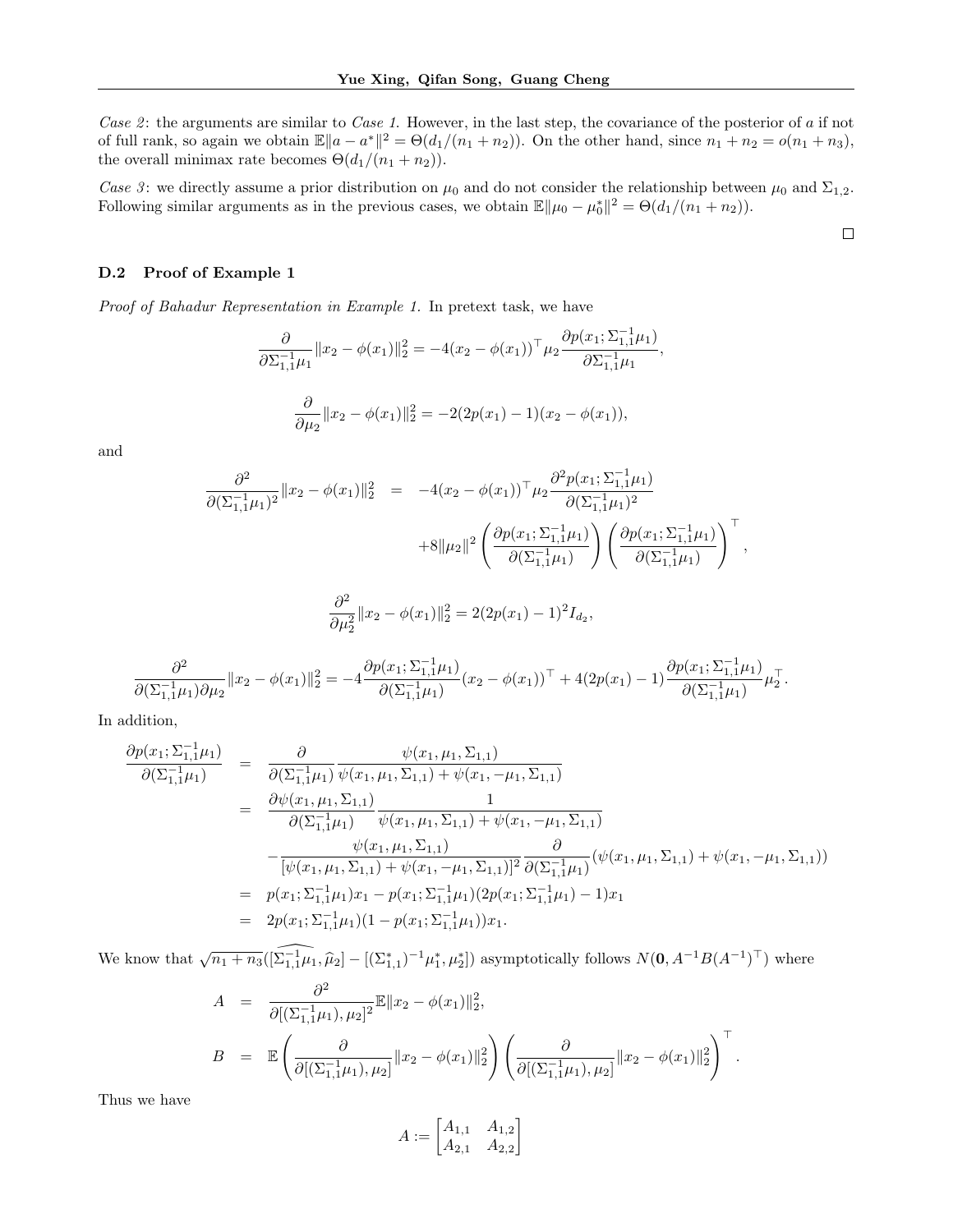*Case 2*: the arguments are similar to *Case 1*. However, in the last step, the covariance of the posterior of $a$ if not of full rank, so again we obtain $\mathbb{E}\|a - a^*\|^2 = \Theta(d_1/(n_1+n_2))$. On the other hand, since $n_1 + n_2 = o(n_1 + n_3)$, the overall minimax rate becomes $\Theta(d_1/(n_1+n_2))$.

*Case 3*: we directly assume a prior distribution on $\mu_0$ and do not consider the relationship between $\mu_0$ and $\Sigma_{1,2}$. Following similar arguments as in the previous cases, we obtain $\mathbb{E}\|\mu_0 - \mu_0^*\|^2 = \Theta(d_1/(n_1+n_2))$.

□

### D.2 Proof of Example 1

*Proof of Bahadur Representation in Example 1.* In pretext task, we have

$$\frac{\partial}{\partial \Sigma_{1,1}^{-1}\mu_1}\|x_2 - \phi(x_1)\|_2^2 = -4(x_2 - \phi(x_1))^\top \mu_2 \frac{\partial p(x_1; \Sigma_{1,1}^{-1}\mu_1)}{\partial \Sigma_{1,1}^{-1}\mu_1},$$

$$\frac{\partial}{\partial \mu_2}\|x_2 - \phi(x_1)\|_2^2 = -2(2p(x_1) - 1)(x_2 - \phi(x_1)),$$

and

$$\begin{aligned}
\frac{\partial^2}{\partial(\Sigma_{1,1}^{-1}\mu_1)^2}\|x_2 - \phi(x_1)\|_2^2 &= -4(x_2 - \phi(x_1))^\top \mu_2 \frac{\partial^2 p(x_1; \Sigma_{1,1}^{-1}\mu_1)}{\partial(\Sigma_{1,1}^{-1}\mu_1)^2} \\
&\quad + 8\|\mu_2\|^2 \left(\frac{\partial p(x_1; \Sigma_{1,1}^{-1}\mu_1)}{\partial(\Sigma_{1,1}^{-1}\mu_1)}\right)\left(\frac{\partial p(x_1; \Sigma_{1,1}^{-1}\mu_1)}{\partial(\Sigma_{1,1}^{-1}\mu_1)}\right)^\top,
\end{aligned}$$

$$\frac{\partial^2}{\partial \mu_2^2}\|x_2 - \phi(x_1)\|_2^2 = 2(2p(x_1) - 1)^2 I_{d_2},$$

$$\frac{\partial^2}{\partial(\Sigma_{1,1}^{-1}\mu_1)\partial\mu_2}\|x_2 - \phi(x_1)\|_2^2 = -4\frac{\partial p(x_1; \Sigma_{1,1}^{-1}\mu_1)}{\partial(\Sigma_{1,1}^{-1}\mu_1)}(x_2 - \phi(x_1))^\top + 4(2p(x_1) - 1)\frac{\partial p(x_1; \Sigma_{1,1}^{-1}\mu_1)}{\partial(\Sigma_{1,1}^{-1}\mu_1)}\mu_2^\top.$$

In addition,

$$\begin{aligned}
\frac{\partial p(x_1; \Sigma_{1,1}^{-1}\mu_1)}{\partial(\Sigma_{1,1}^{-1}\mu_1)} &= \frac{\partial}{\partial(\Sigma_{1,1}^{-1}\mu_1)}\frac{\psi(x_1, \mu_1, \Sigma_{1,1})}{\psi(x_1, \mu_1, \Sigma_{1,1}) + \psi(x_1, -\mu_1, \Sigma_{1,1})} \\
&= \frac{\partial \psi(x_1, \mu_1, \Sigma_{1,1})}{\partial(\Sigma_{1,1}^{-1}\mu_1)}\frac{1}{\psi(x_1, \mu_1, \Sigma_{1,1}) + \psi(x_1, -\mu_1, \Sigma_{1,1})} \\
&\quad - \frac{\psi(x_1, \mu_1, \Sigma_{1,1})}{[\psi(x_1, \mu_1, \Sigma_{1,1}) + \psi(x_1, -\mu_1, \Sigma_{1,1})]^2}\frac{\partial}{\partial(\Sigma_{1,1}^{-1}\mu_1)}(\psi(x_1, \mu_1, \Sigma_{1,1}) + \psi(x_1, -\mu_1, \Sigma_{1,1})) \\
&= p(x_1; \Sigma_{1,1}^{-1}\mu_1)x_1 - p(x_1; \Sigma_{1,1}^{-1}\mu_1)(2p(x_1; \Sigma_{1,1}^{-1}\mu_1) - 1)x_1 \\
&= 2p(x_1; \Sigma_{1,1}^{-1}\mu_1)(1 - p(x_1; \Sigma_{1,1}^{-1}\mu_1))x_1.
\end{aligned}$$

We know that $\sqrt{n_1+n_3}([\widehat{\Sigma_{1,1}^{-1}\mu_1}, \widehat{\mu}_2] - [(\Sigma_{1,1}^*)^{-1}\mu_1^*, \mu_2^*])$ asymptotically follows $N(\mathbf{0}, A^{-1}B(A^{-1})^\top)$ where

$$\begin{aligned}
A &= \frac{\partial^2}{\partial[(\Sigma_{1,1}^{-1}\mu_1), \mu_2]^2}\mathbb{E}\|x_2 - \phi(x_1)\|_2^2, \\
B &= \mathbb{E}\left(\frac{\partial}{\partial[(\Sigma_{1,1}^{-1}\mu_1), \mu_2]}\|x_2 - \phi(x_1)\|_2^2\right)\left(\frac{\partial}{\partial[(\Sigma_{1,1}^{-1}\mu_1), \mu_2]}\|x_2 - \phi(x_1)\|_2^2\right)^\top.
\end{aligned}$$

Thus we have

$$A := \begin{bmatrix} A_{1,1} & A_{1,2} \\ A_{2,1} & A_{2,2} \end{bmatrix}$$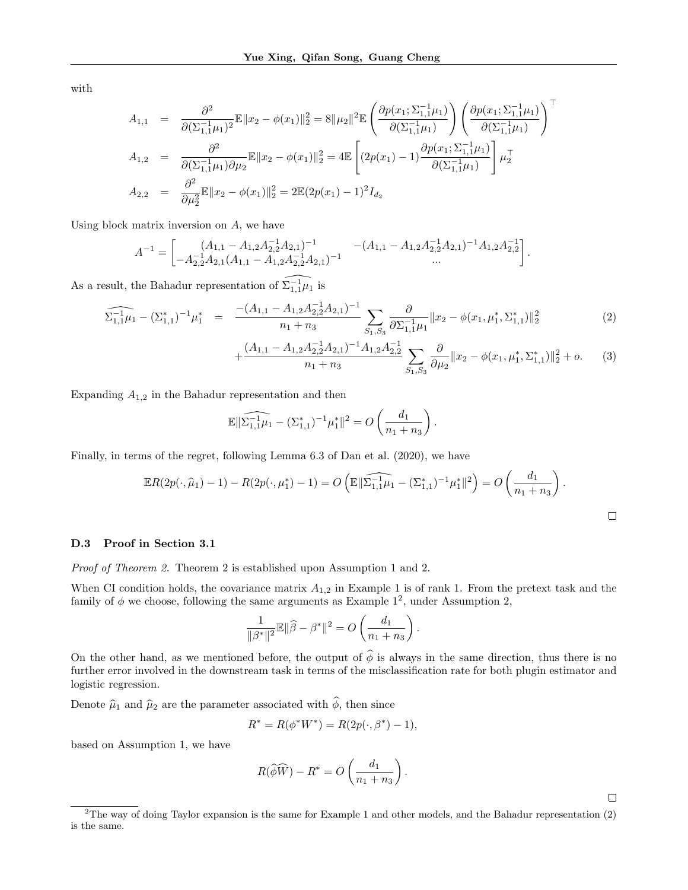with

$$
\begin{aligned}
A_{1,1} &= \frac{\partial^2}{\partial(\Sigma_{1,1}^{-1}\mu_1)^2}\mathbb{E}\|x_2 - \phi(x_1)\|_2^2 = 8\|\mu_2\|^2\mathbb{E}\left(\frac{\partial p(x_1;\Sigma_{1,1}^{-1}\mu_1)}{\partial(\Sigma_{1,1}^{-1}\mu_1)}\right)\left(\frac{\partial p(x_1;\Sigma_{1,1}^{-1}\mu_1)}{\partial(\Sigma_{1,1}^{-1}\mu_1)}\right)^\top \\
A_{1,2} &= \frac{\partial^2}{\partial(\Sigma_{1,1}^{-1}\mu_1)\partial\mu_2}\mathbb{E}\|x_2 - \phi(x_1)\|_2^2 = 4\mathbb{E}\left[(2p(x_1)-1)\frac{\partial p(x_1;\Sigma_{1,1}^{-1}\mu_1)}{\partial(\Sigma_{1,1}^{-1}\mu_1)}\right]\mu_2^\top \\
A_{2,2} &= \frac{\partial^2}{\partial\mu_2^2}\mathbb{E}\|x_2 - \phi(x_1)\|_2^2 = 2\mathbb{E}(2p(x_1)-1)^2 I_{d_2}
\end{aligned}
$$

Using block matrix inversion on $A$, we have

$$
A^{-1} = \begin{bmatrix} (A_{1,1} - A_{1,2}A_{2,2}^{-1}A_{2,1})^{-1} & -(A_{1,1} - A_{1,2}A_{2,2}^{-1}A_{2,1})^{-1}A_{1,2}A_{2,2}^{-1} \\ -A_{2,2}^{-1}A_{2,1}(A_{1,1} - A_{1,2}A_{2,2}^{-1}A_{2,1})^{-1} & \dots \end{bmatrix}.
$$

As a result, the Bahadur representation of $\widehat{\Sigma_{1,1}^{-1}\mu_1}$ is

$$
\begin{aligned}
\widehat{\Sigma_{1,1}^{-1}\mu_1} - (\Sigma_{1,1}^*)^{-1}\mu_1^* &= \frac{-(A_{1,1} - A_{1,2}A_{2,2}^{-1}A_{2,1})^{-1}}{n_1+n_3}\sum_{S_1,S_3}\frac{\partial}{\partial\Sigma_{1,1}^{-1}\mu_1}\|x_2 - \phi(x_1,\mu_1^*,\Sigma_{1,1}^*)\|_2^2 \qquad (2) \\
&\quad + \frac{(A_{1,1} - A_{1,2}A_{2,2}^{-1}A_{2,1})^{-1}A_{1,2}A_{2,2}^{-1}}{n_1+n_3}\sum_{S_1,S_3}\frac{\partial}{\partial\mu_2}\|x_2 - \phi(x_1,\mu_1^*,\Sigma_{1,1}^*)\|_2^2 + o. \qquad (3)
\end{aligned}
$$

Expanding $A_{1,2}$ in the Bahadur representation and then

$$
\mathbb{E}\|\widehat{\Sigma_{1,1}^{-1}\mu_1} - (\Sigma_{1,1}^*)^{-1}\mu_1^*\|^2 = O\left(\frac{d_1}{n_1+n_3}\right).
$$

Finally, in terms of the regret, following Lemma 6.3 of Dan et al. (2020), we have

$$
\mathbb{E}R(2p(\cdot,\widehat{\mu}_1)-1) - R(2p(\cdot,\mu_1^*)-1) = O\left(\mathbb{E}\|\widehat{\Sigma_{1,1}^{-1}\mu_1} - (\Sigma_{1,1}^*)^{-1}\mu_1^*\|^2\right) = O\left(\frac{d_1}{n_1+n_3}\right).
$$

□

### D.3 Proof in Section 3.1

*Proof of Theorem 2.* Theorem 2 is established upon Assumption 1 and 2.

When CI condition holds, the covariance matrix $A_{1,2}$ in Example 1 is of rank 1. From the pretext task and the family of $\phi$ we choose, following the same arguments as Example 1[2], under Assumption 2,

$$
\frac{1}{\|\beta^*\|^2}\mathbb{E}\|\widehat{\beta} - \beta^*\|^2 = O\left(\frac{d_1}{n_1+n_3}\right).
$$

On the other hand, as we mentioned before, the output of $\widehat{\phi}$ is always in the same direction, thus there is no further error involved in the downstream task in terms of the misclassification rate for both plugin estimator and logistic regression.

Denote $\widehat{\mu}_1$ and $\widehat{\mu}_2$ are the parameter associated with $\widehat{\phi}$, then since

$$
R^* = R(\phi^* W^*) = R(2p(\cdot,\beta^*)-1),
$$

based on Assumption 1, we have

$$
R(\widehat{\phi}\widehat{W}) - R^* = O\left(\frac{d_1}{n_1+n_3}\right).
$$

□

[2]The way of doing Taylor expansion is the same for Example 1 and other models, and the Bahadur representation (2) is the same.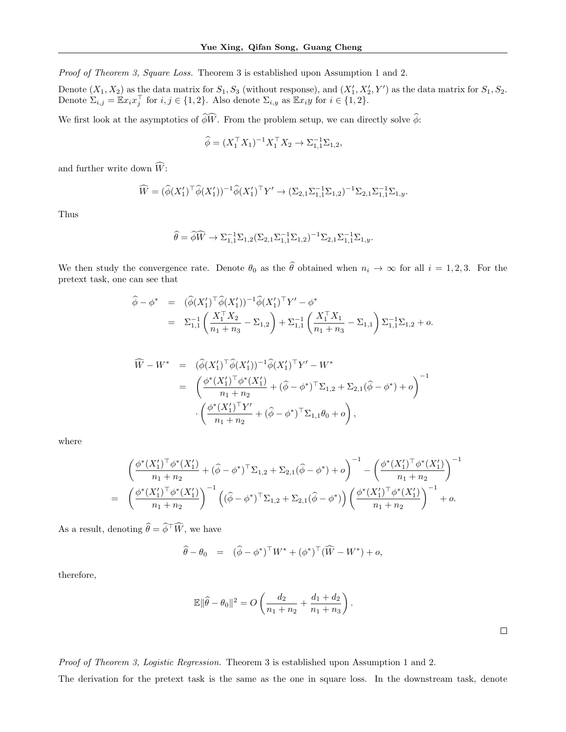*Proof of Theorem 3, Square Loss.* Theorem 3 is established upon Assumption 1 and 2.

Denote $(X_1, X_2)$ as the data matrix for $S_1, S_3$ (without response), and $(X_1', X_2', Y')$ as the data matrix for $S_1, S_2$. Denote $\Sigma_{i,j} = \mathbb{E}x_i x_j^\top$ for $i, j \in \{1, 2\}$. Also denote $\Sigma_{i,y}$ as $\mathbb{E}x_i y$ for $i \in \{1, 2\}$.

We first look at the asymptotics of $\widehat{\phi W}$. From the problem setup, we can directly solve $\widehat{\phi}$:

$$\widehat{\phi} = (X_1^\top X_1)^{-1} X_1^\top X_2 \to \Sigma_{1,1}^{-1}\Sigma_{1,2},$$

and further write down $\widehat{W}$:

$$\widehat{W} = (\widehat{\phi}(X_1')^\top \widehat{\phi}(X_1'))^{-1}\widehat{\phi}(X_1')^\top Y' \to (\Sigma_{2,1}\Sigma_{1,1}^{-1}\Sigma_{1,2})^{-1}\Sigma_{2,1}\Sigma_{1,1}^{-1}\Sigma_{1,y}.$$

Thus

$$\widehat{\theta} = \widehat{\phi W} \to \Sigma_{1,1}^{-1}\Sigma_{1,2}(\Sigma_{2,1}\Sigma_{1,1}^{-1}\Sigma_{1,2})^{-1}\Sigma_{2,1}\Sigma_{1,1}^{-1}\Sigma_{1,y}.$$

We then study the convergence rate. Denote $\theta_0$ as the $\widehat{\theta}$ obtained when $n_i \to \infty$ for all $i = 1, 2, 3$. For the pretext task, one can see that

$$\begin{aligned}
\widehat{\phi} - \phi^* &= (\widehat{\phi}(X_1')^\top \widehat{\phi}(X_1'))^{-1}\widehat{\phi}(X_1')^\top Y' - \phi^* \\
&= \Sigma_{1,1}^{-1}\left(\frac{X_1^\top X_2}{n_1+n_3} - \Sigma_{1,2}\right) + \Sigma_{1,1}^{-1}\left(\frac{X_1^\top X_1}{n_1+n_3} - \Sigma_{1,1}\right)\Sigma_{1,1}^{-1}\Sigma_{1,2} + o.
\end{aligned}$$

$$\begin{aligned}
\widehat{W} - W^* &= (\widehat{\phi}(X_1')^\top \widehat{\phi}(X_1'))^{-1}\widehat{\phi}(X_1')^\top Y' - W^* \\
&= \left(\frac{\phi^*(X_1')^\top \phi^*(X_1')}{n_1+n_2} + (\widehat{\phi}-\phi^*)^\top \Sigma_{1,2} + \Sigma_{2,1}(\widehat{\phi}-\phi^*) + o\right)^{-1} \\
&\quad \cdot \left(\frac{\phi^*(X_1')^\top Y'}{n_1+n_2} + (\widehat{\phi}-\phi^*)^\top \Sigma_{1,1}\theta_0 + o\right),
\end{aligned}$$

where

$$\begin{aligned}
&\left(\frac{\phi^*(X_1')^\top \phi^*(X_1')}{n_1+n_2} + (\widehat{\phi}-\phi^*)^\top \Sigma_{1,2} + \Sigma_{2,1}(\widehat{\phi}-\phi^*) + o\right)^{-1} - \left(\frac{\phi^*(X_1')^\top \phi^*(X_1')}{n_1+n_2}\right)^{-1} \\
=\ &\left(\frac{\phi^*(X_1')^\top \phi^*(X_1')}{n_1+n_2}\right)^{-1}\left((\widehat{\phi}-\phi^*)^\top \Sigma_{1,2} + \Sigma_{2,1}(\widehat{\phi}-\phi^*)\right)\left(\frac{\phi^*(X_1')^\top \phi^*(X_1')}{n_1+n_2}\right)^{-1} + o.
\end{aligned}$$

As a result, denoting $\widehat{\theta} = \widehat{\phi}^\top \widehat{W}$, we have

$$\widehat{\theta} - \theta_0 \quad = \quad (\widehat{\phi}-\phi^*)^\top W^* + (\phi^*)^\top(\widehat{W} - W^*) + o,$$

therefore,

$$\mathbb{E}\|\widehat{\theta} - \theta_0\|^2 = O\left(\frac{d_2}{n_1+n_2} + \frac{d_1+d_2}{n_1+n_3}\right).$$

□

*Proof of Theorem 3, Logistic Regression.* Theorem 3 is established upon Assumption 1 and 2.

The derivation for the pretext task is the same as the one in square loss. In the downstream task, denote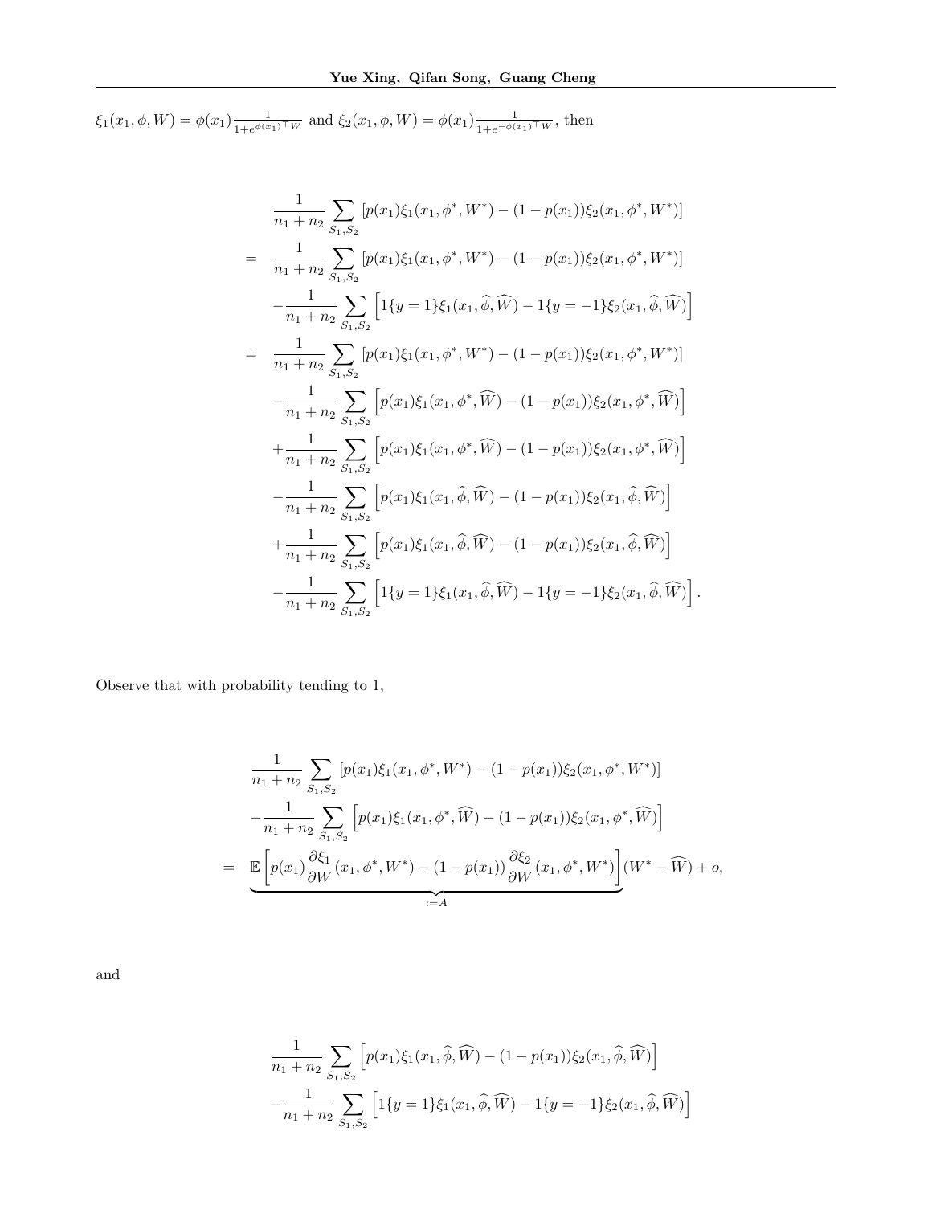$\xi_1(x_1, \phi, W) = \phi(x_1)\frac{1}{1+e^{\phi(x_1)^\top W}}$ and $\xi_2(x_1, \phi, W) = \phi(x_1)\frac{1}{1+e^{-\phi(x_1)^\top W}}$, then

$$
\begin{aligned}
& \frac{1}{n_1+n_2}\sum_{S_1,S_2}\left[p(x_1)\xi_1(x_1,\phi^*,W^*) - (1-p(x_1))\xi_2(x_1,\phi^*,W^*)\right] \\
= \; & \frac{1}{n_1+n_2}\sum_{S_1,S_2}\left[p(x_1)\xi_1(x_1,\phi^*,W^*) - (1-p(x_1))\xi_2(x_1,\phi^*,W^*)\right] \\
& -\frac{1}{n_1+n_2}\sum_{S_1,S_2}\left[1\{y=1\}\xi_1(x_1,\widehat{\phi},\widehat{W}) - 1\{y=-1\}\xi_2(x_1,\widehat{\phi},\widehat{W})\right] \\
= \; & \frac{1}{n_1+n_2}\sum_{S_1,S_2}\left[p(x_1)\xi_1(x_1,\phi^*,W^*) - (1-p(x_1))\xi_2(x_1,\phi^*,W^*)\right] \\
& -\frac{1}{n_1+n_2}\sum_{S_1,S_2}\left[p(x_1)\xi_1(x_1,\phi^*,\widehat{W}) - (1-p(x_1))\xi_2(x_1,\phi^*,\widehat{W})\right] \\
& +\frac{1}{n_1+n_2}\sum_{S_1,S_2}\left[p(x_1)\xi_1(x_1,\phi^*,\widehat{W}) - (1-p(x_1))\xi_2(x_1,\phi^*,\widehat{W})\right] \\
& -\frac{1}{n_1+n_2}\sum_{S_1,S_2}\left[p(x_1)\xi_1(x_1,\widehat{\phi},\widehat{W}) - (1-p(x_1))\xi_2(x_1,\widehat{\phi},\widehat{W})\right] \\
& +\frac{1}{n_1+n_2}\sum_{S_1,S_2}\left[p(x_1)\xi_1(x_1,\widehat{\phi},\widehat{W}) - (1-p(x_1))\xi_2(x_1,\widehat{\phi},\widehat{W})\right] \\
& -\frac{1}{n_1+n_2}\sum_{S_1,S_2}\left[1\{y=1\}\xi_1(x_1,\widehat{\phi},\widehat{W}) - 1\{y=-1\}\xi_2(x_1,\widehat{\phi},\widehat{W})\right].
\end{aligned}
$$

Observe that with probability tending to 1,

$$
\begin{aligned}
& \frac{1}{n_1+n_2}\sum_{S_1,S_2}\left[p(x_1)\xi_1(x_1,\phi^*,W^*) - (1-p(x_1))\xi_2(x_1,\phi^*,W^*)\right] \\
& -\frac{1}{n_1+n_2}\sum_{S_1,S_2}\left[p(x_1)\xi_1(x_1,\phi^*,\widehat{W}) - (1-p(x_1))\xi_2(x_1,\phi^*,\widehat{W})\right] \\
= \; & \underbrace{\mathbb{E}\left[p(x_1)\frac{\partial \xi_1}{\partial W}(x_1,\phi^*,W^*) - (1-p(x_1))\frac{\partial \xi_2}{\partial W}(x_1,\phi^*,W^*)\right]}_{:=A}(W^*-\widehat{W}) + o,
\end{aligned}
$$

and

$$
\begin{aligned}
& \frac{1}{n_1+n_2}\sum_{S_1,S_2}\left[p(x_1)\xi_1(x_1,\widehat{\phi},\widehat{W}) - (1-p(x_1))\xi_2(x_1,\widehat{\phi},\widehat{W})\right] \\
& -\frac{1}{n_1+n_2}\sum_{S_1,S_2}\left[1\{y=1\}\xi_1(x_1,\widehat{\phi},\widehat{W}) - 1\{y=-1\}\xi_2(x_1,\widehat{\phi},\widehat{W})\right]
\end{aligned}
$$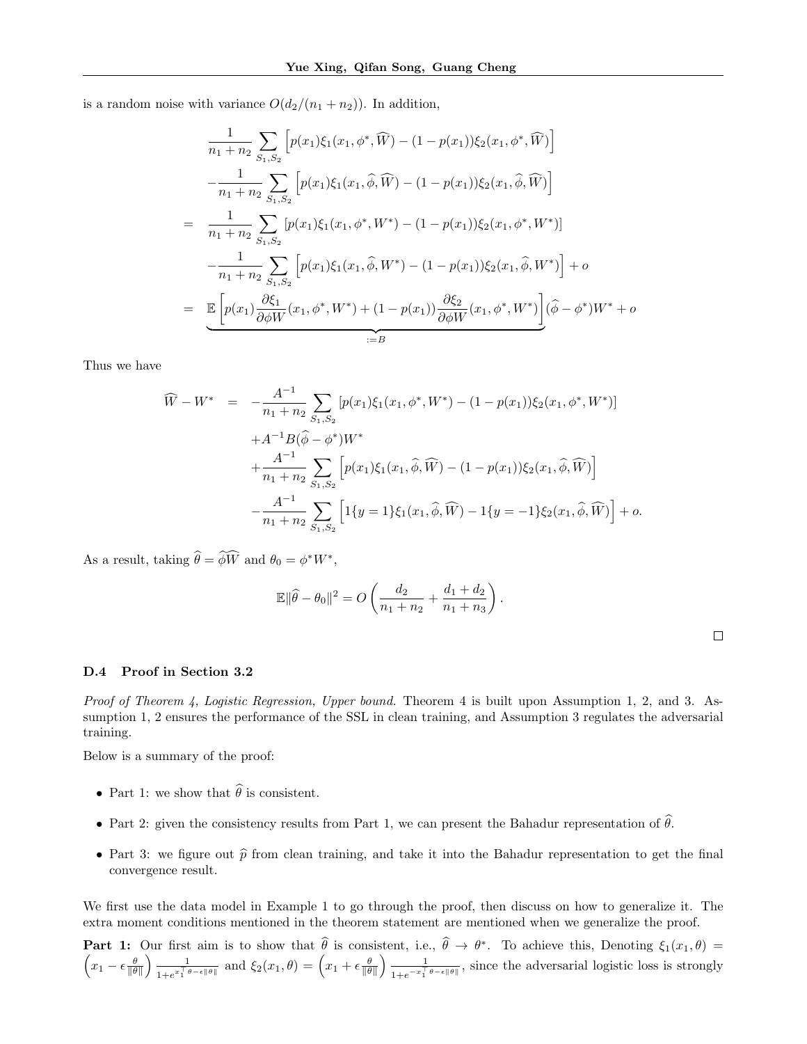is a random noise with variance $O(d_2/(n_1+n_2))$. In addition,

$$
\begin{aligned}
& \frac{1}{n_1+n_2}\sum_{S_1,S_2}\left[p(x_1)\xi_1(x_1,\phi^*,\widehat{W})-(1-p(x_1))\xi_2(x_1,\phi^*,\widehat{W})\right] \\
& -\frac{1}{n_1+n_2}\sum_{S_1,S_2}\left[p(x_1)\xi_1(x_1,\widehat{\phi},\widehat{W})-(1-p(x_1))\xi_2(x_1,\widehat{\phi},\widehat{W})\right] \\
= & \frac{1}{n_1+n_2}\sum_{S_1,S_2}\left[p(x_1)\xi_1(x_1,\phi^*,W^*)-(1-p(x_1))\xi_2(x_1,\phi^*,W^*)\right] \\
& -\frac{1}{n_1+n_2}\sum_{S_1,S_2}\left[p(x_1)\xi_1(x_1,\widehat{\phi},W^*)-(1-p(x_1))\xi_2(x_1,\widehat{\phi},W^*)\right]+o \\
= & \underbrace{\mathbb{E}\left[p(x_1)\frac{\partial \xi_1}{\partial \phi W}(x_1,\phi^*,W^*)+(1-p(x_1))\frac{\partial \xi_2}{\partial \phi W}(x_1,\phi^*,W^*)\right]}_{:=B}(\widehat{\phi}-\phi^*)W^*+o
\end{aligned}
$$

Thus we have

$$
\begin{aligned}
\widehat{W}-W^* = & -\frac{A^{-1}}{n_1+n_2}\sum_{S_1,S_2}\left[p(x_1)\xi_1(x_1,\phi^*,W^*)-(1-p(x_1))\xi_2(x_1,\phi^*,W^*)\right] \\
& +A^{-1}B(\widehat{\phi}-\phi^*)W^* \\
& +\frac{A^{-1}}{n_1+n_2}\sum_{S_1,S_2}\left[p(x_1)\xi_1(x_1,\widehat{\phi},\widehat{W})-(1-p(x_1))\xi_2(x_1,\widehat{\phi},\widehat{W})\right] \\
& -\frac{A^{-1}}{n_1+n_2}\sum_{S_1,S_2}\left[1\{y=1\}\xi_1(x_1,\widehat{\phi},\widehat{W})-1\{y=-1\}\xi_2(x_1,\widehat{\phi},\widehat{W})\right]+o.
\end{aligned}
$$

As a result, taking $\widehat{\theta}=\widehat{\phi}\widehat{W}$ and $\theta_0=\phi^*W^*$,

$$
\mathbb{E}\|\widehat{\theta}-\theta_0\|^2 = O\left(\frac{d_2}{n_1+n_2}+\frac{d_1+d_2}{n_1+n_3}\right).
$$

□

### D.4 Proof in Section 3.2

*Proof of Theorem 4, Logistic Regression, Upper bound.* Theorem 4 is built upon Assumption 1, 2, and 3. Assumption 1, 2 ensures the performance of the SSL in clean training, and Assumption 3 regulates the adversarial training.

Below is a summary of the proof:

- Part 1: we show that $\widehat{\theta}$ is consistent.
- Part 2: given the consistency results from Part 1, we can present the Bahadur representation of $\widehat{\theta}$.
- Part 3: we figure out $\widehat{p}$ from clean training, and take it into the Bahadur representation to get the final convergence result.

We first use the data model in Example 1 to go through the proof, then discuss on how to generalize it. The extra moment conditions mentioned in the theorem statement are mentioned when we generalize the proof.

**Part 1:** Our first aim is to show that $\widehat{\theta}$ is consistent, i.e., $\widehat{\theta}\to\theta^*$. To achieve this, Denoting $\xi_1(x_1,\theta)=\left(x_1-\epsilon\frac{\theta}{\|\theta\|}\right)\frac{1}{1+e^{x_1^\top\theta-\epsilon\|\theta\|}}$ and $\xi_2(x_1,\theta)=\left(x_1+\epsilon\frac{\theta}{\|\theta\|}\right)\frac{1}{1+e^{-x_1^\top\theta-\epsilon\|\theta\|}}$, since the adversarial logistic loss is strongly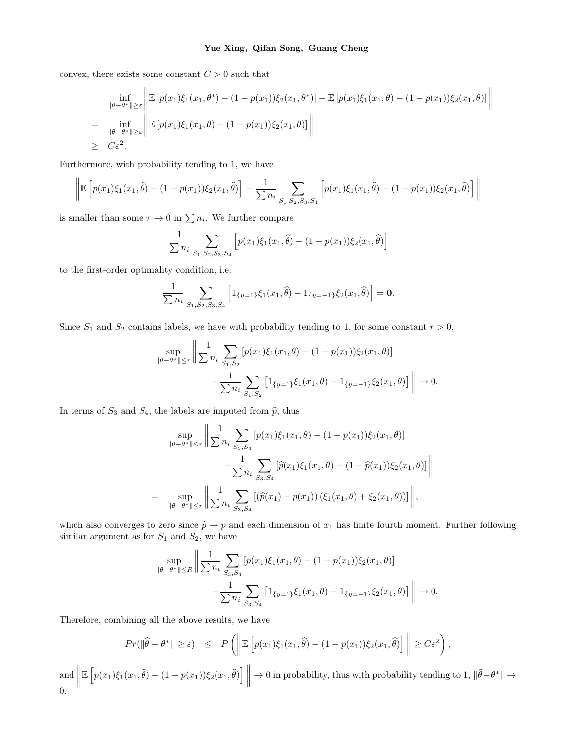convex, there exists some constant $C > 0$ such that

$$
\begin{aligned}
& \inf_{\|\theta-\theta^*\|\geq\varepsilon} \left\| \mathbb{E}\left[p(x_1)\xi_1(x_1,\theta^*) - (1-p(x_1))\xi_2(x_1,\theta^*)\right] - \mathbb{E}\left[p(x_1)\xi_1(x_1,\theta) - (1-p(x_1))\xi_2(x_1,\theta)\right] \right\| \\
= & \inf_{\|\theta-\theta^*\|\geq\varepsilon} \left\| \mathbb{E}\left[p(x_1)\xi_1(x_1,\theta) - (1-p(x_1))\xi_2(x_1,\theta)\right] \right\| \\
\geq & \; C\varepsilon^2.
\end{aligned}
$$

Furthermore, with probability tending to 1, we have

$$
\left\| \mathbb{E}\left[p(x_1)\xi_1(x_1,\widehat{\theta}) - (1-p(x_1))\xi_2(x_1,\widehat{\theta})\right] - \frac{1}{\sum n_i}\sum_{S_1,S_2,S_3,S_4}\left[p(x_1)\xi_1(x_1,\widehat{\theta}) - (1-p(x_1))\xi_2(x_1,\widehat{\theta})\right] \right\|
$$

is smaller than some $\tau \to 0$ in $\sum n_i$. We further compare

$$
\frac{1}{\sum n_i}\sum_{S_1,S_2,S_3,S_4}\left[p(x_1)\xi_1(x_1,\widehat{\theta}) - (1-p(x_1))\xi_2(x_1,\widehat{\theta})\right]
$$

to the first-order optimality condition, i.e.

$$
\frac{1}{\sum n_i}\sum_{S_1,S_2,S_3,S_4}\left[1_{\{y=1\}}\xi_1(x_1,\widehat{\theta}) - 1_{\{y=-1\}}\xi_2(x_1,\widehat{\theta})\right] = \mathbf{0}.
$$

Since $S_1$ and $S_2$ contains labels, we have with probability tending to 1, for some constant $r > 0$,

$$
\begin{aligned}
\sup_{\|\theta-\theta^*\|\leq r} \Bigg\| & \frac{1}{\sum n_i}\sum_{S_1,S_2}\left[p(x_1)\xi_1(x_1,\theta) - (1-p(x_1))\xi_2(x_1,\theta)\right] \\
& - \frac{1}{\sum n_i}\sum_{S_1,S_2}\left[1_{\{y=1\}}\xi_1(x_1,\theta) - 1_{\{y=-1\}}\xi_2(x_1,\theta)\right] \Bigg\| \to 0.
\end{aligned}
$$

In terms of $S_3$ and $S_4$, the labels are imputed from $\widehat{p}$, thus

$$
\begin{aligned}
& \sup_{\|\theta-\theta^*\|\leq r} \Bigg\| \frac{1}{\sum n_i}\sum_{S_3,S_4}\left[p(x_1)\xi_1(x_1,\theta) - (1-p(x_1))\xi_2(x_1,\theta)\right] \\
& \qquad - \frac{1}{\sum n_i}\sum_{S_3,S_4}\left[\widehat{p}(x_1)\xi_1(x_1,\theta) - (1-\widehat{p}(x_1))\xi_2(x_1,\theta)\right] \Bigg\| \\
= & \sup_{\|\theta-\theta^*\|\leq r} \left\| \frac{1}{\sum n_i}\sum_{S_3,S_4}\left[(\widehat{p}(x_1) - p(x_1))\left(\xi_1(x_1,\theta) + \xi_2(x_1,\theta)\right)\right] \right\|,
\end{aligned}
$$

which also converges to zero since $\widehat{p} \to p$ and each dimension of $x_1$ has finite fourth moment. Further following similar argument as for $S_1$ and $S_2$, we have

$$
\begin{aligned}
\sup_{\|\theta-\theta^*\|\leq R} \Bigg\| & \frac{1}{\sum n_i}\sum_{S_3,S_4}\left[p(x_1)\xi_1(x_1,\theta) - (1-p(x_1))\xi_2(x_1,\theta)\right] \\
& - \frac{1}{\sum n_i}\sum_{S_3,S_4}\left[1_{\{y=1\}}\xi_1(x_1,\theta) - 1_{\{y=-1\}}\xi_2(x_1,\theta)\right] \Bigg\| \to 0.
\end{aligned}
$$

Therefore, combining all the above results, we have

$$
Pr(\|\widehat{\theta} - \theta^*\| \geq \varepsilon) \leq P\left( \left\| \mathbb{E}\left[p(x_1)\xi_1(x_1,\widehat{\theta}) - (1-p(x_1))\xi_2(x_1,\widehat{\theta})\right] \right\| \geq C\varepsilon^2 \right),
$$

and $\left\| \mathbb{E}\left[p(x_1)\xi_1(x_1,\widehat{\theta}) - (1-p(x_1))\xi_2(x_1,\widehat{\theta})\right] \right\| \to 0$ in probability, thus with probability tending to 1, $\|\widehat{\theta} - \theta^*\| \to 0$.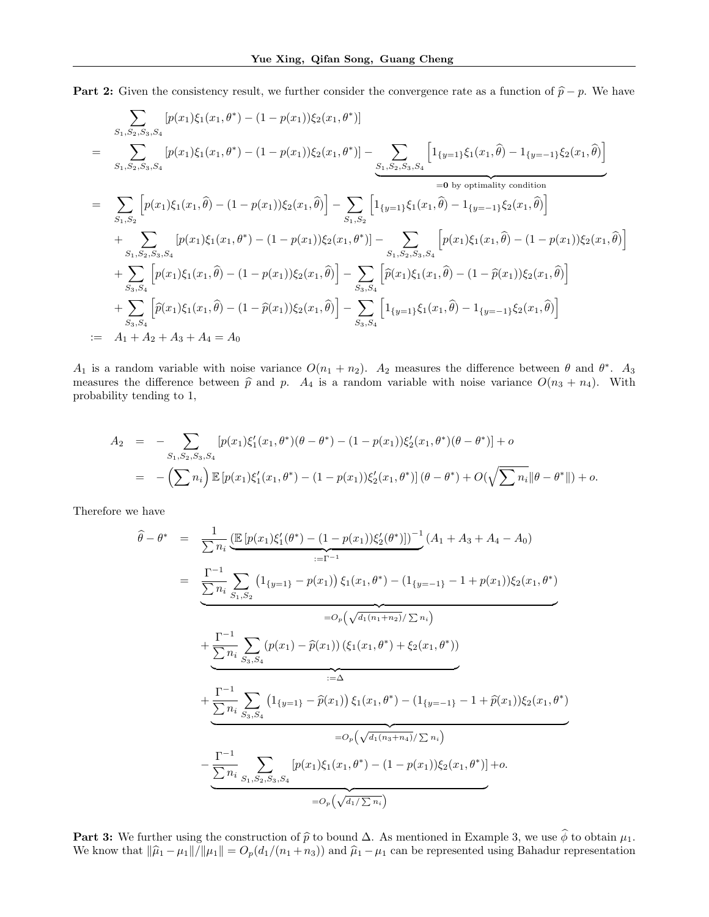**Part 2:** Given the consistency result, we further consider the convergence rate as a function of $\widehat{p} - p$. We have

$$
\begin{aligned}
& \sum_{S_1,S_2,S_3,S_4} [p(x_1)\xi_1(x_1,\theta^*) - (1-p(x_1))\xi_2(x_1,\theta^*)] \\
= & \sum_{S_1,S_2,S_3,S_4} [p(x_1)\xi_1(x_1,\theta^*) - (1-p(x_1))\xi_2(x_1,\theta^*)] - \underbrace{\sum_{S_1,S_2,S_3,S_4} \left[1_{\{y=1\}}\xi_1(x_1,\widehat{\theta}) - 1_{\{y=-1\}}\xi_2(x_1,\widehat{\theta})\right]}_{=\mathbf{0} \text{ by optimality condition}} \\
= & \sum_{S_1,S_2} \left[p(x_1)\xi_1(x_1,\widehat{\theta}) - (1-p(x_1))\xi_2(x_1,\widehat{\theta})\right] - \sum_{S_1,S_2} \left[1_{\{y=1\}}\xi_1(x_1,\widehat{\theta}) - 1_{\{y=-1\}}\xi_2(x_1,\widehat{\theta})\right] \\
& + \sum_{S_1,S_2,S_3,S_4} [p(x_1)\xi_1(x_1,\theta^*) - (1-p(x_1))\xi_2(x_1,\theta^*)] - \sum_{S_1,S_2,S_3,S_4} \left[p(x_1)\xi_1(x_1,\widehat{\theta}) - (1-p(x_1))\xi_2(x_1,\widehat{\theta})\right] \\
& + \sum_{S_3,S_4} \left[p(x_1)\xi_1(x_1,\widehat{\theta}) - (1-p(x_1))\xi_2(x_1,\widehat{\theta})\right] - \sum_{S_3,S_4} \left[\widehat{p}(x_1)\xi_1(x_1,\widehat{\theta}) - (1-\widehat{p}(x_1))\xi_2(x_1,\widehat{\theta})\right] \\
& + \sum_{S_3,S_4} \left[\widehat{p}(x_1)\xi_1(x_1,\widehat{\theta}) - (1-\widehat{p}(x_1))\xi_2(x_1,\widehat{\theta})\right] - \sum_{S_3,S_4} \left[1_{\{y=1\}}\xi_1(x_1,\widehat{\theta}) - 1_{\{y=-1\}}\xi_2(x_1,\widehat{\theta})\right] \\
:= & A_1 + A_2 + A_3 + A_4 = A_0
\end{aligned}
$$

$A_1$ is a random variable with noise variance $O(n_1+n_2)$. $A_2$ measures the difference between $\theta$ and $\theta^*$. $A_3$ measures the difference between $\widehat{p}$ and $p$. $A_4$ is a random variable with noise variance $O(n_3+n_4)$. With probability tending to 1,

$$
\begin{aligned}
A_2 &= -\sum_{S_1,S_2,S_3,S_4} [p(x_1)\xi_1'(x_1,\theta^*)(\theta-\theta^*) - (1-p(x_1))\xi_2'(x_1,\theta^*)(\theta-\theta^*)] + o \\
&= -\left(\sum n_i\right)\mathbb{E}\left[p(x_1)\xi_1'(x_1,\theta^*) - (1-p(x_1))\xi_2'(x_1,\theta^*)\right](\theta-\theta^*) + O(\sqrt{\textstyle\sum n_i}\|\theta-\theta^*\|) + o.
\end{aligned}
$$

Therefore we have

$$
\begin{aligned}
\widehat{\theta} - \theta^* &= \frac{1}{\sum n_i}\underbrace{\left(\mathbb{E}\left[p(x_1)\xi_1'(\theta^*) - (1-p(x_1))\xi_2'(\theta^*)\right]\right)^{-1}}_{:=\Gamma^{-1}}(A_1 + A_3 + A_4 - A_0) \\
&= \underbrace{\frac{\Gamma^{-1}}{\sum n_i}\sum_{S_1,S_2}\left(1_{\{y=1\}} - p(x_1)\right)\xi_1(x_1,\theta^*) - (1_{\{y=-1\}} - 1 + p(x_1))\xi_2(x_1,\theta^*)}_{=O_p\left(\sqrt{d_1(n_1+n_2)}/\sum n_i\right)} \\
&\quad + \underbrace{\frac{\Gamma^{-1}}{\sum n_i}\sum_{S_3,S_4}(p(x_1) - \widehat{p}(x_1))\left(\xi_1(x_1,\theta^*) + \xi_2(x_1,\theta^*)\right)}_{:=\Delta} \\
&\quad + \underbrace{\frac{\Gamma^{-1}}{\sum n_i}\sum_{S_3,S_4}\left(1_{\{y=1\}} - \widehat{p}(x_1)\right)\xi_1(x_1,\theta^*) - (1_{\{y=-1\}} - 1 + \widehat{p}(x_1))\xi_2(x_1,\theta^*)}_{=O_p\left(\sqrt{d_1(n_3+n_4)}/\sum n_i\right)} \\
&\quad - \underbrace{\frac{\Gamma^{-1}}{\sum n_i}\sum_{S_1,S_2,S_3,S_4}[p(x_1)\xi_1(x_1,\theta^*) - (1-p(x_1))\xi_2(x_1,\theta^*)]}_{=O_p\left(\sqrt{d_1/\sum n_i}\right)} + o.
\end{aligned}
$$

**Part 3:** We further using the construction of $\widehat{p}$ to bound $\Delta$. As mentioned in Example 3, we use $\widehat{\phi}$ to obtain $\mu_1$. We know that $\|\widehat{\mu}_1 - \mu_1\|/\|\mu_1\| = O_p(d_1/(n_1+n_3))$ and $\widehat{\mu}_1 - \mu_1$ can be represented using Bahadur representation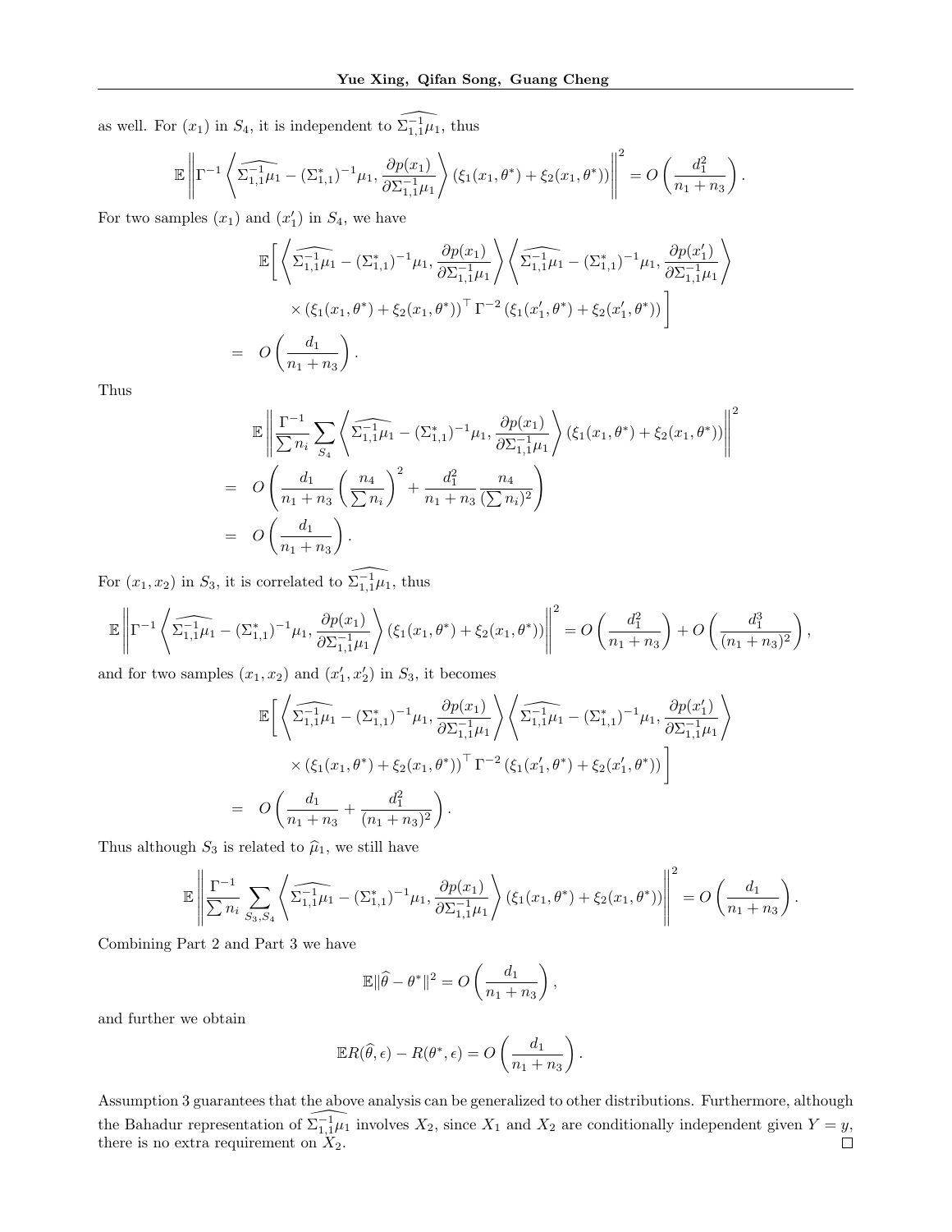as well. For $(x_1)$ in $S_4$, it is independent to $\widehat{\Sigma_{1,1}^{-1}\mu_1}$, thus

$$
\mathbb{E}\left\|\Gamma^{-1}\left\langle \widehat{\Sigma_{1,1}^{-1}\mu_1} - (\Sigma_{1,1}^*)^{-1}\mu_1, \frac{\partial p(x_1)}{\partial \Sigma_{1,1}^{-1}\mu_1}\right\rangle (\xi_1(x_1,\theta^*)+\xi_2(x_1,\theta^*))\right\|^2 = O\left(\frac{d_1^2}{n_1+n_3}\right).
$$

For two samples $(x_1)$ and $(x_1')$ in $S_4$, we have

$$
\begin{aligned}
&\mathbb{E}\Bigg[\left\langle \widehat{\Sigma_{1,1}^{-1}\mu_1} - (\Sigma_{1,1}^*)^{-1}\mu_1, \frac{\partial p(x_1)}{\partial \Sigma_{1,1}^{-1}\mu_1}\right\rangle \left\langle \widehat{\Sigma_{1,1}^{-1}\mu_1} - (\Sigma_{1,1}^*)^{-1}\mu_1, \frac{\partial p(x_1')}{\partial \Sigma_{1,1}^{-1}\mu_1}\right\rangle \\
&\qquad \times (\xi_1(x_1,\theta^*)+\xi_2(x_1,\theta^*))^\top \Gamma^{-2} (\xi_1(x_1',\theta^*)+\xi_2(x_1',\theta^*))\Bigg] \\
&= O\left(\frac{d_1}{n_1+n_3}\right).
\end{aligned}
$$

Thus

$$
\begin{aligned}
&\mathbb{E}\left\|\frac{\Gamma^{-1}}{\sum n_i}\sum_{S_4}\left\langle \widehat{\Sigma_{1,1}^{-1}\mu_1} - (\Sigma_{1,1}^*)^{-1}\mu_1, \frac{\partial p(x_1)}{\partial \Sigma_{1,1}^{-1}\mu_1}\right\rangle (\xi_1(x_1,\theta^*)+\xi_2(x_1,\theta^*))\right\|^2 \\
&= O\left(\frac{d_1}{n_1+n_3}\left(\frac{n_4}{\sum n_i}\right)^2 + \frac{d_1^2}{n_1+n_3}\frac{n_4}{(\sum n_i)^2}\right) \\
&= O\left(\frac{d_1}{n_1+n_3}\right).
\end{aligned}
$$

For $(x_1,x_2)$ in $S_3$, it is correlated to $\widehat{\Sigma_{1,1}^{-1}\mu_1}$, thus

$$
\mathbb{E}\left\|\Gamma^{-1}\left\langle \widehat{\Sigma_{1,1}^{-1}\mu_1} - (\Sigma_{1,1}^*)^{-1}\mu_1, \frac{\partial p(x_1)}{\partial \Sigma_{1,1}^{-1}\mu_1}\right\rangle (\xi_1(x_1,\theta^*)+\xi_2(x_1,\theta^*))\right\|^2 = O\left(\frac{d_1^2}{n_1+n_3}\right) + O\left(\frac{d_1^3}{(n_1+n_3)^2}\right),
$$

and for two samples $(x_1,x_2)$ and $(x_1',x_2')$ in $S_3$, it becomes

$$
\begin{aligned}
&\mathbb{E}\Bigg[\left\langle \widehat{\Sigma_{1,1}^{-1}\mu_1} - (\Sigma_{1,1}^*)^{-1}\mu_1, \frac{\partial p(x_1)}{\partial \Sigma_{1,1}^{-1}\mu_1}\right\rangle \left\langle \widehat{\Sigma_{1,1}^{-1}\mu_1} - (\Sigma_{1,1}^*)^{-1}\mu_1, \frac{\partial p(x_1')}{\partial \Sigma_{1,1}^{-1}\mu_1}\right\rangle \\
&\qquad \times (\xi_1(x_1,\theta^*)+\xi_2(x_1,\theta^*))^\top \Gamma^{-2} (\xi_1(x_1',\theta^*)+\xi_2(x_1',\theta^*))\Bigg] \\
&= O\left(\frac{d_1}{n_1+n_3} + \frac{d_1^2}{(n_1+n_3)^2}\right).
\end{aligned}
$$

Thus although $S_3$ is related to $\widehat{\mu}_1$, we still have

$$
\mathbb{E}\left\|\frac{\Gamma^{-1}}{\sum n_i}\sum_{S_3,S_4}\left\langle \widehat{\Sigma_{1,1}^{-1}\mu_1} - (\Sigma_{1,1}^*)^{-1}\mu_1, \frac{\partial p(x_1)}{\partial \Sigma_{1,1}^{-1}\mu_1}\right\rangle (\xi_1(x_1,\theta^*)+\xi_2(x_1,\theta^*))\right\|^2 = O\left(\frac{d_1}{n_1+n_3}\right).
$$

Combining Part 2 and Part 3 we have

$$
\mathbb{E}\|\widehat{\theta}-\theta^*\|^2 = O\left(\frac{d_1}{n_1+n_3}\right),
$$

and further we obtain

$$
\mathbb{E}R(\widehat{\theta},\epsilon) - R(\theta^*,\epsilon) = O\left(\frac{d_1}{n_1+n_3}\right).
$$

Assumption 3 guarantees that the above analysis can be generalized to other distributions. Furthermore, although the Bahadur representation of $\widehat{\Sigma_{1,1}^{-1}\mu_1}$ involves $X_2$, since $X_1$ and $X_2$ are conditionally independent given $Y=y$, there is no extra requirement on $X_2$. □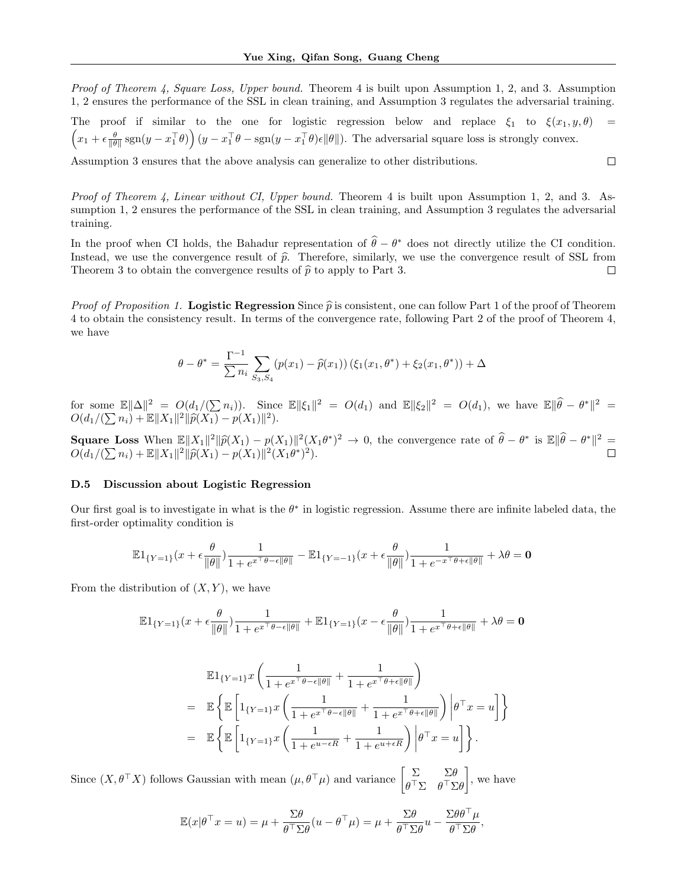*Proof of Theorem 4, Square Loss, Upper bound.* Theorem 4 is built upon Assumption 1, 2, and 3. Assumption 1, 2 ensures the performance of the SSL in clean training, and Assumption 3 regulates the adversarial training.

The proof if similar to the one for logistic regression below and replace $\xi_1$ to $\xi(x_1, y, \theta) = \left(x_1 + \epsilon \frac{\theta}{\|\theta\|}\text{sgn}(y - x_1^\top\theta)\right)(y - x_1^\top\theta - \text{sgn}(y - x_1^\top\theta)\epsilon\|\theta\|)$. The adversarial square loss is strongly convex.

Assumption 3 ensures that the above analysis can generalize to other distributions. ☐

*Proof of Theorem 4, Linear without CI, Upper bound.* Theorem 4 is built upon Assumption 1, 2, and 3. Assumption 1, 2 ensures the performance of the SSL in clean training, and Assumption 3 regulates the adversarial training.

In the proof when CI holds, the Bahadur representation of $\widehat{\theta} - \theta^*$ does not directly utilize the CI condition. Instead, we use the convergence result of $\widehat{p}$. Therefore, similarly, we use the convergence result of SSL from Theorem 3 to obtain the convergence results of $\widehat{p}$ to apply to Part 3. ☐

*Proof of Proposition 1.* **Logistic Regression** Since $\widehat{p}$ is consistent, one can follow Part 1 of the proof of Theorem 4 to obtain the consistency result. In terms of the convergence rate, following Part 2 of the proof of Theorem 4, we have

$$\theta - \theta^* = \frac{\Gamma^{-1}}{\sum n_i}\sum_{S_3,S_4}(p(x_1) - \widehat{p}(x_1))\left(\xi_1(x_1,\theta^*) + \xi_2(x_1,\theta^*)\right) + \Delta$$

for some $\mathbb{E}\|\Delta\|^2 = O(d_1/(\sum n_i))$. Since $\mathbb{E}\|\xi_1\|^2 = O(d_1)$ and $\mathbb{E}\|\xi_2\|^2 = O(d_1)$, we have $\mathbb{E}\|\widehat{\theta} - \theta^*\|^2 = O(d_1/(\sum n_i) + \mathbb{E}\|X_1\|^2\|\widehat{p}(X_1) - p(X_1)\|^2)$.

**Square Loss** When $\mathbb{E}\|X_1\|^2\|\widehat{p}(X_1) - p(X_1)\|^2(X_1\theta^*)^2 \to 0$, the convergence rate of $\widehat{\theta} - \theta^*$ is $\mathbb{E}\|\widehat{\theta} - \theta^*\|^2 = O(d_1/(\sum n_i) + \mathbb{E}\|X_1\|^2\|\widehat{p}(X_1) - p(X_1)\|^2(X_1\theta^*)^2)$. ☐

### D.5 Discussion about Logistic Regression

Our first goal is to investigate in what is the $\theta^*$ in logistic regression. Assume there are infinite labeled data, the first-order optimality condition is

$$\mathbb{E}1_{\{Y=1\}}(x + \epsilon\frac{\theta}{\|\theta\|})\frac{1}{1+e^{x^\top\theta - \epsilon\|\theta\|}} - \mathbb{E}1_{\{Y=-1\}}(x + \epsilon\frac{\theta}{\|\theta\|})\frac{1}{1+e^{-x^\top\theta + \epsilon\|\theta\|}} + \lambda\theta = \mathbf{0}$$

From the distribution of $(X, Y)$, we have

$$\mathbb{E}1_{\{Y=1\}}(x + \epsilon\frac{\theta}{\|\theta\|})\frac{1}{1+e^{x^\top\theta - \epsilon\|\theta\|}} + \mathbb{E}1_{\{Y=1\}}(x - \epsilon\frac{\theta}{\|\theta\|})\frac{1}{1+e^{x^\top\theta + \epsilon\|\theta\|}} + \lambda\theta = \mathbf{0}$$

$$\begin{aligned}
& \mathbb{E}1_{\{Y=1\}}x\left(\frac{1}{1+e^{x^\top\theta - \epsilon\|\theta\|}} + \frac{1}{1+e^{x^\top\theta + \epsilon\|\theta\|}}\right) \\
= \ & \mathbb{E}\left\{\mathbb{E}\left[1_{\{Y=1\}}x\left(\frac{1}{1+e^{x^\top\theta - \epsilon\|\theta\|}} + \frac{1}{1+e^{x^\top\theta + \epsilon\|\theta\|}}\right)\middle|\theta^\top x = u\right]\right\} \\
= \ & \mathbb{E}\left\{\mathbb{E}\left[1_{\{Y=1\}}x\left(\frac{1}{1+e^{u - \epsilon R}} + \frac{1}{1+e^{u + \epsilon R}}\right)\middle|\theta^\top x = u\right]\right\}.
\end{aligned}$$

Since $(X, \theta^\top X)$ follows Gaussian with mean $(\mu, \theta^\top\mu)$ and variance $\begin{bmatrix}\Sigma & \Sigma\theta \\ \theta^\top\Sigma & \theta^\top\Sigma\theta\end{bmatrix}$, we have

$$\mathbb{E}(x|\theta^\top x = u) = \mu + \frac{\Sigma\theta}{\theta^\top\Sigma\theta}(u - \theta^\top\mu) = \mu + \frac{\Sigma\theta}{\theta^\top\Sigma\theta}u - \frac{\Sigma\theta\theta^\top\mu}{\theta^\top\Sigma\theta},$$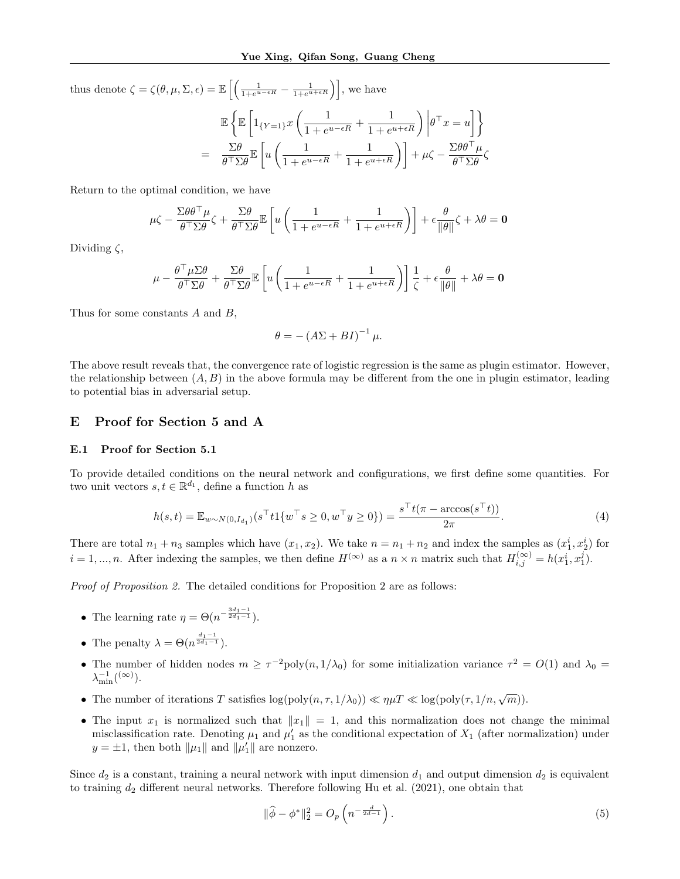thus denote $\zeta = \zeta(\theta, \mu, \Sigma, \epsilon) = \mathbb{E}\left[\left(\frac{1}{1+e^{u-\epsilon R}} - \frac{1}{1+e^{u+\epsilon R}}\right)\right]$, we have

$$
\begin{aligned}
&\mathbb{E}\left\{\mathbb{E}\left[1_{\{Y=1\}} x\left(\frac{1}{1+e^{u-\epsilon R}} + \frac{1}{1+e^{u+\epsilon R}}\right)\middle|\theta^\top x = u\right]\right\} \\
=\;& \frac{\Sigma\theta}{\theta^\top\Sigma\theta}\mathbb{E}\left[u\left(\frac{1}{1+e^{u-\epsilon R}} + \frac{1}{1+e^{u+\epsilon R}}\right)\right] + \mu\zeta - \frac{\Sigma\theta\theta^\top\mu}{\theta^\top\Sigma\theta}\zeta
\end{aligned}
$$

Return to the optimal condition, we have

$$
\mu\zeta - \frac{\Sigma\theta\theta^\top\mu}{\theta^\top\Sigma\theta}\zeta + \frac{\Sigma\theta}{\theta^\top\Sigma\theta}\mathbb{E}\left[u\left(\frac{1}{1+e^{u-\epsilon R}} + \frac{1}{1+e^{u+\epsilon R}}\right)\right] + \epsilon\frac{\theta}{\|\theta\|}\zeta + \lambda\theta = \mathbf{0}
$$

Dividing $\zeta$,

$$
\mu - \frac{\theta^\top\mu\Sigma\theta}{\theta^\top\Sigma\theta} + \frac{\Sigma\theta}{\theta^\top\Sigma\theta}\mathbb{E}\left[u\left(\frac{1}{1+e^{u-\epsilon R}} + \frac{1}{1+e^{u+\epsilon R}}\right)\right]\frac{1}{\zeta} + \epsilon\frac{\theta}{\|\theta\|} + \lambda\theta = \mathbf{0}
$$

Thus for some constants $A$ and $B$,

$$
\theta = -\left(A\Sigma + BI\right)^{-1}\mu.
$$

The above result reveals that, the convergence rate of logistic regression is the same as plugin estimator. However, the relationship between $(A, B)$ in the above formula may be different from the one in plugin estimator, leading to potential bias in adversarial setup.

# E Proof for Section 5 and A

## E.1 Proof for Section 5.1

To provide detailed conditions on the neural network and configurations, we first define some quantities. For two unit vectors $s, t \in \mathbb{R}^{d_1}$, define a function $h$ as

$$
h(s,t) = \mathbb{E}_{w\sim N(0,I_{d_1})}(s^\top t 1\{w^\top s \geq 0, w^\top y \geq 0\}) = \frac{s^\top t(\pi - \arccos(s^\top t))}{2\pi}. \tag{4}
$$

There are total $n_1 + n_3$ samples which have $(x_1, x_2)$. We take $n = n_1 + n_2$ and index the samples as $(x_1^i, x_2^i)$ for $i = 1, ..., n$. After indexing the samples, we then define $H^{(\infty)}$ as a $n \times n$ matrix such that $H_{i,j}^{(\infty)} = h(x_1^i, x_1^j)$.

*Proof of Proposition 2.* The detailed conditions for Proposition 2 are as follows:

- The learning rate $\eta = \Theta(n^{-\frac{3d_1-1}{2d_1-1}})$.
- The penalty $\lambda = \Theta(n^{\frac{d_1-1}{2d_1-1}})$.
- The number of hidden nodes $m \geq \tau^{-2}\text{poly}(n, 1/\lambda_0)$ for some initialization variance $\tau^2 = O(1)$ and $\lambda_0 = \lambda_{\min}^{-1}(^{(\infty)})$.
- The number of iterations $T$ satisfies $\log(\text{poly}(n, \tau, 1/\lambda_0)) \ll \eta\mu T \ll \log(\text{poly}(\tau, 1/n, \sqrt{m}))$.
- The input $x_1$ is normalized such that $\|x_1\| = 1$, and this normalization does not change the minimal misclassification rate. Denoting $\mu_1$ and $\mu_1'$ as the conditional expectation of $X_1$ (after normalization) under $y = \pm 1$, then both $\|\mu_1\|$ and $\|\mu_1'\|$ are nonzero.

Since $d_2$ is a constant, training a neural network with input dimension $d_1$ and output dimension $d_2$ is equivalent to training $d_2$ different neural networks. Therefore following Hu et al. (2021), one obtain that

$$
\|\widehat{\phi} - \phi^*\|_2^2 = O_p\left(n^{-\frac{d}{2d-1}}\right). \tag{5}
$$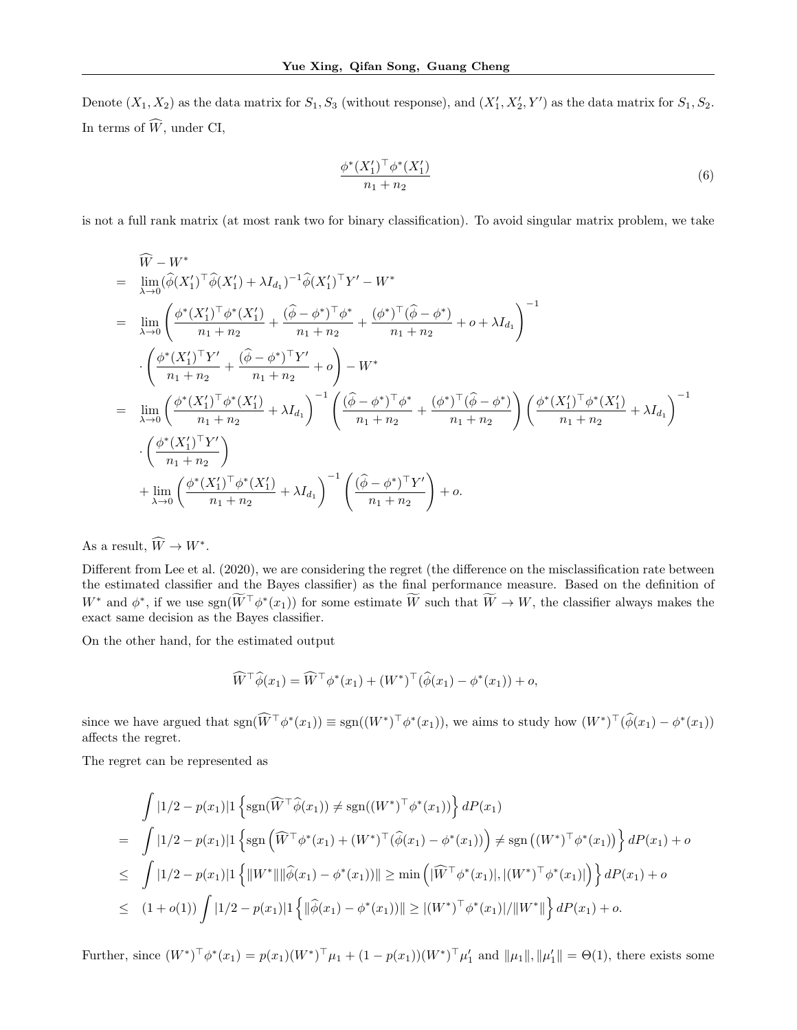Denote $(X_1, X_2)$ as the data matrix for $S_1, S_3$ (without response), and $(X_1', X_2', Y')$ as the data matrix for $S_1, S_2$. In terms of $\widehat{W}$, under CI,

$$
\frac{\phi^*(X_1')^\top \phi^*(X_1')}{n_1+n_2} \tag{6}
$$

is not a full rank matrix (at most rank two for binary classification). To avoid singular matrix problem, we take

$$
\begin{aligned}
& \widehat{W} - W^* \\
= & \lim_{\lambda\to 0} (\widehat{\phi}(X_1')^\top \widehat{\phi}(X_1') + \lambda I_{d_1})^{-1} \widehat{\phi}(X_1')^\top Y' - W^* \\
= & \lim_{\lambda\to 0} \left( \frac{\phi^*(X_1')^\top \phi^*(X_1')}{n_1+n_2} + \frac{(\widehat{\phi}-\phi^*)^\top \phi^*}{n_1+n_2} + \frac{(\phi^*)^\top (\widehat{\phi}-\phi^*)}{n_1+n_2} + o + \lambda I_{d_1} \right)^{-1} \\
& \cdot \left( \frac{\phi^*(X_1')^\top Y'}{n_1+n_2} + \frac{(\widehat{\phi}-\phi^*)^\top Y'}{n_1+n_2} + o \right) - W^* \\
= & \lim_{\lambda\to 0} \left( \frac{\phi^*(X_1')^\top \phi^*(X_1')}{n_1+n_2} + \lambda I_{d_1} \right)^{-1} \left( \frac{(\widehat{\phi}-\phi^*)^\top \phi^*}{n_1+n_2} + \frac{(\phi^*)^\top (\widehat{\phi}-\phi^*)}{n_1+n_2} \right) \left( \frac{\phi^*(X_1')^\top \phi^*(X_1')}{n_1+n_2} + \lambda I_{d_1} \right)^{-1} \\
& \cdot \left( \frac{\phi^*(X_1')^\top Y'}{n_1+n_2} \right) \\
& + \lim_{\lambda\to 0} \left( \frac{\phi^*(X_1')^\top \phi^*(X_1')}{n_1+n_2} + \lambda I_{d_1} \right)^{-1} \left( \frac{(\widehat{\phi}-\phi^*)^\top Y'}{n_1+n_2} \right) + o.
\end{aligned}
$$

As a result, $\widehat{W} \to W^*$.

Different from Lee et al. (2020), we are considering the regret (the difference on the misclassification rate between the estimated classifier and the Bayes classifier) as the final performance measure. Based on the definition of $W^*$ and $\phi^*$, if we use $\text{sgn}(\widetilde{W}^\top \phi^*(x_1))$ for some estimate $\widetilde{W}$ such that $\widetilde{W} \to W$, the classifier always makes the exact same decision as the Bayes classifier.

On the other hand, for the estimated output

$$
\widehat{W}^\top \widehat{\phi}(x_1) = \widehat{W}^\top \phi^*(x_1) + (W^*)^\top (\widehat{\phi}(x_1) - \phi^*(x_1)) + o,
$$

since we have argued that $\text{sgn}(\widehat{W}^\top \phi^*(x_1)) \equiv \text{sgn}((W^*)^\top \phi^*(x_1))$, we aims to study how $(W^*)^\top (\widehat{\phi}(x_1) - \phi^*(x_1))$ affects the regret.

The regret can be represented as

$$
\begin{aligned}
& \int |1/2 - p(x_1)| 1\left\{ \text{sgn}(\widehat{W}^\top \widehat{\phi}(x_1)) \neq \text{sgn}((W^*)^\top \phi^*(x_1)) \right\} dP(x_1) \\
= & \int |1/2 - p(x_1)| 1\left\{ \text{sgn}\left( \widehat{W}^\top \phi^*(x_1) + (W^*)^\top (\widehat{\phi}(x_1) - \phi^*(x_1)) \right) \neq \text{sgn}\left( (W^*)^\top \phi^*(x_1) \right) \right\} dP(x_1) + o \\
\leq & \int |1/2 - p(x_1)| 1\left\{ \|W^*\| \|\widehat{\phi}(x_1) - \phi^*(x_1))\| \geq \min\left( |\widehat{W}^\top \phi^*(x_1)|, |(W^*)^\top \phi^*(x_1)| \right) \right\} dP(x_1) + o \\
\leq & (1 + o(1)) \int |1/2 - p(x_1)| 1\left\{ \|\widehat{\phi}(x_1) - \phi^*(x_1))\| \geq |(W^*)^\top \phi^*(x_1)| / \|W^*\| \right\} dP(x_1) + o.
\end{aligned}
$$

Further, since $(W^*)^\top \phi^*(x_1) = p(x_1)(W^*)^\top \mu_1 + (1 - p(x_1))(W^*)^\top \mu_1'$ and $\|\mu_1\|, \|\mu_1'\| = \Theta(1)$, there exists some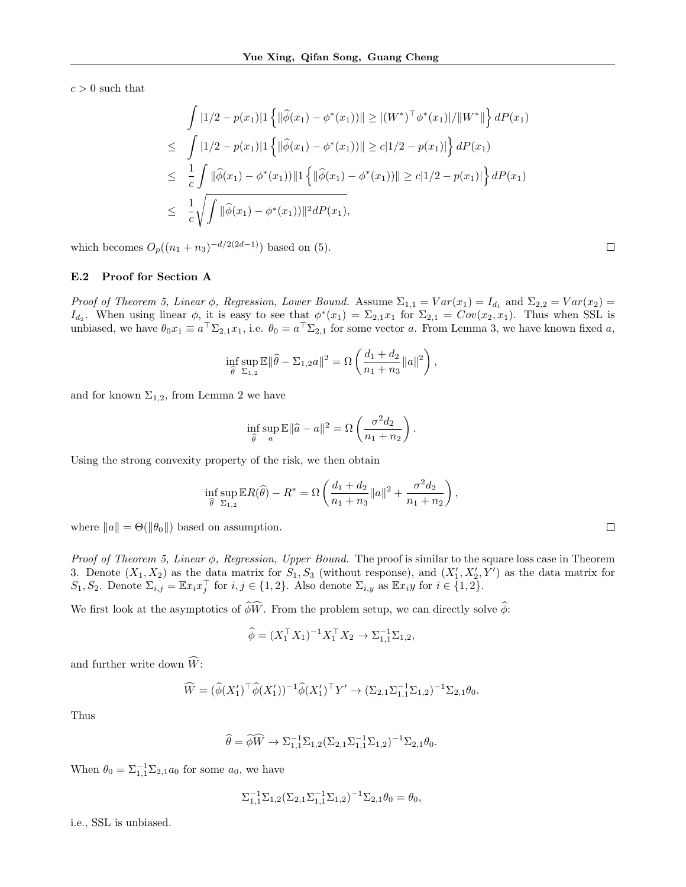$c > 0$ such that

$$
\begin{aligned}
& \int |1/2 - p(x_1)| 1\left\{ \|\widehat{\phi}(x_1) - \phi^*(x_1))\| \geq |(W^*)^\top \phi^*(x_1)|/\|W^*\| \right\} dP(x_1) \\
\leq \quad & \int |1/2 - p(x_1)| 1\left\{ \|\widehat{\phi}(x_1) - \phi^*(x_1))\| \geq c|1/2 - p(x_1)| \right\} dP(x_1) \\
\leq \quad & \frac{1}{c} \int \|\widehat{\phi}(x_1) - \phi^*(x_1))\| 1\left\{ \|\widehat{\phi}(x_1) - \phi^*(x_1))\| \geq c|1/2 - p(x_1)| \right\} dP(x_1) \\
\leq \quad & \frac{1}{c} \sqrt{\int \|\widehat{\phi}(x_1) - \phi^*(x_1))\|^2 dP(x_1)},
\end{aligned}
$$

which becomes $O_p((n_1+n_3)^{-d/2(2d-1)})$ based on (5). $\square$

### E.2 Proof for Section A

*Proof of Theorem 5, Linear $\phi$, Regression, Lower Bound.* Assume $\Sigma_{1,1} = Var(x_1) = I_{d_1}$ and $\Sigma_{2,2} = Var(x_2) = I_{d_2}$. When using linear $\phi$, it is easy to see that $\phi^*(x_1) = \Sigma_{2,1} x_1$ for $\Sigma_{2,1} = Cov(x_2, x_1)$. Thus when SSL is unbiased, we have $\theta_0 x_1 \equiv a^\top \Sigma_{2,1} x_1$, i.e. $\theta_0 = a^\top \Sigma_{2,1}$ for some vector $a$. From Lemma 3, we have known fixed $a$,

$$
\inf_{\widehat{\theta}} \sup_{\Sigma_{1,2}} \mathbb{E}\|\widehat{\theta} - \Sigma_{1,2} a\|^2 = \Omega\left( \frac{d_1 + d_2}{n_1 + n_3} \|a\|^2 \right),
$$

and for known $\Sigma_{1,2}$, from Lemma 2 we have

$$
\inf_{\widehat{\theta}} \sup_{a} \mathbb{E}\|\widehat{a} - a\|^2 = \Omega\left( \frac{\sigma^2 d_2}{n_1 + n_2} \right).
$$

Using the strong convexity property of the risk, we then obtain

$$
\inf_{\widehat{\theta}} \sup_{\Sigma_{1,2}} \mathbb{E}R(\widehat{\theta}) - R^* = \Omega\left( \frac{d_1 + d_2}{n_1 + n_3} \|a\|^2 + \frac{\sigma^2 d_2}{n_1 + n_2} \right),
$$

where $\|a\| = \Theta(\|\theta_0\|)$ based on assumption. $\square$

*Proof of Theorem 5, Linear $\phi$, Regression, Upper Bound.* The proof is similar to the square loss case in Theorem 3. Denote $(X_1, X_2)$ as the data matrix for $S_1, S_3$ (without response), and $(X_1', X_2', Y')$ as the data matrix for $S_1, S_2$. Denote $\Sigma_{i,j} = \mathbb{E} x_i x_j^\top$ for $i, j \in \{1, 2\}$. Also denote $\Sigma_{i,y}$ as $\mathbb{E} x_i y$ for $i \in \{1, 2\}$.

We first look at the asymptotics of $\widehat{\phi}\widehat{W}$. From the problem setup, we can directly solve $\widehat{\phi}$:

$$
\widehat{\phi} = (X_1^\top X_1)^{-1} X_1^\top X_2 \to \Sigma_{1,1}^{-1} \Sigma_{1,2},
$$

and further write down $\widehat{W}$:

$$
\widehat{W} = (\widehat{\phi}(X_1')^\top \widehat{\phi}(X_1'))^{-1} \widehat{\phi}(X_1')^\top Y' \to (\Sigma_{2,1} \Sigma_{1,1}^{-1} \Sigma_{1,2})^{-1} \Sigma_{2,1} \theta_0.
$$

Thus

$$
\widehat{\theta} = \widehat{\phi}\widehat{W} \to \Sigma_{1,1}^{-1} \Sigma_{1,2} (\Sigma_{2,1} \Sigma_{1,1}^{-1} \Sigma_{1,2})^{-1} \Sigma_{2,1} \theta_0.
$$

When $\theta_0 = \Sigma_{1,1}^{-1} \Sigma_{2,1} a_0$ for some $a_0$, we have

$$
\Sigma_{1,1}^{-1} \Sigma_{1,2} (\Sigma_{2,1} \Sigma_{1,1}^{-1} \Sigma_{1,2})^{-1} \Sigma_{2,1} \theta_0 = \theta_0,
$$

i.e., SSL is unbiased.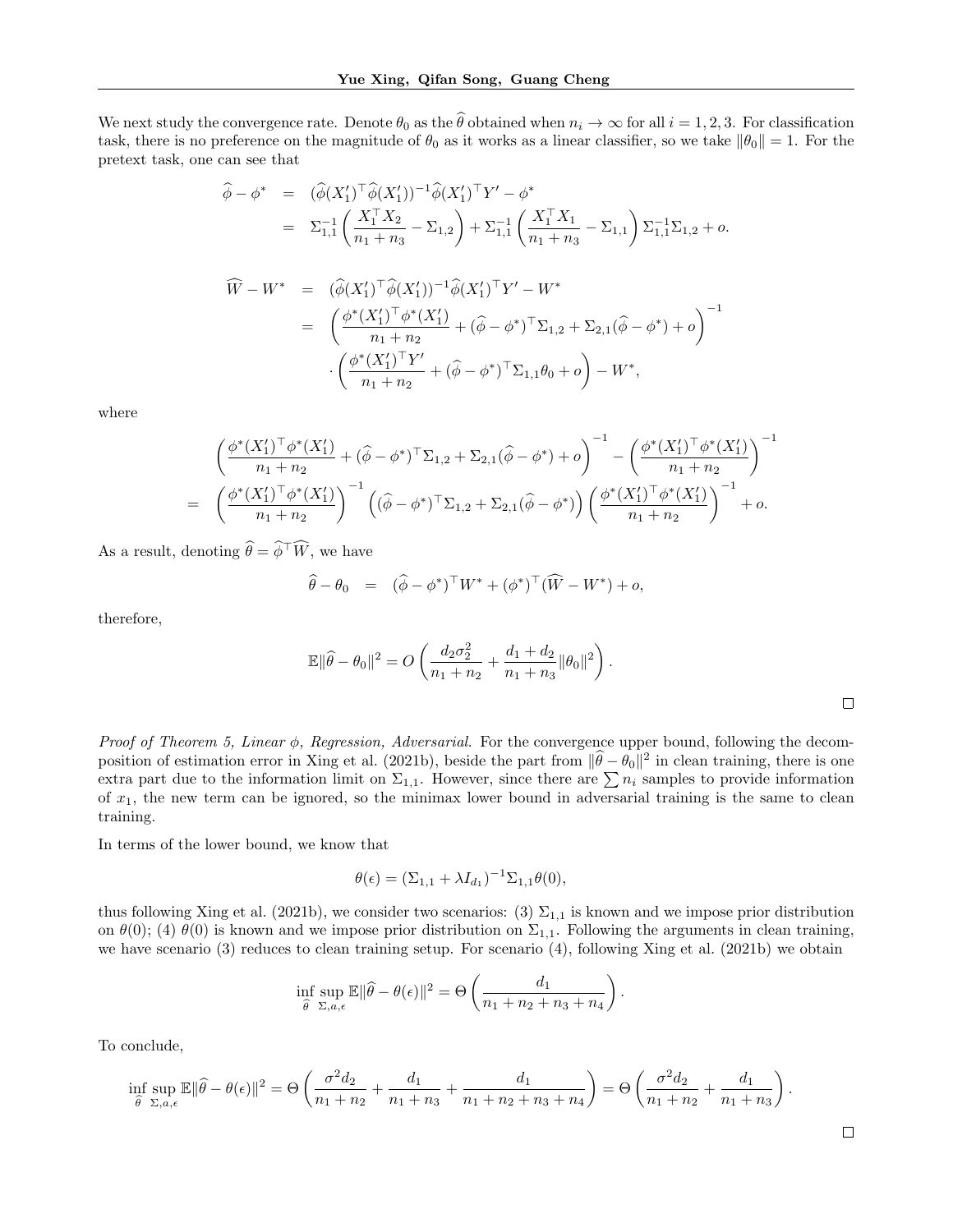We next study the convergence rate. Denote $\theta_0$ as the $\widehat{\theta}$ obtained when $n_i \to \infty$ for all $i = 1, 2, 3$. For classification task, there is no preference on the magnitude of $\theta_0$ as it works as a linear classifier, so we take $\|\theta_0\| = 1$. For the pretext task, one can see that

$$
\begin{aligned}
\widehat{\phi} - \phi^* &= (\widehat{\phi}(X_1')^\top \widehat{\phi}(X_1'))^{-1} \widehat{\phi}(X_1')^\top Y' - \phi^* \\
&= \Sigma_{1,1}^{-1} \left( \frac{X_1^\top X_2}{n_1 + n_3} - \Sigma_{1,2} \right) + \Sigma_{1,1}^{-1} \left( \frac{X_1^\top X_1}{n_1 + n_3} - \Sigma_{1,1} \right) \Sigma_{1,1}^{-1} \Sigma_{1,2} + o.
\end{aligned}
$$

$$
\begin{aligned}
\widehat{W} - W^* &= (\widehat{\phi}(X_1')^\top \widehat{\phi}(X_1'))^{-1} \widehat{\phi}(X_1')^\top Y' - W^* \\
&= \left( \frac{\phi^*(X_1')^\top \phi^*(X_1')}{n_1 + n_2} + (\widehat{\phi} - \phi^*)^\top \Sigma_{1,2} + \Sigma_{2,1} (\widehat{\phi} - \phi^*) + o \right)^{-1} \\
&\quad \cdot \left( \frac{\phi^*(X_1')^\top Y'}{n_1 + n_2} + (\widehat{\phi} - \phi^*)^\top \Sigma_{1,1} \theta_0 + o \right) - W^*,
\end{aligned}
$$

where

$$
\begin{aligned}
&\left( \frac{\phi^*(X_1')^\top \phi^*(X_1')}{n_1 + n_2} + (\widehat{\phi} - \phi^*)^\top \Sigma_{1,2} + \Sigma_{2,1} (\widehat{\phi} - \phi^*) + o \right)^{-1} - \left( \frac{\phi^*(X_1')^\top \phi^*(X_1')}{n_1 + n_2} \right)^{-1} \\
= &\left( \frac{\phi^*(X_1')^\top \phi^*(X_1')}{n_1 + n_2} \right)^{-1} \left( (\widehat{\phi} - \phi^*)^\top \Sigma_{1,2} + \Sigma_{2,1} (\widehat{\phi} - \phi^*) \right) \left( \frac{\phi^*(X_1')^\top \phi^*(X_1')}{n_1 + n_2} \right)^{-1} + o.
\end{aligned}
$$

As a result, denoting $\widehat{\theta} = \widehat{\phi}^\top \widehat{W}$, we have

$$
\widehat{\theta} - \theta_0 = (\widehat{\phi} - \phi^*)^\top W^* + (\phi^*)^\top (\widehat{W} - W^*) + o,
$$

therefore,

$$
\mathbb{E}\|\widehat{\theta} - \theta_0\|^2 = O\left( \frac{d_2 \sigma_2^2}{n_1 + n_2} + \frac{d_1 + d_2}{n_1 + n_3} \|\theta_0\|^2 \right).
$$

□

*Proof of Theorem 5, Linear $\phi$, Regression, Adversarial.* For the convergence upper bound, following the decomposition of estimation error in Xing et al. (2021b), beside the part from $\|\widehat{\theta} - \theta_0\|^2$ in clean training, there is one extra part due to the information limit on $\Sigma_{1,1}$. However, since there are $\sum n_i$ samples to provide information of $x_1$, the new term can be ignored, so the minimax lower bound in adversarial training is the same to clean training.

In terms of the lower bound, we know that

$$
\theta(\epsilon) = (\Sigma_{1,1} + \lambda I_{d_1})^{-1} \Sigma_{1,1} \theta(0),
$$

thus following Xing et al. (2021b), we consider two scenarios: (3) $\Sigma_{1,1}$ is known and we impose prior distribution on $\theta(0)$; (4) $\theta(0)$ is known and we impose prior distribution on $\Sigma_{1,1}$. Following the arguments in clean training, we have scenario (3) reduces to clean training setup. For scenario (4), following Xing et al. (2021b) we obtain

$$
\inf_{\widehat{\theta}} \sup_{\Sigma, a, \epsilon} \mathbb{E}\|\widehat{\theta} - \theta(\epsilon)\|^2 = \Theta\left( \frac{d_1}{n_1 + n_2 + n_3 + n_4} \right).
$$

To conclude,

$$
\inf_{\widehat{\theta}} \sup_{\Sigma, a, \epsilon} \mathbb{E}\|\widehat{\theta} - \theta(\epsilon)\|^2 = \Theta\left( \frac{\sigma^2 d_2}{n_1 + n_2} + \frac{d_1}{n_1 + n_3} + \frac{d_1}{n_1 + n_2 + n_3 + n_4} \right) = \Theta\left( \frac{\sigma^2 d_2}{n_1 + n_2} + \frac{d_1}{n_1 + n_3} \right).
$$

□